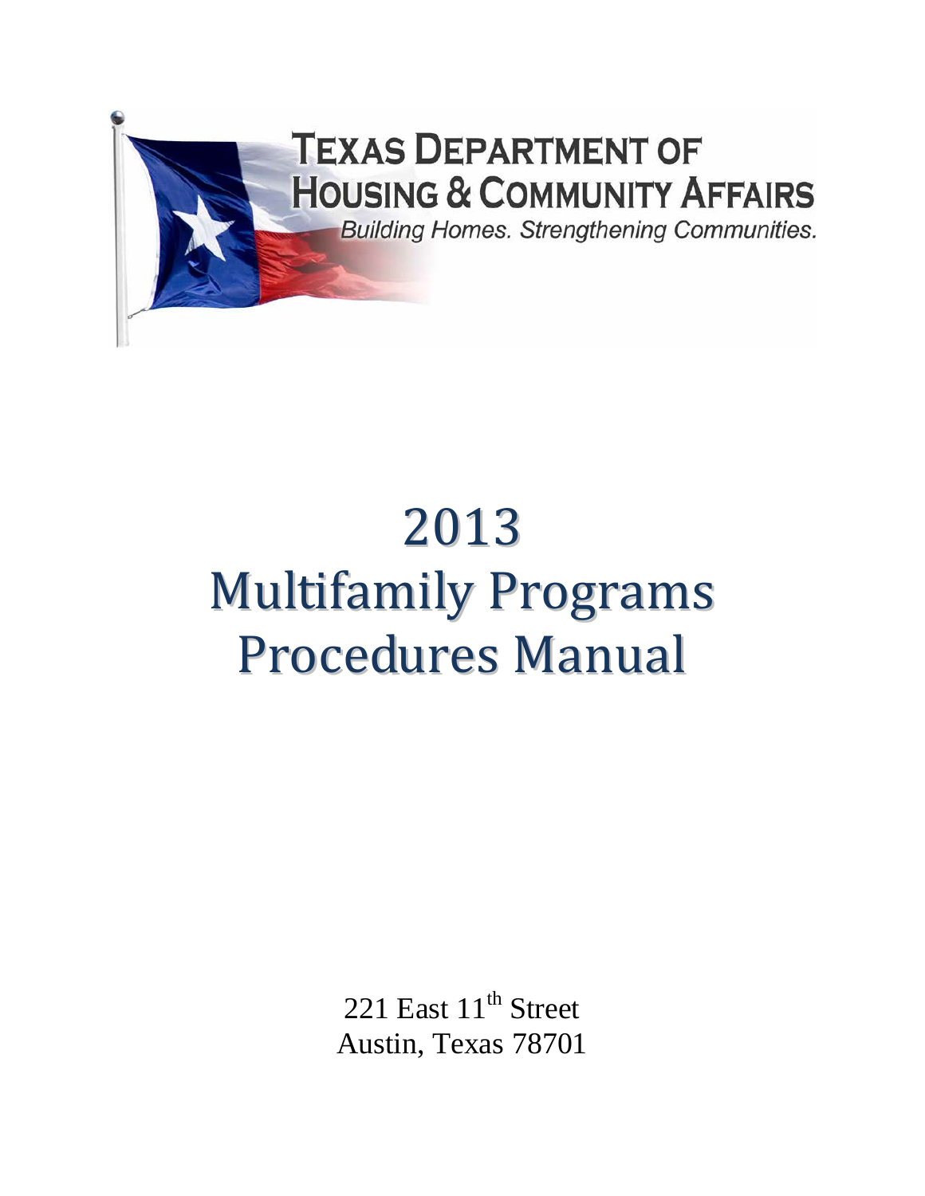TEXAS DEPARTMENT OF HOUSING & COMMUNITY AFFAIRS

*Building Homes. Strengthening Communities.*

# 2013 Multifamily Programs Procedures Manual

221 East 11th Street
Austin, Texas 78701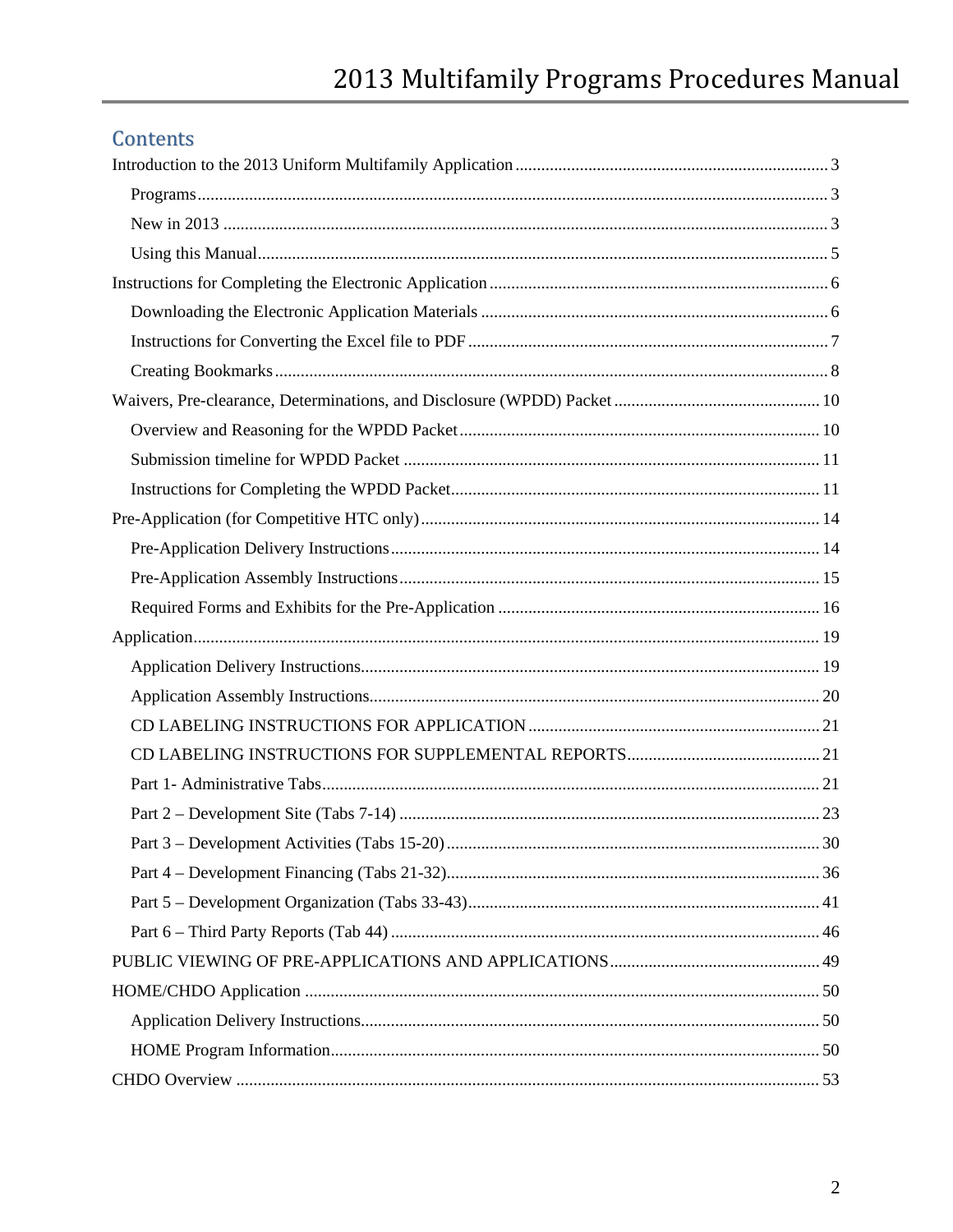## Contents

- Introduction to the 2013 Uniform Multifamily Application ........ 3
  - Programs ........ 3
  - New in 2013 ........ 3
  - Using this Manual ........ 5
- Instructions for Completing the Electronic Application ........ 6
  - Downloading the Electronic Application Materials ........ 6
  - Instructions for Converting the Excel file to PDF ........ 7
  - Creating Bookmarks ........ 8
- Waivers, Pre-clearance, Determinations, and Disclosure (WPDD) Packet ........ 10
  - Overview and Reasoning for the WPDD Packet ........ 10
  - Submission timeline for WPDD Packet ........ 11
  - Instructions for Completing the WPDD Packet ........ 11
- Pre-Application (for Competitive HTC only) ........ 14
  - Pre-Application Delivery Instructions ........ 14
  - Pre-Application Assembly Instructions ........ 15
  - Required Forms and Exhibits for the Pre-Application ........ 16
- Application ........ 19
  - Application Delivery Instructions ........ 19
  - Application Assembly Instructions ........ 20
  - CD LABELING INSTRUCTIONS FOR APPLICATION ........ 21
  - CD LABELING INSTRUCTIONS FOR SUPPLEMENTAL REPORTS ........ 21
  - Part 1- Administrative Tabs ........ 21
  - Part 2 – Development Site (Tabs 7-14) ........ 23
  - Part 3 – Development Activities (Tabs 15-20) ........ 30
  - Part 4 – Development Financing (Tabs 21-32) ........ 36
  - Part 5 – Development Organization (Tabs 33-43) ........ 41
  - Part 6 – Third Party Reports (Tab 44) ........ 46
- PUBLIC VIEWING OF PRE-APPLICATIONS AND APPLICATIONS ........ 49
- HOME/CHDO Application ........ 50
  - Application Delivery Instructions ........ 50
  - HOME Program Information ........ 50
- CHDO Overview ........ 53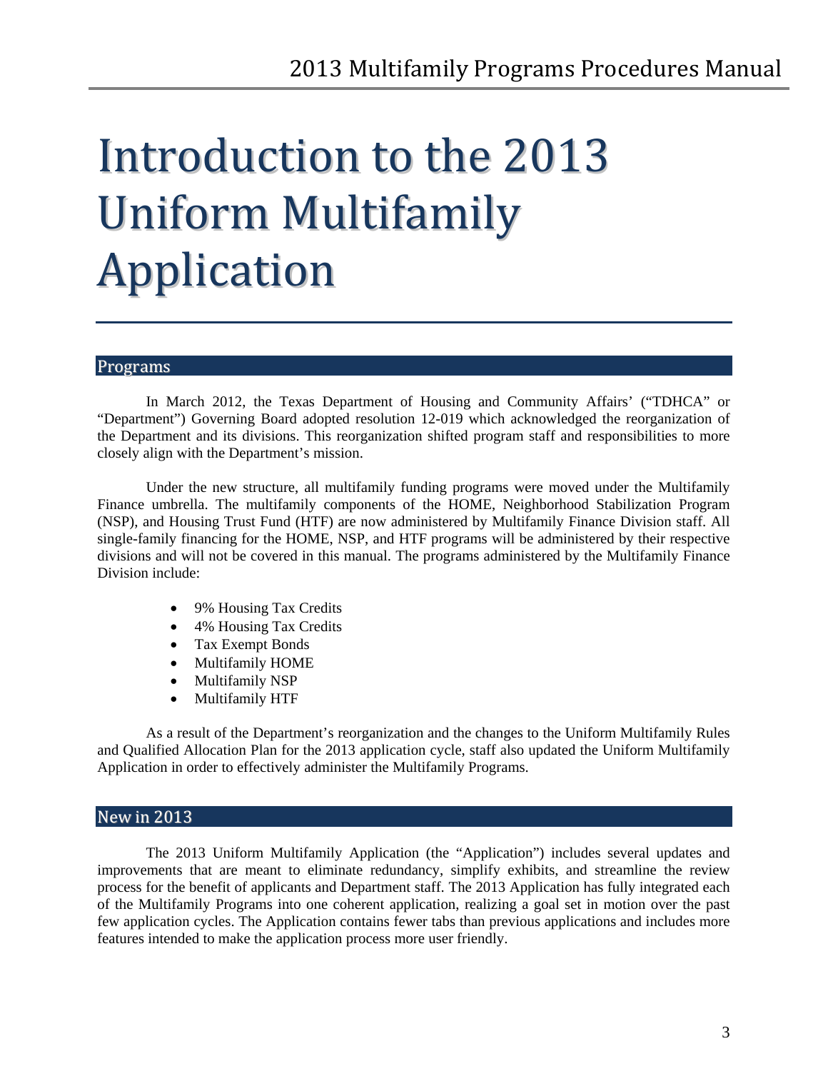# Introduction to the 2013 Uniform Multifamily Application

## Programs

In March 2012, the Texas Department of Housing and Community Affairs' ("TDHCA" or "Department") Governing Board adopted resolution 12-019 which acknowledged the reorganization of the Department and its divisions. This reorganization shifted program staff and responsibilities to more closely align with the Department's mission.

Under the new structure, all multifamily funding programs were moved under the Multifamily Finance umbrella. The multifamily components of the HOME, Neighborhood Stabilization Program (NSP), and Housing Trust Fund (HTF) are now administered by Multifamily Finance Division staff. All single-family financing for the HOME, NSP, and HTF programs will be administered by their respective divisions and will not be covered in this manual. The programs administered by the Multifamily Finance Division include:

- 9% Housing Tax Credits
- 4% Housing Tax Credits
- Tax Exempt Bonds
- Multifamily HOME
- Multifamily NSP
- Multifamily HTF

As a result of the Department's reorganization and the changes to the Uniform Multifamily Rules and Qualified Allocation Plan for the 2013 application cycle, staff also updated the Uniform Multifamily Application in order to effectively administer the Multifamily Programs.

## New in 2013

The 2013 Uniform Multifamily Application (the "Application") includes several updates and improvements that are meant to eliminate redundancy, simplify exhibits, and streamline the review process for the benefit of applicants and Department staff. The 2013 Application has fully integrated each of the Multifamily Programs into one coherent application, realizing a goal set in motion over the past few application cycles. The Application contains fewer tabs than previous applications and includes more features intended to make the application process more user friendly.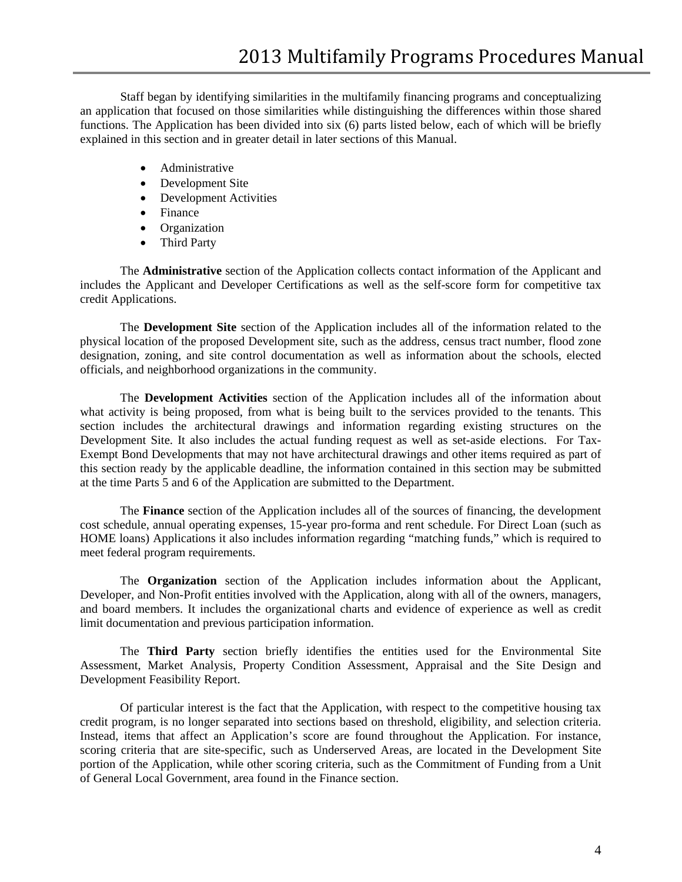Staff began by identifying similarities in the multifamily financing programs and conceptualizing an application that focused on those similarities while distinguishing the differences within those shared functions. The Application has been divided into six (6) parts listed below, each of which will be briefly explained in this section and in greater detail in later sections of this Manual.

- Administrative
- Development Site
- Development Activities
- Finance
- Organization
- Third Party

The **Administrative** section of the Application collects contact information of the Applicant and includes the Applicant and Developer Certifications as well as the self-score form for competitive tax credit Applications.

The **Development Site** section of the Application includes all of the information related to the physical location of the proposed Development site, such as the address, census tract number, flood zone designation, zoning, and site control documentation as well as information about the schools, elected officials, and neighborhood organizations in the community.

The **Development Activities** section of the Application includes all of the information about what activity is being proposed, from what is being built to the services provided to the tenants. This section includes the architectural drawings and information regarding existing structures on the Development Site. It also includes the actual funding request as well as set-aside elections. For Tax-Exempt Bond Developments that may not have architectural drawings and other items required as part of this section ready by the applicable deadline, the information contained in this section may be submitted at the time Parts 5 and 6 of the Application are submitted to the Department.

The **Finance** section of the Application includes all of the sources of financing, the development cost schedule, annual operating expenses, 15-year pro-forma and rent schedule. For Direct Loan (such as HOME loans) Applications it also includes information regarding "matching funds," which is required to meet federal program requirements.

The **Organization** section of the Application includes information about the Applicant, Developer, and Non-Profit entities involved with the Application, along with all of the owners, managers, and board members. It includes the organizational charts and evidence of experience as well as credit limit documentation and previous participation information.

The **Third Party** section briefly identifies the entities used for the Environmental Site Assessment, Market Analysis, Property Condition Assessment, Appraisal and the Site Design and Development Feasibility Report.

Of particular interest is the fact that the Application, with respect to the competitive housing tax credit program, is no longer separated into sections based on threshold, eligibility, and selection criteria. Instead, items that affect an Application's score are found throughout the Application. For instance, scoring criteria that are site-specific, such as Underserved Areas, are located in the Development Site portion of the Application, while other scoring criteria, such as the Commitment of Funding from a Unit of General Local Government, area found in the Finance section.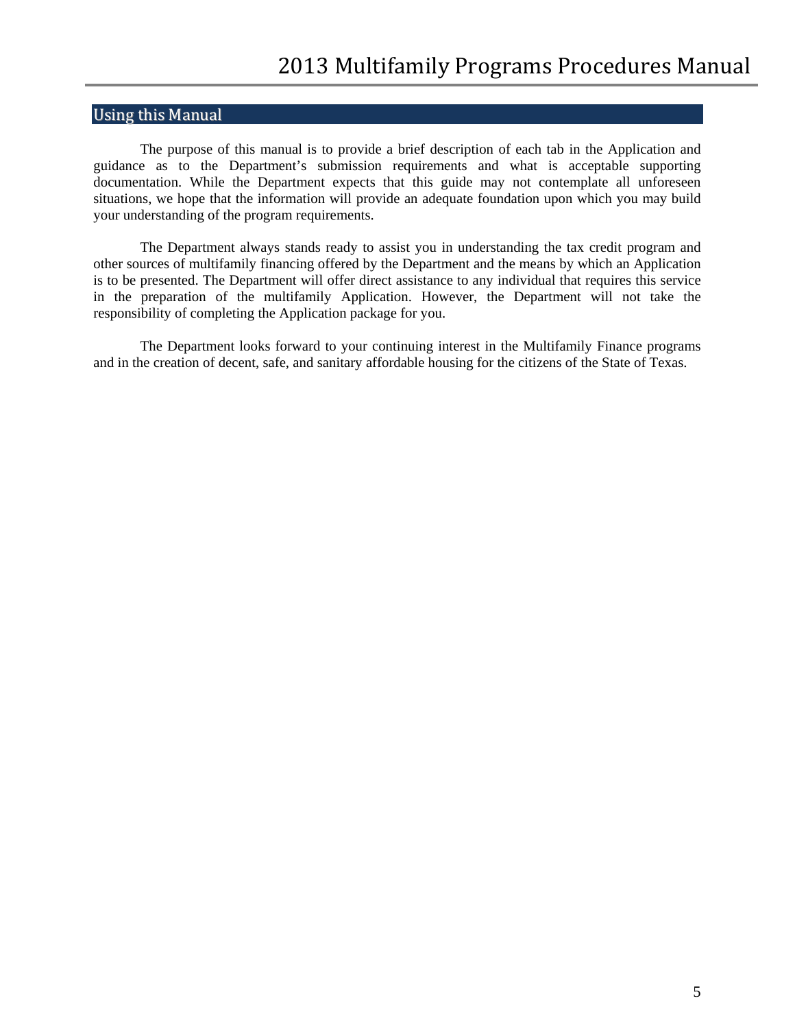## Using this Manual

The purpose of this manual is to provide a brief description of each tab in the Application and guidance as to the Department's submission requirements and what is acceptable supporting documentation. While the Department expects that this guide may not contemplate all unforeseen situations, we hope that the information will provide an adequate foundation upon which you may build your understanding of the program requirements.

The Department always stands ready to assist you in understanding the tax credit program and other sources of multifamily financing offered by the Department and the means by which an Application is to be presented. The Department will offer direct assistance to any individual that requires this service in the preparation of the multifamily Application. However, the Department will not take the responsibility of completing the Application package for you.

The Department looks forward to your continuing interest in the Multifamily Finance programs and in the creation of decent, safe, and sanitary affordable housing for the citizens of the State of Texas.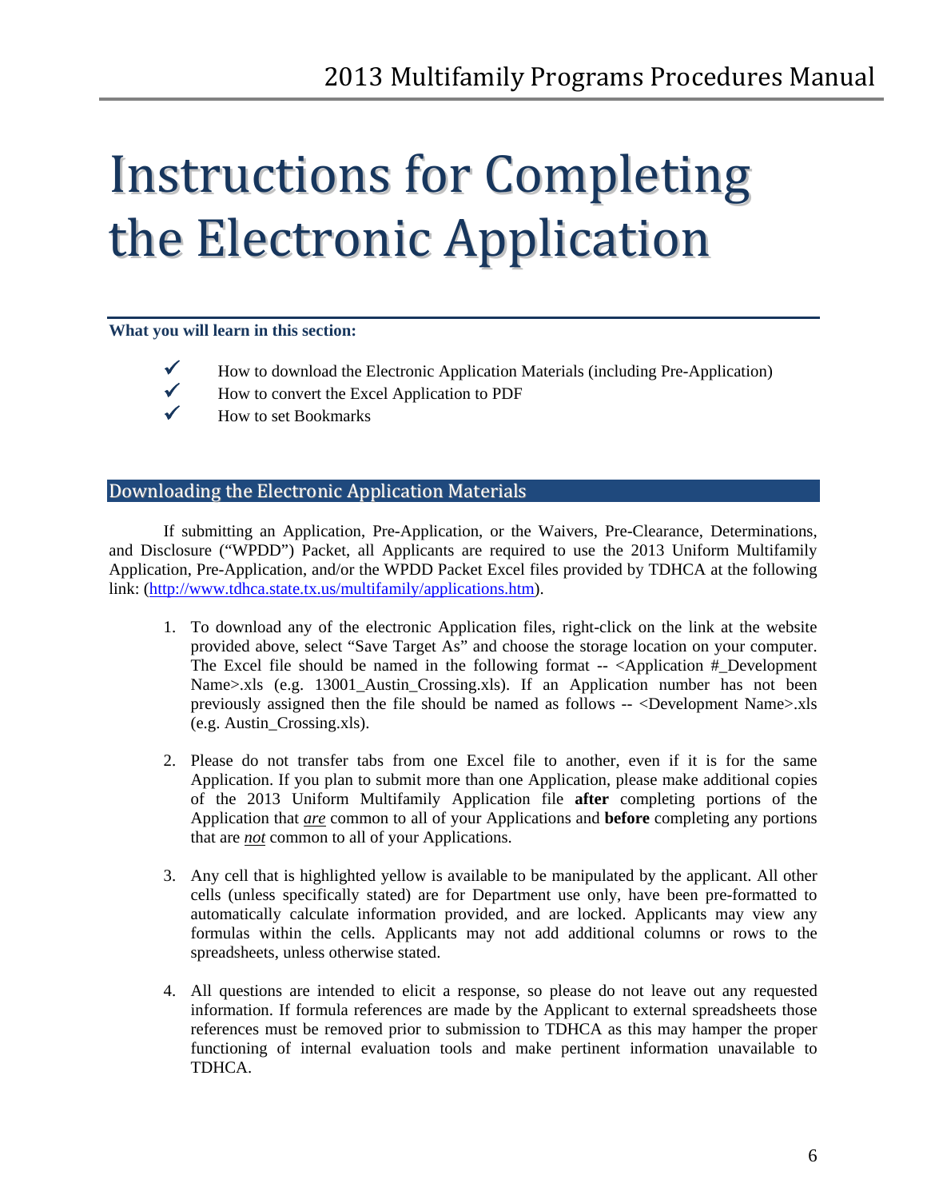# Instructions for Completing the Electronic Application

**What you will learn in this section:**

- ✓ How to download the Electronic Application Materials (including Pre-Application)
- ✓ How to convert the Excel Application to PDF
- ✓ How to set Bookmarks

## Downloading the Electronic Application Materials

If submitting an Application, Pre-Application, or the Waivers, Pre-Clearance, Determinations, and Disclosure ("WPDD") Packet, all Applicants are required to use the 2013 Uniform Multifamily Application, Pre-Application, and/or the WPDD Packet Excel files provided by TDHCA at the following link: (http://www.tdhca.state.tx.us/multifamily/applications.htm).

1. To download any of the electronic Application files, right-click on the link at the website provided above, select "Save Target As" and choose the storage location on your computer. The Excel file should be named in the following format -- <Application #_Development Name>.xls (e.g. 13001_Austin_Crossing.xls). If an Application number has not been previously assigned then the file should be named as follows -- <Development Name>.xls (e.g. Austin_Crossing.xls).

2. Please do not transfer tabs from one Excel file to another, even if it is for the same Application. If you plan to submit more than one Application, please make additional copies of the 2013 Uniform Multifamily Application file **after** completing portions of the Application that ***are*** common to all of your Applications and **before** completing any portions that are ***not*** common to all of your Applications.

3. Any cell that is highlighted yellow is available to be manipulated by the applicant. All other cells (unless specifically stated) are for Department use only, have been pre-formatted to automatically calculate information provided, and are locked. Applicants may view any formulas within the cells. Applicants may not add additional columns or rows to the spreadsheets, unless otherwise stated.

4. All questions are intended to elicit a response, so please do not leave out any requested information. If formula references are made by the Applicant to external spreadsheets those references must be removed prior to submission to TDHCA as this may hamper the proper functioning of internal evaluation tools and make pertinent information unavailable to TDHCA.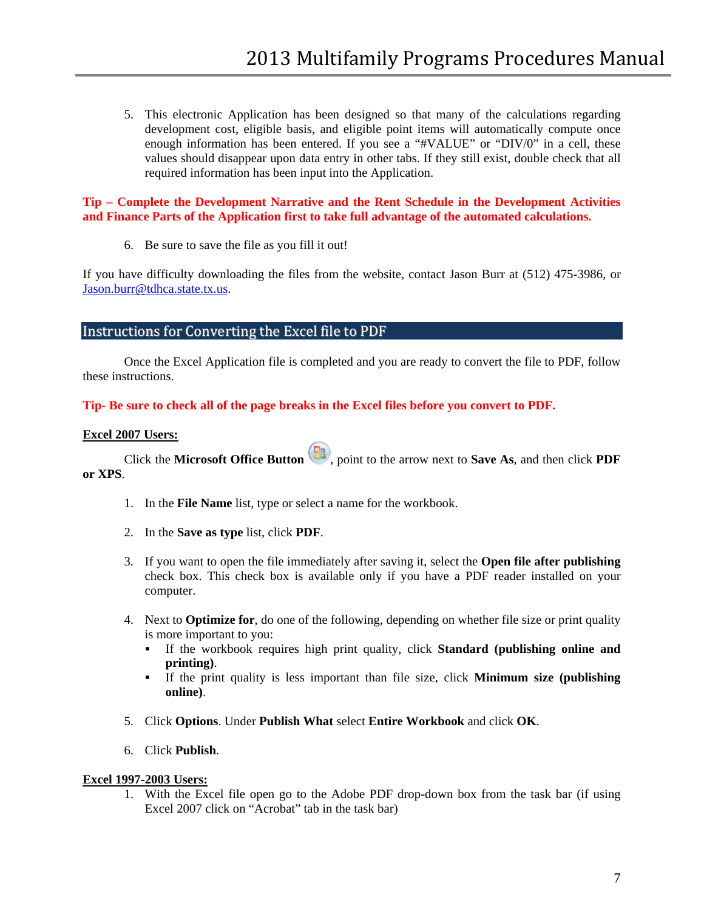5. This electronic Application has been designed so that many of the calculations regarding development cost, eligible basis, and eligible point items will automatically compute once enough information has been entered. If you see a "#VALUE" or "DIV/0" in a cell, these values should disappear upon data entry in other tabs. If they still exist, double check that all required information has been input into the Application.

**Tip – Complete the Development Narrative and the Rent Schedule in the Development Activities and Finance Parts of the Application first to take full advantage of the automated calculations.**

6. Be sure to save the file as you fill it out!

If you have difficulty downloading the files from the website, contact Jason Burr at (512) 475-3986, or [Jason.burr@tdhca.state.tx.us](mailto:Jason.burr@tdhca.state.tx.us).

## Instructions for Converting the Excel file to PDF

Once the Excel Application file is completed and you are ready to convert the file to PDF, follow these instructions.

**Tip- Be sure to check all of the page breaks in the Excel files before you convert to PDF.**

**Excel 2007 Users:**

Click the **Microsoft Office Button**, point to the arrow next to **Save As**, and then click **PDF or XPS**.

1. In the **File Name** list, type or select a name for the workbook.

2. In the **Save as type** list, click **PDF**.

3. If you want to open the file immediately after saving it, select the **Open file after publishing** check box. This check box is available only if you have a PDF reader installed on your computer.

4. Next to **Optimize for**, do one of the following, depending on whether file size or print quality is more important to you:
   - If the workbook requires high print quality, click **Standard (publishing online and printing)**.
   - If the print quality is less important than file size, click **Minimum size (publishing online)**.

5. Click **Options**. Under **Publish What** select **Entire Workbook** and click **OK**.

6. Click **Publish**.

**Excel 1997-2003 Users:**

1. With the Excel file open go to the Adobe PDF drop-down box from the task bar (if using Excel 2007 click on "Acrobat" tab in the task bar)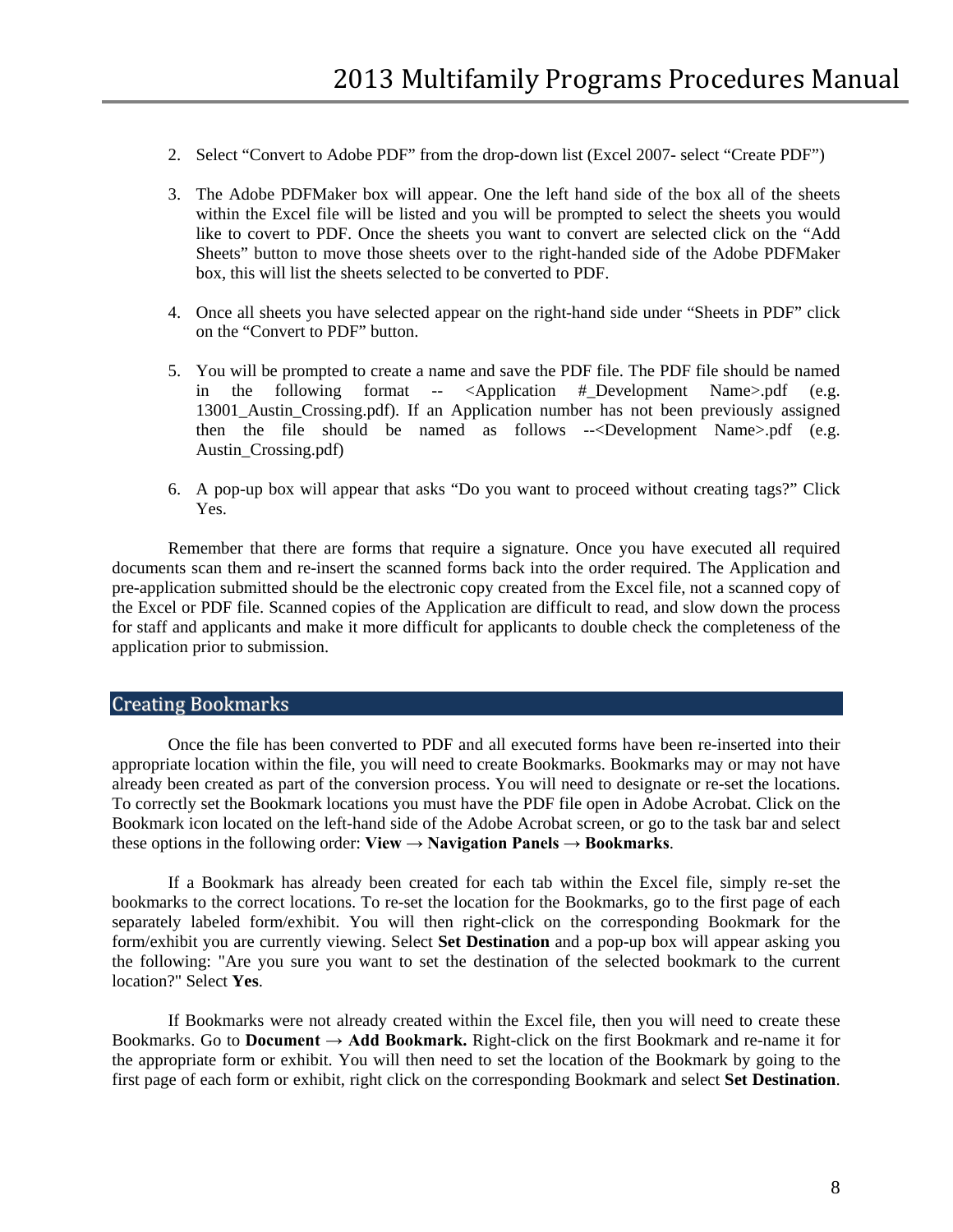2. Select "Convert to Adobe PDF" from the drop-down list (Excel 2007- select "Create PDF")

3. The Adobe PDFMaker box will appear. One the left hand side of the box all of the sheets within the Excel file will be listed and you will be prompted to select the sheets you would like to covert to PDF. Once the sheets you want to convert are selected click on the "Add Sheets" button to move those sheets over to the right-handed side of the Adobe PDFMaker box, this will list the sheets selected to be converted to PDF.

4. Once all sheets you have selected appear on the right-hand side under "Sheets in PDF" click on the "Convert to PDF" button.

5. You will be prompted to create a name and save the PDF file. The PDF file should be named in the following format -- <Application #_Development Name>.pdf (e.g. 13001_Austin_Crossing.pdf). If an Application number has not been previously assigned then the file should be named as follows --<Development Name>.pdf (e.g. Austin_Crossing.pdf)

6. A pop-up box will appear that asks "Do you want to proceed without creating tags?" Click Yes.

Remember that there are forms that require a signature. Once you have executed all required documents scan them and re-insert the scanned forms back into the order required. The Application and pre-application submitted should be the electronic copy created from the Excel file, not a scanned copy of the Excel or PDF file. Scanned copies of the Application are difficult to read, and slow down the process for staff and applicants and make it more difficult for applicants to double check the completeness of the application prior to submission.

## Creating Bookmarks

Once the file has been converted to PDF and all executed forms have been re-inserted into their appropriate location within the file, you will need to create Bookmarks. Bookmarks may or may not have already been created as part of the conversion process. You will need to designate or re-set the locations. To correctly set the Bookmark locations you must have the PDF file open in Adobe Acrobat. Click on the Bookmark icon located on the left-hand side of the Adobe Acrobat screen, or go to the task bar and select these options in the following order: **View → Navigation Panels → Bookmarks**.

If a Bookmark has already been created for each tab within the Excel file, simply re-set the bookmarks to the correct locations. To re-set the location for the Bookmarks, go to the first page of each separately labeled form/exhibit. You will then right-click on the corresponding Bookmark for the form/exhibit you are currently viewing. Select **Set Destination** and a pop-up box will appear asking you the following: "Are you sure you want to set the destination of the selected bookmark to the current location?" Select **Yes**.

If Bookmarks were not already created within the Excel file, then you will need to create these Bookmarks. Go to **Document → Add Bookmark.** Right-click on the first Bookmark and re-name it for the appropriate form or exhibit. You will then need to set the location of the Bookmark by going to the first page of each form or exhibit, right click on the corresponding Bookmark and select **Set Destination**.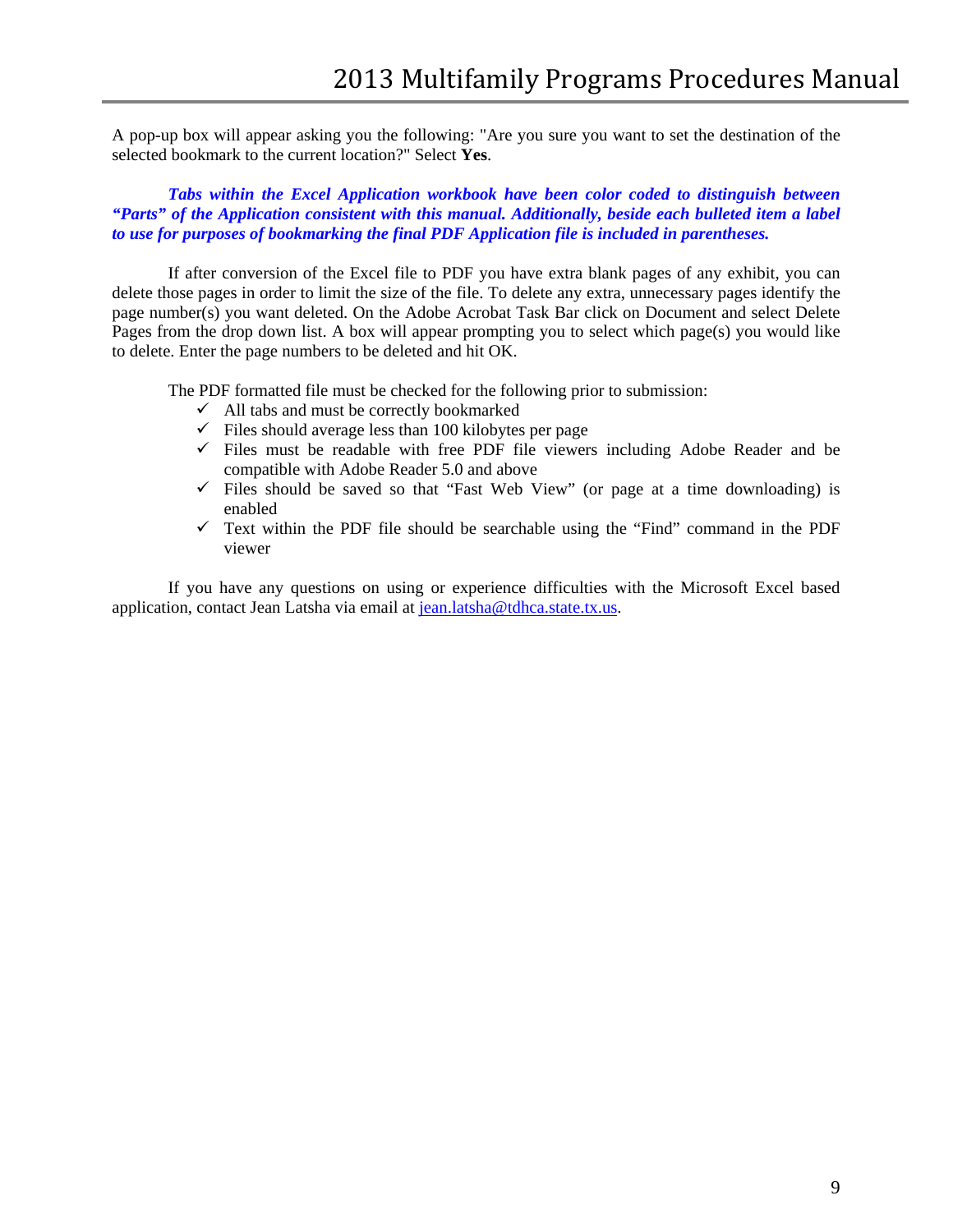A pop-up box will appear asking you the following: "Are you sure you want to set the destination of the selected bookmark to the current location?" Select **Yes**.

***Tabs within the Excel Application workbook have been color coded to distinguish between "Parts" of the Application consistent with this manual. Additionally, beside each bulleted item a label to use for purposes of bookmarking the final PDF Application file is included in parentheses.***

If after conversion of the Excel file to PDF you have extra blank pages of any exhibit, you can delete those pages in order to limit the size of the file. To delete any extra, unnecessary pages identify the page number(s) you want deleted. On the Adobe Acrobat Task Bar click on Document and select Delete Pages from the drop down list. A box will appear prompting you to select which page(s) you would like to delete. Enter the page numbers to be deleted and hit OK.

The PDF formatted file must be checked for the following prior to submission:

- ✓ All tabs and must be correctly bookmarked
- ✓ Files should average less than 100 kilobytes per page
- ✓ Files must be readable with free PDF file viewers including Adobe Reader and be compatible with Adobe Reader 5.0 and above
- ✓ Files should be saved so that "Fast Web View" (or page at a time downloading) is enabled
- ✓ Text within the PDF file should be searchable using the "Find" command in the PDF viewer

If you have any questions on using or experience difficulties with the Microsoft Excel based application, contact Jean Latsha via email at jean.latsha@tdhca.state.tx.us.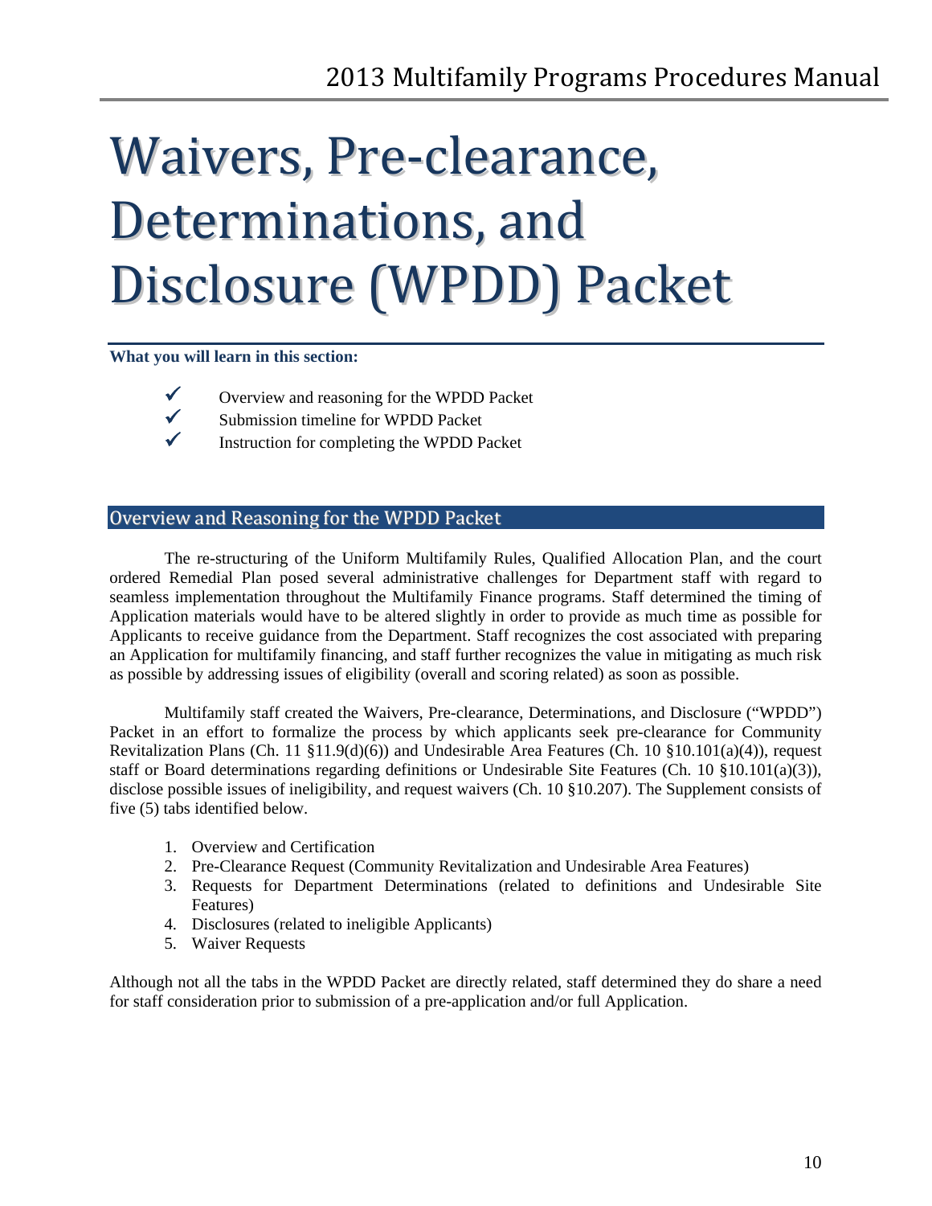# Waivers, Pre-clearance, Determinations, and Disclosure (WPDD) Packet

**What you will learn in this section:**

- ✓ Overview and reasoning for the WPDD Packet
- ✓ Submission timeline for WPDD Packet
- ✓ Instruction for completing the WPDD Packet

## Overview and Reasoning for the WPDD Packet

The re-structuring of the Uniform Multifamily Rules, Qualified Allocation Plan, and the court ordered Remedial Plan posed several administrative challenges for Department staff with regard to seamless implementation throughout the Multifamily Finance programs. Staff determined the timing of Application materials would have to be altered slightly in order to provide as much time as possible for Applicants to receive guidance from the Department. Staff recognizes the cost associated with preparing an Application for multifamily financing, and staff further recognizes the value in mitigating as much risk as possible by addressing issues of eligibility (overall and scoring related) as soon as possible.

Multifamily staff created the Waivers, Pre-clearance, Determinations, and Disclosure ("WPDD") Packet in an effort to formalize the process by which applicants seek pre-clearance for Community Revitalization Plans (Ch. 11 §11.9(d)(6)) and Undesirable Area Features (Ch. 10 §10.101(a)(4)), request staff or Board determinations regarding definitions or Undesirable Site Features (Ch. 10 §10.101(a)(3)), disclose possible issues of ineligibility, and request waivers (Ch. 10 §10.207). The Supplement consists of five (5) tabs identified below.

1. Overview and Certification
2. Pre-Clearance Request (Community Revitalization and Undesirable Area Features)
3. Requests for Department Determinations (related to definitions and Undesirable Site Features)
4. Disclosures (related to ineligible Applicants)
5. Waiver Requests

Although not all the tabs in the WPDD Packet are directly related, staff determined they do share a need for staff consideration prior to submission of a pre-application and/or full Application.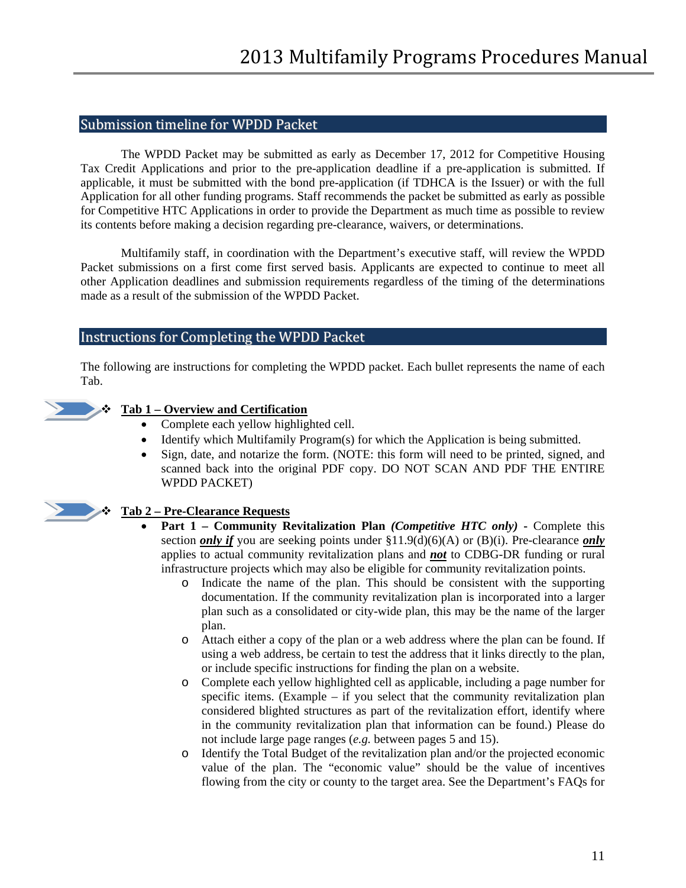## Submission timeline for WPDD Packet

The WPDD Packet may be submitted as early as December 17, 2012 for Competitive Housing Tax Credit Applications and prior to the pre-application deadline if a pre-application is submitted. If applicable, it must be submitted with the bond pre-application (if TDHCA is the Issuer) or with the full Application for all other funding programs. Staff recommends the packet be submitted as early as possible for Competitive HTC Applications in order to provide the Department as much time as possible to review its contents before making a decision regarding pre-clearance, waivers, or determinations.

Multifamily staff, in coordination with the Department's executive staff, will review the WPDD Packet submissions on a first come first served basis. Applicants are expected to continue to meet all other Application deadlines and submission requirements regardless of the timing of the determinations made as a result of the submission of the WPDD Packet.

## Instructions for Completing the WPDD Packet

The following are instructions for completing the WPDD packet. Each bullet represents the name of each Tab.

- **Tab 1 – Overview and Certification**
  - Complete each yellow highlighted cell.
  - Identify which Multifamily Program(s) for which the Application is being submitted.
  - Sign, date, and notarize the form. (NOTE: this form will need to be printed, signed, and scanned back into the original PDF copy. DO NOT SCAN AND PDF THE ENTIRE WPDD PACKET)

- **Tab 2 – Pre-Clearance Requests**
  - **Part 1 – Community Revitalization Plan *(Competitive HTC only)*** - Complete this section ***only if*** you are seeking points under §11.9(d)(6)(A) or (B)(i). Pre-clearance ***only*** applies to actual community revitalization plans and ***not*** to CDBG-DR funding or rural infrastructure projects which may also be eligible for community revitalization points.
    - Indicate the name of the plan. This should be consistent with the supporting documentation. If the community revitalization plan is incorporated into a larger plan such as a consolidated or city-wide plan, this may be the name of the larger plan.
    - Attach either a copy of the plan or a web address where the plan can be found. If using a web address, be certain to test the address that it links directly to the plan, or include specific instructions for finding the plan on a website.
    - Complete each yellow highlighted cell as applicable, including a page number for specific items. (Example – if you select that the community revitalization plan considered blighted structures as part of the revitalization effort, identify where in the community revitalization plan that information can be found.) Please do not include large page ranges (*e.g.* between pages 5 and 15).
    - Identify the Total Budget of the revitalization plan and/or the projected economic value of the plan. The "economic value" should be the value of incentives flowing from the city or county to the target area. See the Department's FAQs for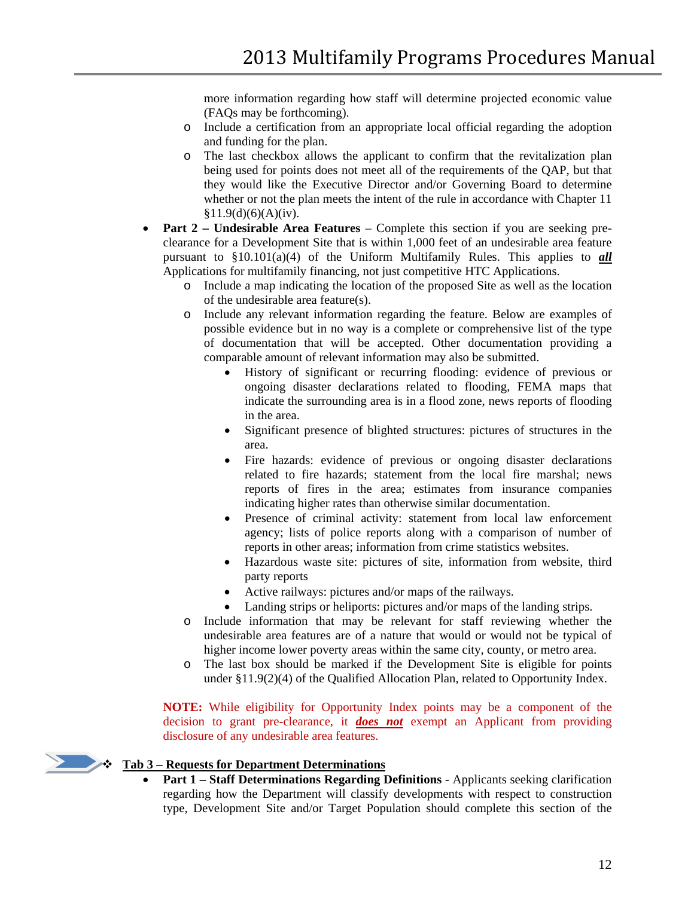more information regarding how staff will determine projected economic value (FAQs may be forthcoming).

  - Include a certification from an appropriate local official regarding the adoption and funding for the plan.
  - The last checkbox allows the applicant to confirm that the revitalization plan being used for points does not meet all of the requirements of the QAP, but that they would like the Executive Director and/or Governing Board to determine whether or not the plan meets the intent of the rule in accordance with Chapter 11 §11.9(d)(6)(A)(iv).

- **Part 2 – Undesirable Area Features** – Complete this section if you are seeking pre-clearance for a Development Site that is within 1,000 feet of an undesirable area feature pursuant to §10.101(a)(4) of the Uniform Multifamily Rules. This applies to ***all*** Applications for multifamily financing, not just competitive HTC Applications.
  - Include a map indicating the location of the proposed Site as well as the location of the undesirable area feature(s).
  - Include any relevant information regarding the feature. Below are examples of possible evidence but in no way is a complete or comprehensive list of the type of documentation that will be accepted. Other documentation providing a comparable amount of relevant information may also be submitted.
    - History of significant or recurring flooding: evidence of previous or ongoing disaster declarations related to flooding, FEMA maps that indicate the surrounding area is in a flood zone, news reports of flooding in the area.
    - Significant presence of blighted structures: pictures of structures in the area.
    - Fire hazards: evidence of previous or ongoing disaster declarations related to fire hazards; statement from the local fire marshal; news reports of fires in the area; estimates from insurance companies indicating higher rates than otherwise similar documentation.
    - Presence of criminal activity: statement from local law enforcement agency; lists of police reports along with a comparison of number of reports in other areas; information from crime statistics websites.
    - Hazardous waste site: pictures of site, information from website, third party reports
    - Active railways: pictures and/or maps of the railways.
    - Landing strips or heliports: pictures and/or maps of the landing strips.
  - Include information that may be relevant for staff reviewing whether the undesirable area features are of a nature that would or would not be typical of higher income lower poverty areas within the same city, county, or metro area.
  - The last box should be marked if the Development Site is eligible for points under §11.9(2)(4) of the Qualified Allocation Plan, related to Opportunity Index.

**NOTE:** While eligibility for Opportunity Index points may be a component of the decision to grant pre-clearance, it ***does not*** exempt an Applicant from providing disclosure of any undesirable area features.

## Tab 3 – Requests for Department Determinations

- **Part 1 – Staff Determinations Regarding Definitions** - Applicants seeking clarification regarding how the Department will classify developments with respect to construction type, Development Site and/or Target Population should complete this section of the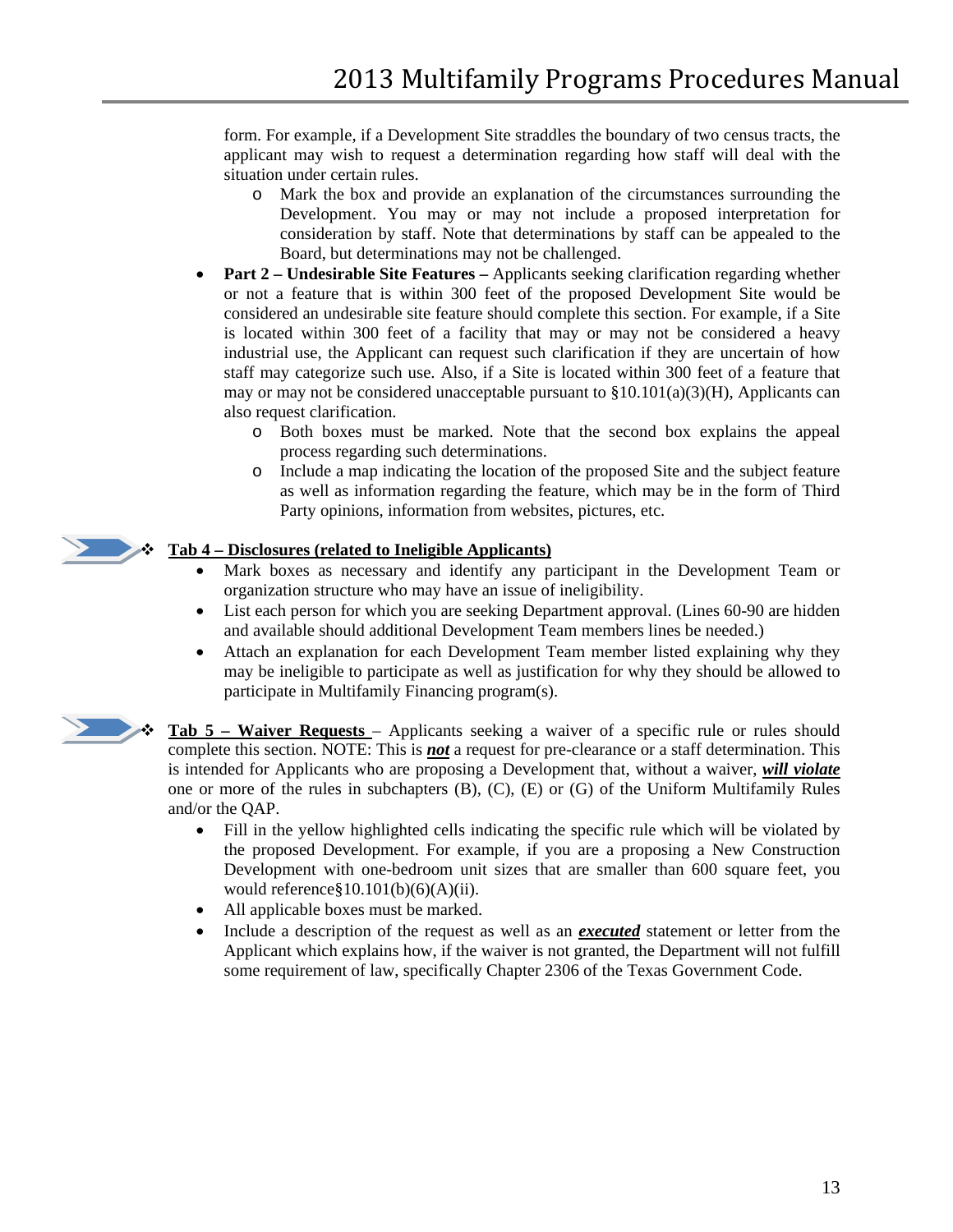form. For example, if a Development Site straddles the boundary of two census tracts, the applicant may wish to request a determination regarding how staff will deal with the situation under certain rules.

   - Mark the box and provide an explanation of the circumstances surrounding the Development. You may or may not include a proposed interpretation for consideration by staff. Note that determinations by staff can be appealed to the Board, but determinations may not be challenged.

- **Part 2 – Undesirable Site Features –** Applicants seeking clarification regarding whether or not a feature that is within 300 feet of the proposed Development Site would be considered an undesirable site feature should complete this section. For example, if a Site is located within 300 feet of a facility that may or may not be considered a heavy industrial use, the Applicant can request such clarification if they are uncertain of how staff may categorize such use. Also, if a Site is located within 300 feet of a feature that may or may not be considered unacceptable pursuant to §10.101(a)(3)(H), Applicants can also request clarification.
   - Both boxes must be marked. Note that the second box explains the appeal process regarding such determinations.
   - Include a map indicating the location of the proposed Site and the subject feature as well as information regarding the feature, which may be in the form of Third Party opinions, information from websites, pictures, etc.

### **Tab 4 – Disclosures (related to Ineligible Applicants)**

- Mark boxes as necessary and identify any participant in the Development Team or organization structure who may have an issue of ineligibility.
- List each person for which you are seeking Department approval. (Lines 60-90 are hidden and available should additional Development Team members lines be needed.)
- Attach an explanation for each Development Team member listed explaining why they may be ineligible to participate as well as justification for why they should be allowed to participate in Multifamily Financing program(s).

### **Tab 5 – Waiver Requests** –

Applicants seeking a waiver of a specific rule or rules should complete this section. NOTE: This is ***not*** a request for pre-clearance or a staff determination. This is intended for Applicants who are proposing a Development that, without a waiver, ***will violate*** one or more of the rules in subchapters (B), (C), (E) or (G) of the Uniform Multifamily Rules and/or the QAP.

- Fill in the yellow highlighted cells indicating the specific rule which will be violated by the proposed Development. For example, if you are a proposing a New Construction Development with one-bedroom unit sizes that are smaller than 600 square feet, you would reference§10.101(b)(6)(A)(ii).
- All applicable boxes must be marked.
- Include a description of the request as well as an ***executed*** statement or letter from the Applicant which explains how, if the waiver is not granted, the Department will not fulfill some requirement of law, specifically Chapter 2306 of the Texas Government Code.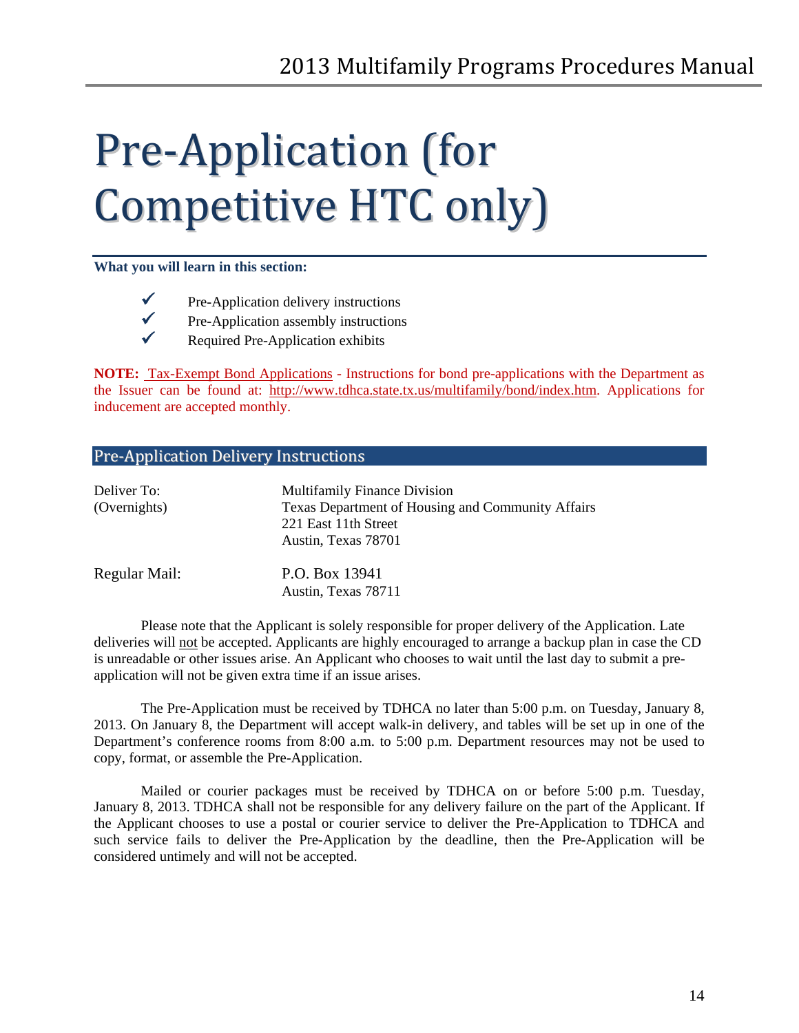# Pre-Application (for Competitive HTC only)

**What you will learn in this section:**

- ✓ Pre-Application delivery instructions
- ✓ Pre-Application assembly instructions
- ✓ Required Pre-Application exhibits

**NOTE:** Tax-Exempt Bond Applications - Instructions for bond pre-applications with the Department as the Issuer can be found at: http://www.tdhca.state.tx.us/multifamily/bond/index.htm. Applications for inducement are accepted monthly.

## Pre-Application Delivery Instructions

| | |
|---|---|
| Deliver To: (Overnights) | Multifamily Finance Division<br>Texas Department of Housing and Community Affairs<br>221 East 11th Street<br>Austin, Texas 78701 |
| Regular Mail: | P.O. Box 13941<br>Austin, Texas 78711 |

Please note that the Applicant is solely responsible for proper delivery of the Application. Late deliveries will not be accepted. Applicants are highly encouraged to arrange a backup plan in case the CD is unreadable or other issues arise. An Applicant who chooses to wait until the last day to submit a pre-application will not be given extra time if an issue arises.

The Pre-Application must be received by TDHCA no later than 5:00 p.m. on Tuesday, January 8, 2013. On January 8, the Department will accept walk-in delivery, and tables will be set up in one of the Department's conference rooms from 8:00 a.m. to 5:00 p.m. Department resources may not be used to copy, format, or assemble the Pre-Application.

Mailed or courier packages must be received by TDHCA on or before 5:00 p.m. Tuesday, January 8, 2013. TDHCA shall not be responsible for any delivery failure on the part of the Applicant. If the Applicant chooses to use a postal or courier service to deliver the Pre-Application to TDHCA and such service fails to deliver the Pre-Application by the deadline, then the Pre-Application will be considered untimely and will not be accepted.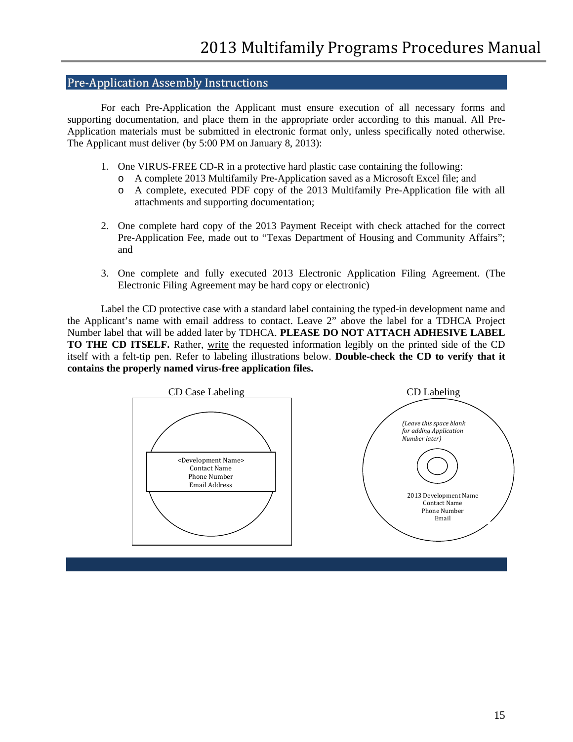## Pre-Application Assembly Instructions

For each Pre-Application the Applicant must ensure execution of all necessary forms and supporting documentation, and place them in the appropriate order according to this manual. All Pre-Application materials must be submitted in electronic format only, unless specifically noted otherwise. The Applicant must deliver (by 5:00 PM on January 8, 2013):

1. One VIRUS-FREE CD-R in a protective hard plastic case containing the following:
   - A complete 2013 Multifamily Pre-Application saved as a Microsoft Excel file; and
   - A complete, executed PDF copy of the 2013 Multifamily Pre-Application file with all attachments and supporting documentation;

2. One complete hard copy of the 2013 Payment Receipt with check attached for the correct Pre-Application Fee, made out to "Texas Department of Housing and Community Affairs"; and

3. One complete and fully executed 2013 Electronic Application Filing Agreement. (The Electronic Filing Agreement may be hard copy or electronic)

Label the CD protective case with a standard label containing the typed-in development name and the Applicant's name with email address to contact. Leave 2" above the label for a TDHCA Project Number label that will be added later by TDHCA. **PLEASE DO NOT ATTACH ADHESIVE LABEL TO THE CD ITSELF.** Rather, <u>write</u> the requested information legibly on the printed side of the CD itself with a felt-tip pen. Refer to labeling illustrations below. **Double-check the CD to verify that it contains the properly named virus-free application files.**

CD Case Labeling

<Development Name>
Contact Name
Phone Number
Email Address

CD Labeling

*(Leave this space blank for adding Application Number later)*

2013 Development Name
Contact Name
Phone Number
Email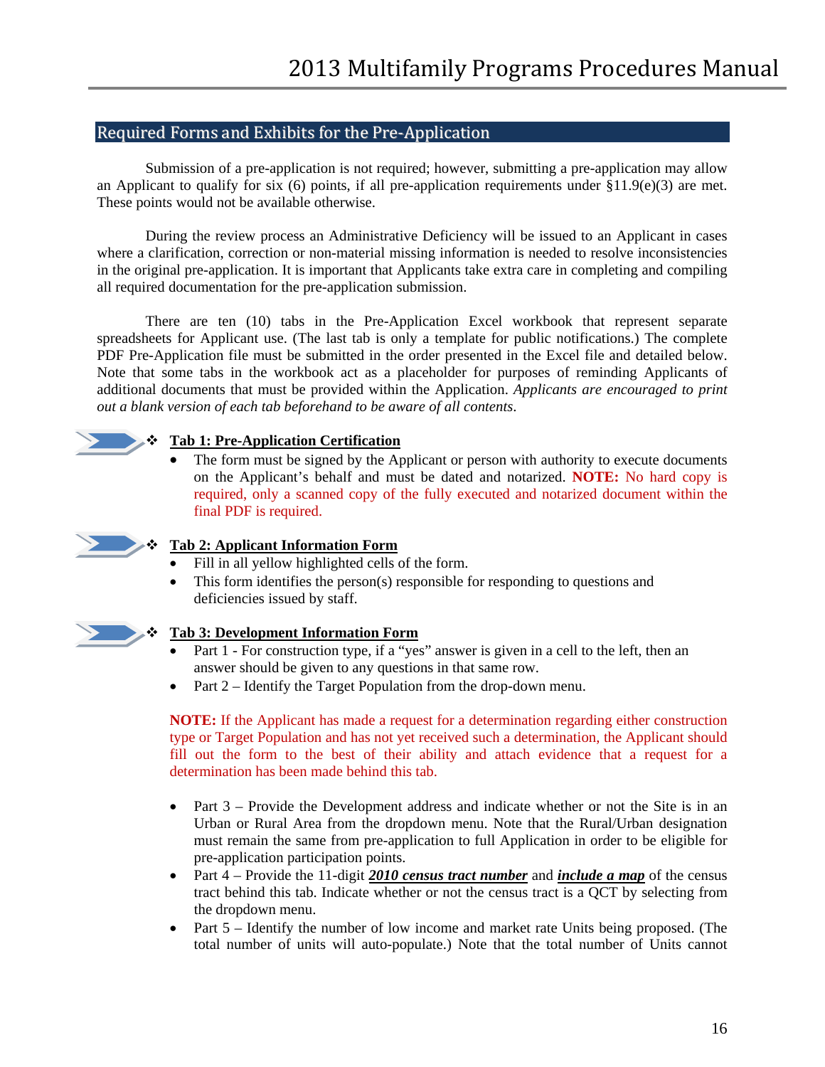## Required Forms and Exhibits for the Pre-Application

Submission of a pre-application is not required; however, submitting a pre-application may allow an Applicant to qualify for six (6) points, if all pre-application requirements under §11.9(e)(3) are met. These points would not be available otherwise.

During the review process an Administrative Deficiency will be issued to an Applicant in cases where a clarification, correction or non-material missing information is needed to resolve inconsistencies in the original pre-application. It is important that Applicants take extra care in completing and compiling all required documentation for the pre-application submission.

There are ten (10) tabs in the Pre-Application Excel workbook that represent separate spreadsheets for Applicant use. (The last tab is only a template for public notifications.) The complete PDF Pre-Application file must be submitted in the order presented in the Excel file and detailed below. Note that some tabs in the workbook act as a placeholder for purposes of reminding Applicants of additional documents that must be provided within the Application. *Applicants are encouraged to print out a blank version of each tab beforehand to be aware of all contents.*

- **Tab 1: Pre-Application Certification**
  - The form must be signed by the Applicant or person with authority to execute documents on the Applicant's behalf and must be dated and notarized. **NOTE:** No hard copy is required, only a scanned copy of the fully executed and notarized document within the final PDF is required.

- **Tab 2: Applicant Information Form**
  - Fill in all yellow highlighted cells of the form.
  - This form identifies the person(s) responsible for responding to questions and deficiencies issued by staff.

- **Tab 3: Development Information Form**
  - Part 1 - For construction type, if a "yes" answer is given in a cell to the left, then an answer should be given to any questions in that same row.
  - Part 2 – Identify the Target Population from the drop-down menu.

  **NOTE:** If the Applicant has made a request for a determination regarding either construction type or Target Population and has not yet received such a determination, the Applicant should fill out the form to the best of their ability and attach evidence that a request for a determination has been made behind this tab.

  - Part 3 – Provide the Development address and indicate whether or not the Site is in an Urban or Rural Area from the dropdown menu. Note that the Rural/Urban designation must remain the same from pre-application to full Application in order to be eligible for pre-application participation points.
  - Part 4 – Provide the 11-digit ***2010 census tract number*** and ***include a map*** of the census tract behind this tab. Indicate whether or not the census tract is a QCT by selecting from the dropdown menu.
  - Part 5 – Identify the number of low income and market rate Units being proposed. (The total number of units will auto-populate.) Note that the total number of Units cannot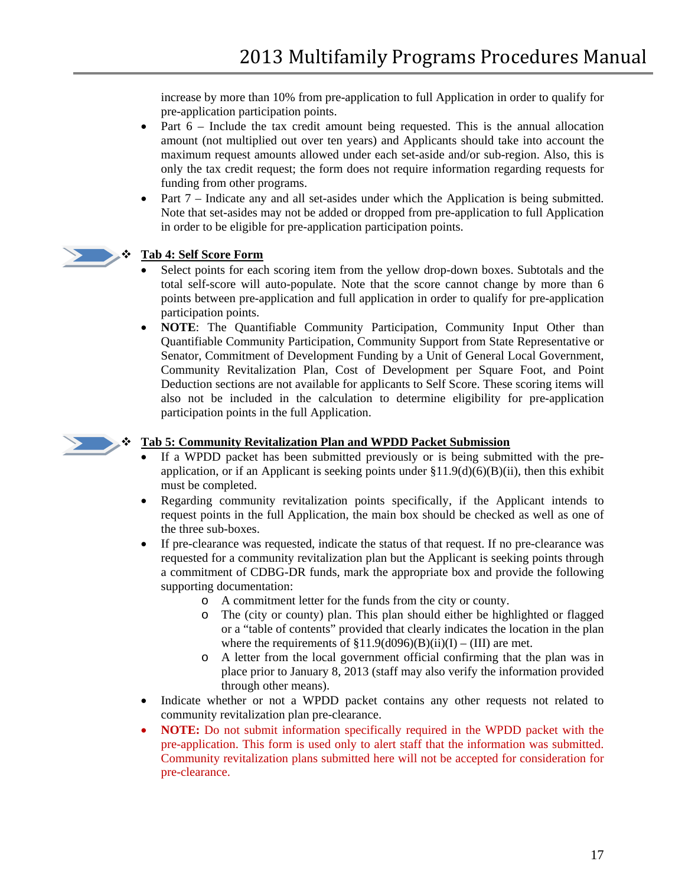increase by more than 10% from pre-application to full Application in order to qualify for pre-application participation points.

- Part 6 – Include the tax credit amount being requested. This is the annual allocation amount (not multiplied out over ten years) and Applicants should take into account the maximum request amounts allowed under each set-aside and/or sub-region. Also, this is only the tax credit request; the form does not require information regarding requests for funding from other programs.
- Part 7 – Indicate any and all set-asides under which the Application is being submitted. Note that set-asides may not be added or dropped from pre-application to full Application in order to be eligible for pre-application participation points.

## Tab 4: Self Score Form

- Select points for each scoring item from the yellow drop-down boxes. Subtotals and the total self-score will auto-populate. Note that the score cannot change by more than 6 points between pre-application and full application in order to qualify for pre-application participation points.
- **NOTE**: The Quantifiable Community Participation, Community Input Other than Quantifiable Community Participation, Community Support from State Representative or Senator, Commitment of Development Funding by a Unit of General Local Government, Community Revitalization Plan, Cost of Development per Square Foot, and Point Deduction sections are not available for applicants to Self Score. These scoring items will also not be included in the calculation to determine eligibility for pre-application participation points in the full Application.

## Tab 5: Community Revitalization Plan and WPDD Packet Submission

- If a WPDD packet has been submitted previously or is being submitted with the pre-application, or if an Applicant is seeking points under §11.9(d)(6)(B)(ii), then this exhibit must be completed.
- Regarding community revitalization points specifically, if the Applicant intends to request points in the full Application, the main box should be checked as well as one of the three sub-boxes.
- If pre-clearance was requested, indicate the status of that request. If no pre-clearance was requested for a community revitalization plan but the Applicant is seeking points through a commitment of CDBG-DR funds, mark the appropriate box and provide the following supporting documentation:
  - A commitment letter for the funds from the city or county.
  - The (city or county) plan. This plan should either be highlighted or flagged or a "table of contents" provided that clearly indicates the location in the plan where the requirements of §11.9(d096)(B)(ii)(I) – (III) are met.
  - A letter from the local government official confirming that the plan was in place prior to January 8, 2013 (staff may also verify the information provided through other means).
- Indicate whether or not a WPDD packet contains any other requests not related to community revitalization plan pre-clearance.
- **NOTE:** Do not submit information specifically required in the WPDD packet with the pre-application. This form is used only to alert staff that the information was submitted. Community revitalization plans submitted here will not be accepted for consideration for pre-clearance.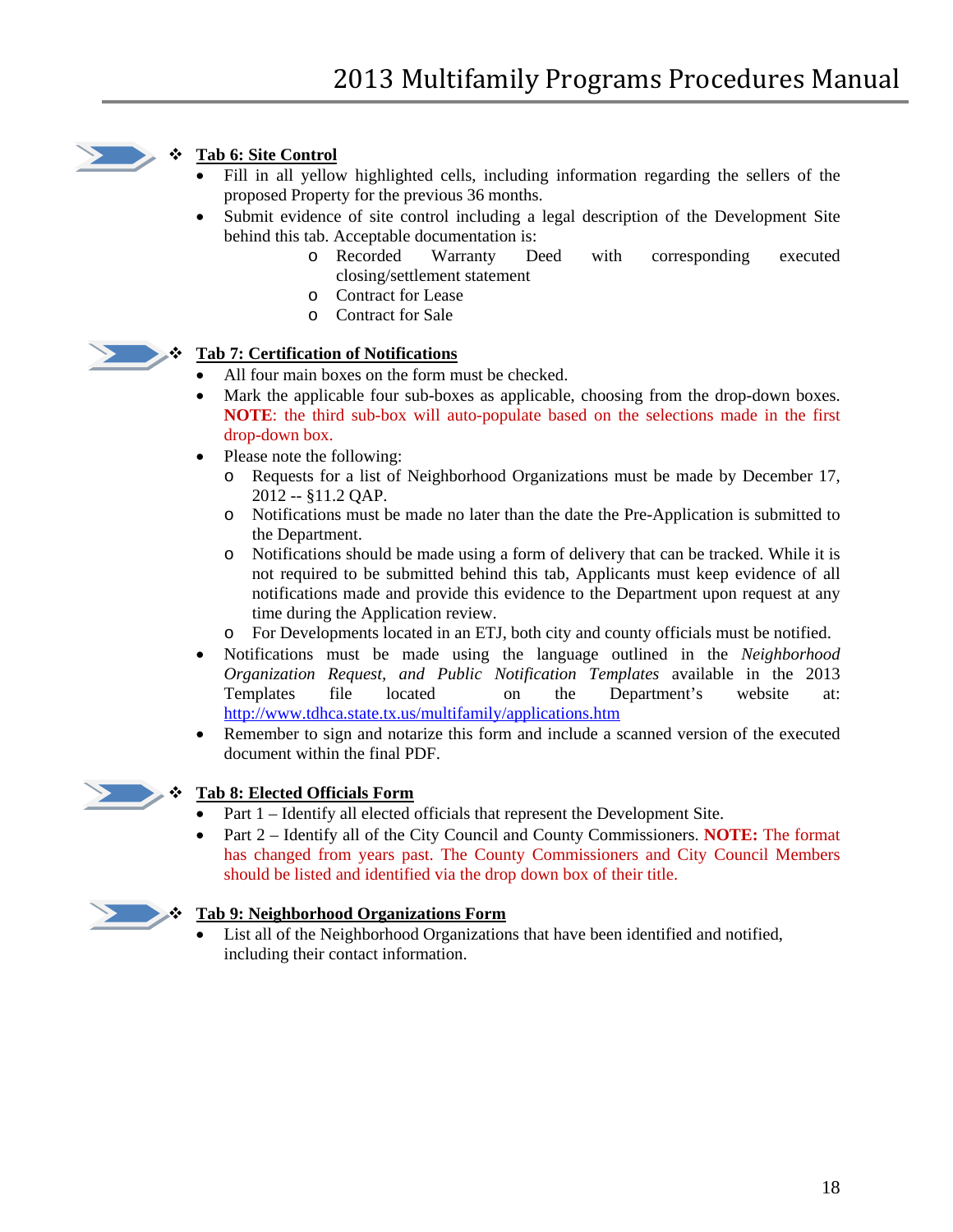## Tab 6: Site Control

- Fill in all yellow highlighted cells, including information regarding the sellers of the proposed Property for the previous 36 months.
- Submit evidence of site control including a legal description of the Development Site behind this tab. Acceptable documentation is:
  - Recorded Warranty Deed with corresponding executed closing/settlement statement
  - Contract for Lease
  - Contract for Sale

## Tab 7: Certification of Notifications

- All four main boxes on the form must be checked.
- Mark the applicable four sub-boxes as applicable, choosing from the drop-down boxes. **NOTE**: the third sub-box will auto-populate based on the selections made in the first drop-down box.
- Please note the following:
  - Requests for a list of Neighborhood Organizations must be made by December 17, 2012 -- §11.2 QAP.
  - Notifications must be made no later than the date the Pre-Application is submitted to the Department.
  - Notifications should be made using a form of delivery that can be tracked. While it is not required to be submitted behind this tab, Applicants must keep evidence of all notifications made and provide this evidence to the Department upon request at any time during the Application review.
  - For Developments located in an ETJ, both city and county officials must be notified.
- Notifications must be made using the language outlined in the *Neighborhood Organization Request, and Public Notification Templates* available in the 2013 Templates file located on the Department's website at: http://www.tdhca.state.tx.us/multifamily/applications.htm
- Remember to sign and notarize this form and include a scanned version of the executed document within the final PDF.

## Tab 8: Elected Officials Form

- Part 1 – Identify all elected officials that represent the Development Site.
- Part 2 – Identify all of the City Council and County Commissioners. **NOTE:** The format has changed from years past. The County Commissioners and City Council Members should be listed and identified via the drop down box of their title.

## Tab 9: Neighborhood Organizations Form

- List all of the Neighborhood Organizations that have been identified and notified, including their contact information.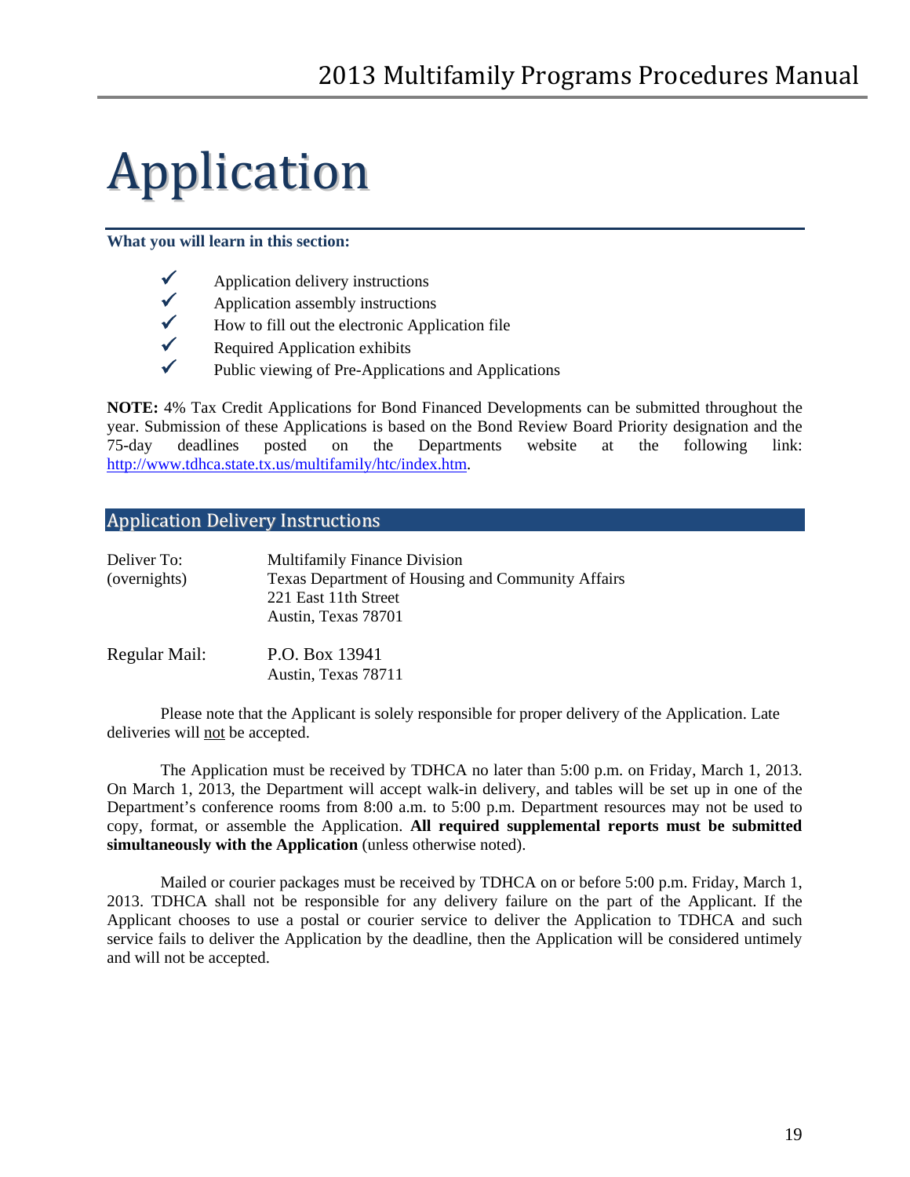# Application

**What you will learn in this section:**

- ✓ Application delivery instructions
- ✓ Application assembly instructions
- ✓ How to fill out the electronic Application file
- ✓ Required Application exhibits
- ✓ Public viewing of Pre-Applications and Applications

**NOTE:** 4% Tax Credit Applications for Bond Financed Developments can be submitted throughout the year. Submission of these Applications is based on the Bond Review Board Priority designation and the 75-day deadlines posted on the Departments website at the following link: http://www.tdhca.state.tx.us/multifamily/htc/index.htm.

## Application Delivery Instructions

| | |
|---|---|
| Deliver To: (overnights) | Multifamily Finance Division<br>Texas Department of Housing and Community Affairs<br>221 East 11th Street<br>Austin, Texas 78701 |
| Regular Mail: | P.O. Box 13941<br>Austin, Texas 78711 |

Please note that the Applicant is solely responsible for proper delivery of the Application. Late deliveries will not be accepted.

The Application must be received by TDHCA no later than 5:00 p.m. on Friday, March 1, 2013. On March 1, 2013, the Department will accept walk-in delivery, and tables will be set up in one of the Department's conference rooms from 8:00 a.m. to 5:00 p.m. Department resources may not be used to copy, format, or assemble the Application. **All required supplemental reports must be submitted simultaneously with the Application** (unless otherwise noted).

Mailed or courier packages must be received by TDHCA on or before 5:00 p.m. Friday, March 1, 2013. TDHCA shall not be responsible for any delivery failure on the part of the Applicant. If the Applicant chooses to use a postal or courier service to deliver the Application to TDHCA and such service fails to deliver the Application by the deadline, then the Application will be considered untimely and will not be accepted.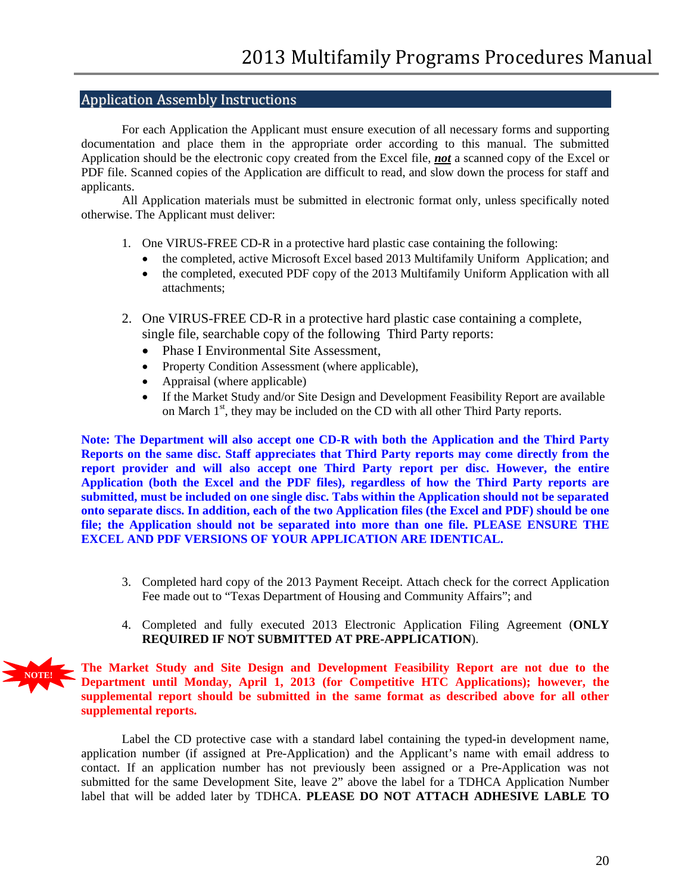## Application Assembly Instructions

For each Application the Applicant must ensure execution of all necessary forms and supporting documentation and place them in the appropriate order according to this manual. The submitted Application should be the electronic copy created from the Excel file, ***not*** a scanned copy of the Excel or PDF file. Scanned copies of the Application are difficult to read, and slow down the process for staff and applicants.

All Application materials must be submitted in electronic format only, unless specifically noted otherwise. The Applicant must deliver:

1. One VIRUS-FREE CD-R in a protective hard plastic case containing the following:
   - the completed, active Microsoft Excel based 2013 Multifamily Uniform Application; and
   - the completed, executed PDF copy of the 2013 Multifamily Uniform Application with all attachments;

2. One VIRUS-FREE CD-R in a protective hard plastic case containing a complete, single file, searchable copy of the following Third Party reports:
   - Phase I Environmental Site Assessment,
   - Property Condition Assessment (where applicable),
   - Appraisal (where applicable)
   - If the Market Study and/or Site Design and Development Feasibility Report are available on March 1st, they may be included on the CD with all other Third Party reports.

**Note: The Department will also accept one CD-R with both the Application and the Third Party Reports on the same disc. Staff appreciates that Third Party reports may come directly from the report provider and will also accept one Third Party report per disc. However, the entire Application (both the Excel and the PDF files), regardless of how the Third Party reports are submitted, must be included on one single disc. Tabs within the Application should not be separated onto separate discs. In addition, each of the two Application files (the Excel and PDF) should be one file; the Application should not be separated into more than one file. PLEASE ENSURE THE EXCEL AND PDF VERSIONS OF YOUR APPLICATION ARE IDENTICAL.**

3. Completed hard copy of the 2013 Payment Receipt. Attach check for the correct Application Fee made out to "Texas Department of Housing and Community Affairs"; and

4. Completed and fully executed 2013 Electronic Application Filing Agreement (**ONLY REQUIRED IF NOT SUBMITTED AT PRE-APPLICATION**).

NOTE! **The Market Study and Site Design and Development Feasibility Report are not due to the Department until Monday, April 1, 2013 (for Competitive HTC Applications); however, the supplemental report should be submitted in the same format as described above for all other supplemental reports.**

Label the CD protective case with a standard label containing the typed-in development name, application number (if assigned at Pre-Application) and the Applicant's name with email address to contact. If an application number has not previously been assigned or a Pre-Application was not submitted for the same Development Site, leave 2" above the label for a TDHCA Application Number label that will be added later by TDHCA. **PLEASE DO NOT ATTACH ADHESIVE LABLE TO**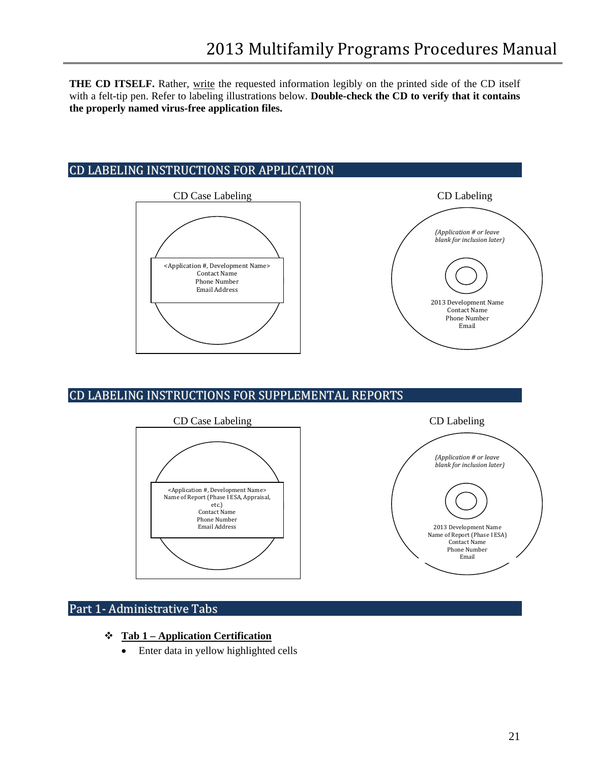**THE CD ITSELF.** Rather, write the requested information legibly on the printed side of the CD itself with a felt-tip pen. Refer to labeling illustrations below. **Double-check the CD to verify that it contains the properly named virus-free application files.**

## CD LABELING INSTRUCTIONS FOR APPLICATION

CD Case Labeling

<Application #, Development Name>
Contact Name
Phone Number
Email Address

CD Labeling

*(Application # or leave blank for inclusion later)*

2013 Development Name
Contact Name
Phone Number
Email

## CD LABELING INSTRUCTIONS FOR SUPPLEMENTAL REPORTS

CD Case Labeling

<Application #, Development Name>
Name of Report (Phase I ESA, Appraisal, etc.)
Contact Name
Phone Number
Email Address

CD Labeling

*(Application # or leave blank for inclusion later)*

2013 Development Name
Name of Report (Phase I ESA)
Contact Name
Phone Number
Email

## Part 1- Administrative Tabs

- **Tab 1 – Application Certification**
  - Enter data in yellow highlighted cells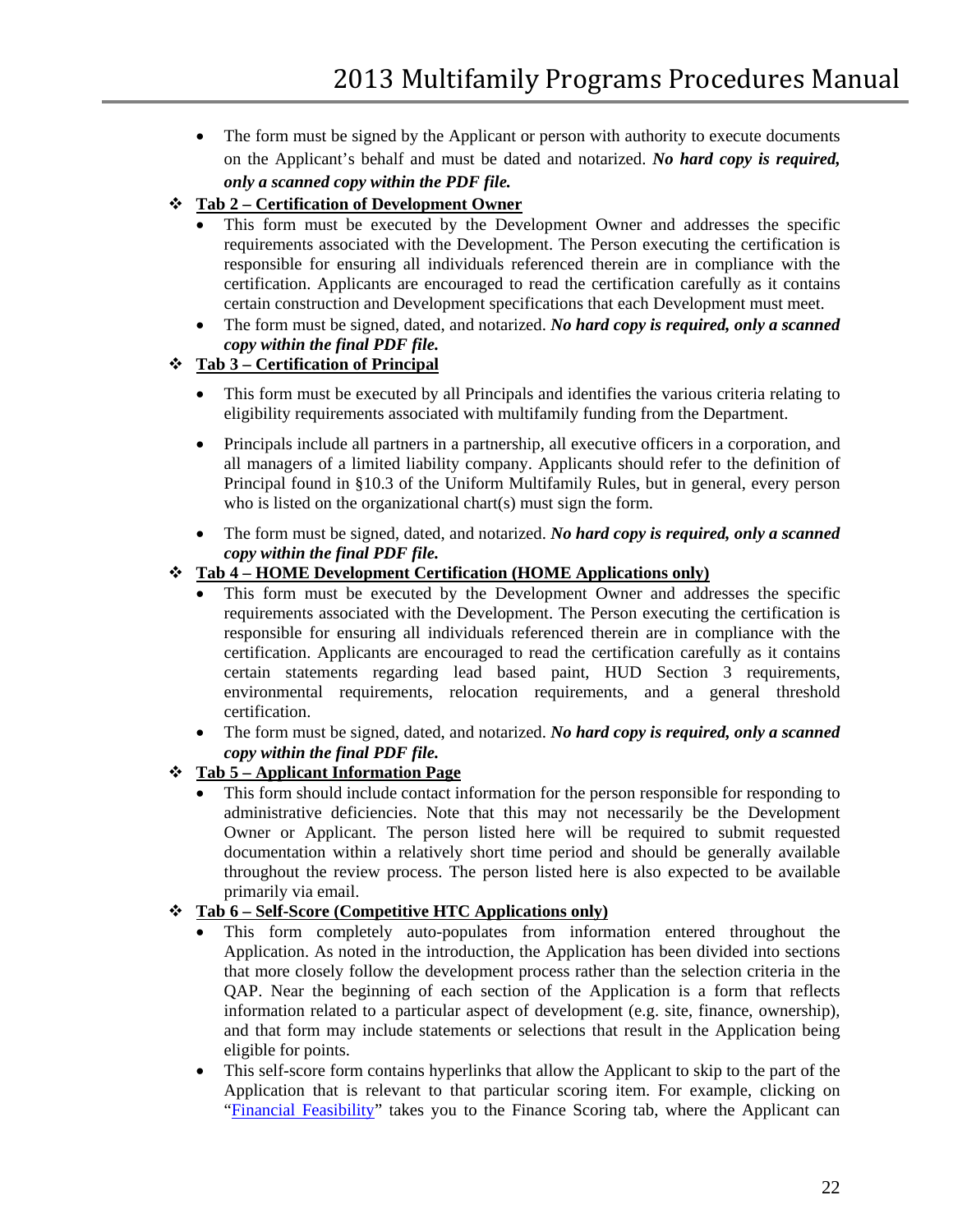- The form must be signed by the Applicant or person with authority to execute documents on the Applicant's behalf and must be dated and notarized. ***No hard copy is required, only a scanned copy within the PDF file.***

- **Tab 2 – Certification of Development Owner**
  - This form must be executed by the Development Owner and addresses the specific requirements associated with the Development. The Person executing the certification is responsible for ensuring all individuals referenced therein are in compliance with the certification. Applicants are encouraged to read the certification carefully as it contains certain construction and Development specifications that each Development must meet.
  - The form must be signed, dated, and notarized. ***No hard copy is required, only a scanned copy within the final PDF file.***

- **Tab 3 – Certification of Principal**
  - This form must be executed by all Principals and identifies the various criteria relating to eligibility requirements associated with multifamily funding from the Department.
  - Principals include all partners in a partnership, all executive officers in a corporation, and all managers of a limited liability company. Applicants should refer to the definition of Principal found in §10.3 of the Uniform Multifamily Rules, but in general, every person who is listed on the organizational chart(s) must sign the form.
  - The form must be signed, dated, and notarized. ***No hard copy is required, only a scanned copy within the final PDF file.***

- **Tab 4 – HOME Development Certification (HOME Applications only)**
  - This form must be executed by the Development Owner and addresses the specific requirements associated with the Development. The Person executing the certification is responsible for ensuring all individuals referenced therein are in compliance with the certification. Applicants are encouraged to read the certification carefully as it contains certain statements regarding lead based paint, HUD Section 3 requirements, environmental requirements, relocation requirements, and a general threshold certification.
  - The form must be signed, dated, and notarized. ***No hard copy is required, only a scanned copy within the final PDF file.***

- **Tab 5 – Applicant Information Page**
  - This form should include contact information for the person responsible for responding to administrative deficiencies. Note that this may not necessarily be the Development Owner or Applicant. The person listed here will be required to submit requested documentation within a relatively short time period and should be generally available throughout the review process. The person listed here is also expected to be available primarily via email.

- **Tab 6 – Self-Score (Competitive HTC Applications only)**
  - This form completely auto-populates from information entered throughout the Application. As noted in the introduction, the Application has been divided into sections that more closely follow the development process rather than the selection criteria in the QAP. Near the beginning of each section of the Application is a form that reflects information related to a particular aspect of development (e.g. site, finance, ownership), and that form may include statements or selections that result in the Application being eligible for points.
  - This self-score form contains hyperlinks that allow the Applicant to skip to the part of the Application that is relevant to that particular scoring item. For example, clicking on "Financial Feasibility" takes you to the Finance Scoring tab, where the Applicant can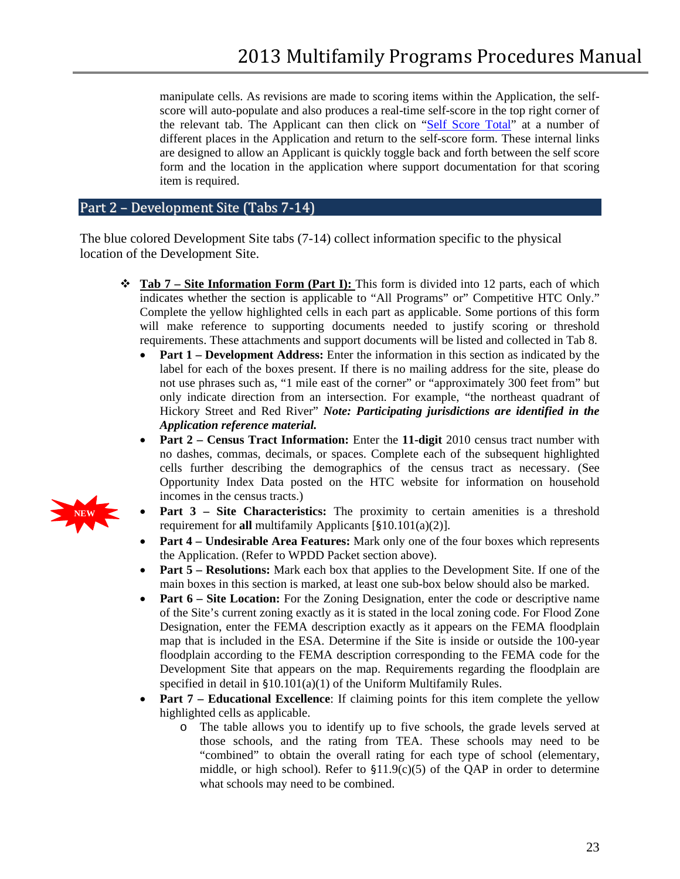manipulate cells. As revisions are made to scoring items within the Application, the self-score will auto-populate and also produces a real-time self-score in the top right corner of the relevant tab. The Applicant can then click on "Self Score Total" at a number of different places in the Application and return to the self-score form. These internal links are designed to allow an Applicant is quickly toggle back and forth between the self score form and the location in the application where support documentation for that scoring item is required.

## Part 2 – Development Site (Tabs 7-14)

The blue colored Development Site tabs (7-14) collect information specific to the physical location of the Development Site.

- **Tab 7 – Site Information Form (Part I):** This form is divided into 12 parts, each of which indicates whether the section is applicable to "All Programs" or" Competitive HTC Only." Complete the yellow highlighted cells in each part as applicable. Some portions of this form will make reference to supporting documents needed to justify scoring or threshold requirements. These attachments and support documents will be listed and collected in Tab 8.
  - **Part 1 – Development Address:** Enter the information in this section as indicated by the label for each of the boxes present. If there is no mailing address for the site, please do not use phrases such as, "1 mile east of the corner" or "approximately 300 feet from" but only indicate direction from an intersection. For example, "the northeast quadrant of Hickory Street and Red River" ***Note: Participating jurisdictions are identified in the Application reference material.***
  - **Part 2 – Census Tract Information:** Enter the **11-digit** 2010 census tract number with no dashes, commas, decimals, or spaces. Complete each of the subsequent highlighted cells further describing the demographics of the census tract as necessary. (See Opportunity Index Data posted on the HTC website for information on household incomes in the census tracts.)
  - NEW **Part 3 – Site Characteristics:** The proximity to certain amenities is a threshold requirement for **all** multifamily Applicants [§10.101(a)(2)].
  - **Part 4 – Undesirable Area Features:** Mark only one of the four boxes which represents the Application. (Refer to WPDD Packet section above).
  - **Part 5 – Resolutions:** Mark each box that applies to the Development Site. If one of the main boxes in this section is marked, at least one sub-box below should also be marked.
  - **Part 6 – Site Location:** For the Zoning Designation, enter the code or descriptive name of the Site's current zoning exactly as it is stated in the local zoning code. For Flood Zone Designation, enter the FEMA description exactly as it appears on the FEMA floodplain map that is included in the ESA. Determine if the Site is inside or outside the 100-year floodplain according to the FEMA description corresponding to the FEMA code for the Development Site that appears on the map. Requirements regarding the floodplain are specified in detail in §10.101(a)(1) of the Uniform Multifamily Rules.
  - **Part 7 – Educational Excellence**: If claiming points for this item complete the yellow highlighted cells as applicable.
    - The table allows you to identify up to five schools, the grade levels served at those schools, and the rating from TEA. These schools may need to be "combined" to obtain the overall rating for each type of school (elementary, middle, or high school). Refer to §11.9(c)(5) of the QAP in order to determine what schools may need to be combined.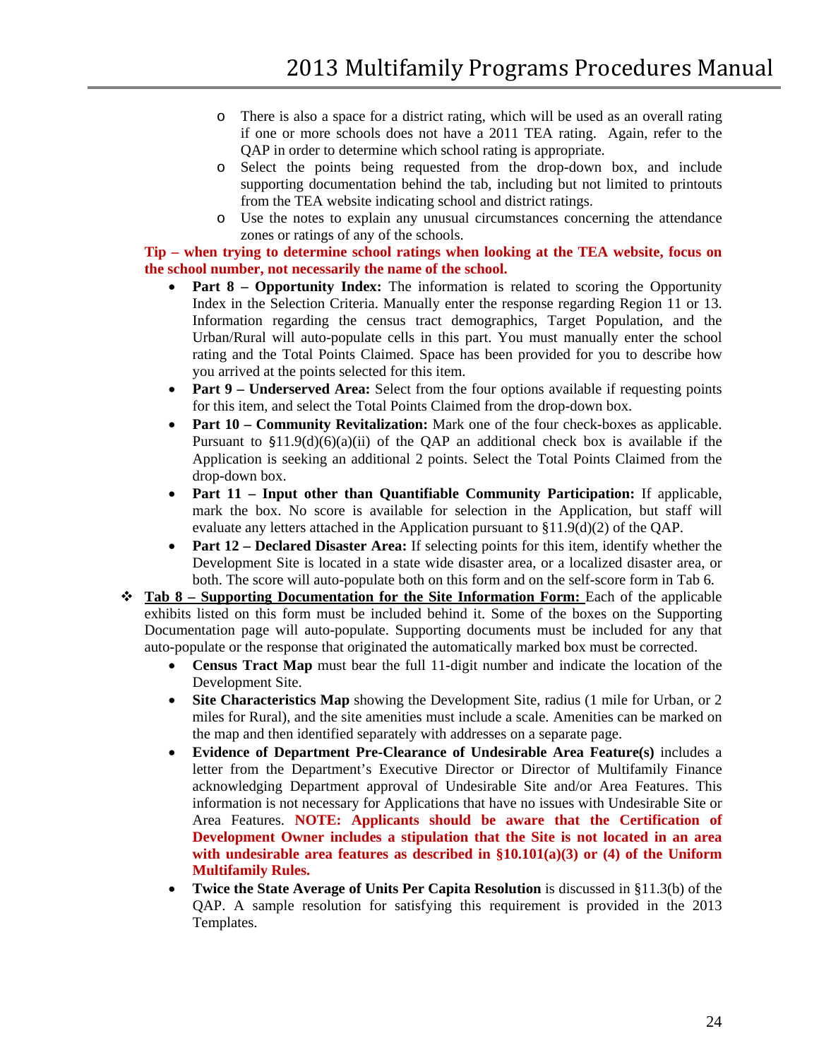- There is also a space for a district rating, which will be used as an overall rating if one or more schools does not have a 2011 TEA rating. Again, refer to the QAP in order to determine which school rating is appropriate.
   - Select the points being requested from the drop-down box, and include supporting documentation behind the tab, including but not limited to printouts from the TEA website indicating school and district ratings.
   - Use the notes to explain any unusual circumstances concerning the attendance zones or ratings of any of the schools.

**Tip – when trying to determine school ratings when looking at the TEA website, focus on the school number, not necessarily the name of the school.**

- **Part 8 – Opportunity Index:** The information is related to scoring the Opportunity Index in the Selection Criteria. Manually enter the response regarding Region 11 or 13. Information regarding the census tract demographics, Target Population, and the Urban/Rural will auto-populate cells in this part. You must manually enter the school rating and the Total Points Claimed. Space has been provided for you to describe how you arrived at the points selected for this item.
- **Part 9 – Underserved Area:** Select from the four options available if requesting points for this item, and select the Total Points Claimed from the drop-down box.
- **Part 10 – Community Revitalization:** Mark one of the four check-boxes as applicable. Pursuant to §11.9(d)(6)(a)(ii) of the QAP an additional check box is available if the Application is seeking an additional 2 points. Select the Total Points Claimed from the drop-down box.
- **Part 11 – Input other than Quantifiable Community Participation:** If applicable, mark the box. No score is available for selection in the Application, but staff will evaluate any letters attached in the Application pursuant to §11.9(d)(2) of the QAP.
- **Part 12 – Declared Disaster Area:** If selecting points for this item, identify whether the Development Site is located in a state wide disaster area, or a localized disaster area, or both. The score will auto-populate both on this form and on the self-score form in Tab 6.

❖ **<u>Tab 8 – Supporting Documentation for the Site Information Form:</u>** Each of the applicable exhibits listed on this form must be included behind it. Some of the boxes on the Supporting Documentation page will auto-populate. Supporting documents must be included for any that auto-populate or the response that originated the automatically marked box must be corrected.

- **Census Tract Map** must bear the full 11-digit number and indicate the location of the Development Site.
- **Site Characteristics Map** showing the Development Site, radius (1 mile for Urban, or 2 miles for Rural), and the site amenities must include a scale. Amenities can be marked on the map and then identified separately with addresses on a separate page.
- **Evidence of Department Pre-Clearance of Undesirable Area Feature(s)** includes a letter from the Department's Executive Director or Director of Multifamily Finance acknowledging Department approval of Undesirable Site and/or Area Features. This information is not necessary for Applications that have no issues with Undesirable Site or Area Features. **NOTE: Applicants should be aware that the Certification of Development Owner includes a stipulation that the Site is not located in an area with undesirable area features as described in §10.101(a)(3) or (4) of the Uniform Multifamily Rules.**
- **Twice the State Average of Units Per Capita Resolution** is discussed in §11.3(b) of the QAP. A sample resolution for satisfying this requirement is provided in the 2013 Templates.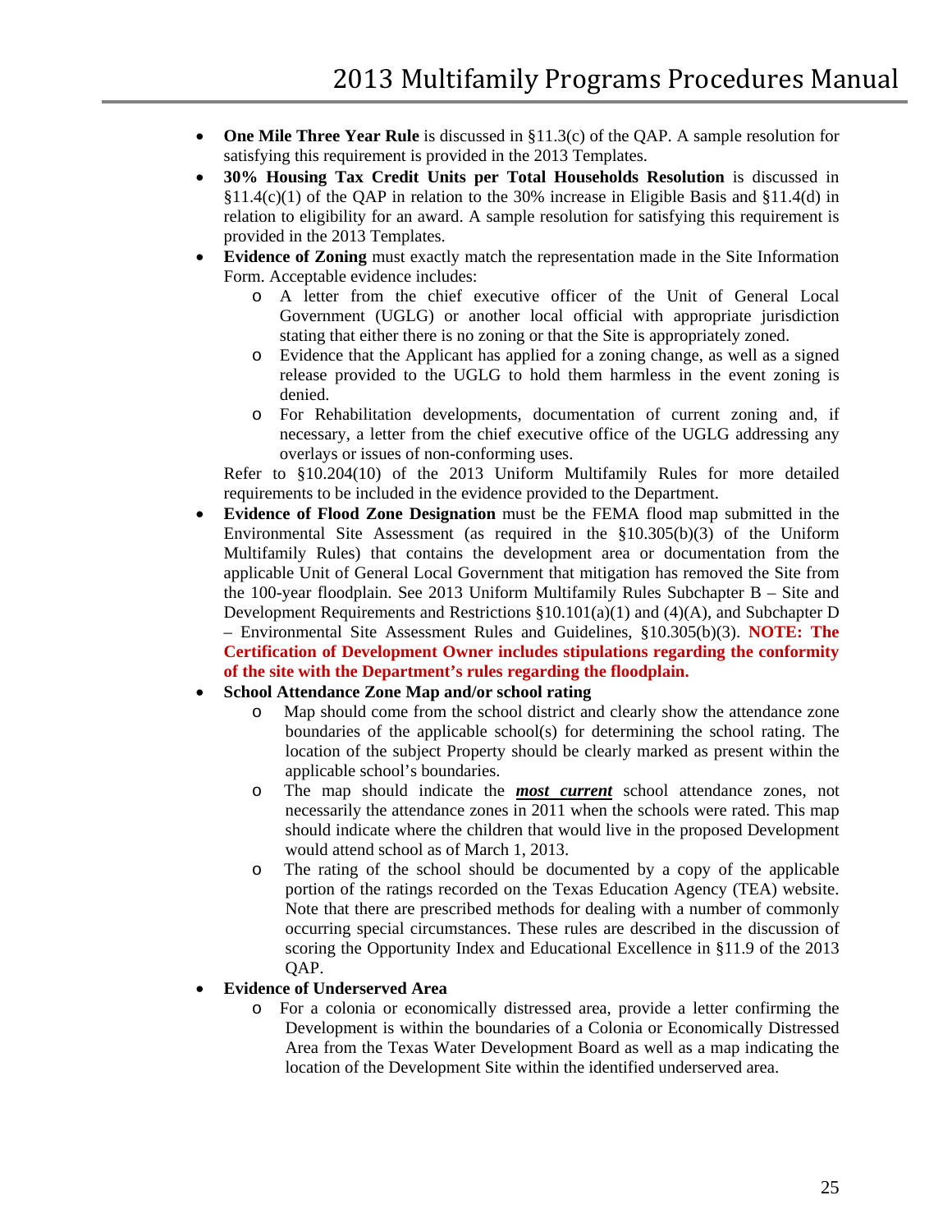- **One Mile Three Year Rule** is discussed in §11.3(c) of the QAP. A sample resolution for satisfying this requirement is provided in the 2013 Templates.
- **30% Housing Tax Credit Units per Total Households Resolution** is discussed in §11.4(c)(1) of the QAP in relation to the 30% increase in Eligible Basis and §11.4(d) in relation to eligibility for an award. A sample resolution for satisfying this requirement is provided in the 2013 Templates.
- **Evidence of Zoning** must exactly match the representation made in the Site Information Form. Acceptable evidence includes:
  - A letter from the chief executive officer of the Unit of General Local Government (UGLG) or another local official with appropriate jurisdiction stating that either there is no zoning or that the Site is appropriately zoned.
  - Evidence that the Applicant has applied for a zoning change, as well as a signed release provided to the UGLG to hold them harmless in the event zoning is denied.
  - For Rehabilitation developments, documentation of current zoning and, if necessary, a letter from the chief executive office of the UGLG addressing any overlays or issues of non-conforming uses.

  Refer to §10.204(10) of the 2013 Uniform Multifamily Rules for more detailed requirements to be included in the evidence provided to the Department.
- **Evidence of Flood Zone Designation** must be the FEMA flood map submitted in the Environmental Site Assessment (as required in the §10.305(b)(3) of the Uniform Multifamily Rules) that contains the development area or documentation from the applicable Unit of General Local Government that mitigation has removed the Site from the 100-year floodplain. See 2013 Uniform Multifamily Rules Subchapter B – Site and Development Requirements and Restrictions §10.101(a)(1) and (4)(A), and Subchapter D – Environmental Site Assessment Rules and Guidelines, §10.305(b)(3). **NOTE: The Certification of Development Owner includes stipulations regarding the conformity of the site with the Department's rules regarding the floodplain.**
- **School Attendance Zone Map and/or school rating**
  - Map should come from the school district and clearly show the attendance zone boundaries of the applicable school(s) for determining the school rating. The location of the subject Property should be clearly marked as present within the applicable school's boundaries.
  - The map should indicate the ***most current*** school attendance zones, not necessarily the attendance zones in 2011 when the schools were rated. This map should indicate where the children that would live in the proposed Development would attend school as of March 1, 2013.
  - The rating of the school should be documented by a copy of the applicable portion of the ratings recorded on the Texas Education Agency (TEA) website. Note that there are prescribed methods for dealing with a number of commonly occurring special circumstances. These rules are described in the discussion of scoring the Opportunity Index and Educational Excellence in §11.9 of the 2013 QAP.
- **Evidence of Underserved Area**
  - For a colonia or economically distressed area, provide a letter confirming the Development is within the boundaries of a Colonia or Economically Distressed Area from the Texas Water Development Board as well as a map indicating the location of the Development Site within the identified underserved area.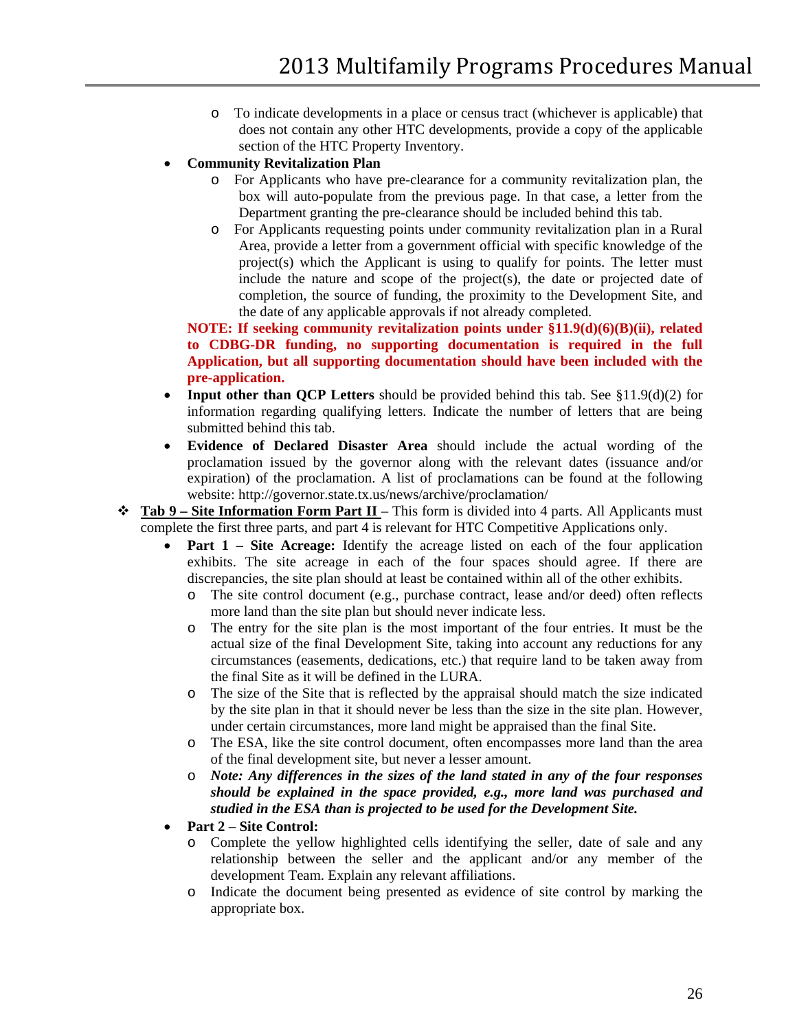- To indicate developments in a place or census tract (whichever is applicable) that does not contain any other HTC developments, provide a copy of the applicable section of the HTC Property Inventory.

- **Community Revitalization Plan**
  - For Applicants who have pre-clearance for a community revitalization plan, the box will auto-populate from the previous page. In that case, a letter from the Department granting the pre-clearance should be included behind this tab.
  - For Applicants requesting points under community revitalization plan in a Rural Area, provide a letter from a government official with specific knowledge of the project(s) which the Applicant is using to qualify for points. The letter must include the nature and scope of the project(s), the date or projected date of completion, the source of funding, the proximity to the Development Site, and the date of any applicable approvals if not already completed.

  **NOTE: If seeking community revitalization points under §11.9(d)(6)(B)(ii), related to CDBG-DR funding, no supporting documentation is required in the full Application, but all supporting documentation should have been included with the pre-application.**

- **Input other than QCP Letters** should be provided behind this tab. See §11.9(d)(2) for information regarding qualifying letters. Indicate the number of letters that are being submitted behind this tab.
- **Evidence of Declared Disaster Area** should include the actual wording of the proclamation issued by the governor along with the relevant dates (issuance and/or expiration) of the proclamation. A list of proclamations can be found at the following website: http://governor.state.tx.us/news/archive/proclamation/

- **Tab 9 – Site Information Form Part II** – This form is divided into 4 parts. All Applicants must complete the first three parts, and part 4 is relevant for HTC Competitive Applications only.
  - **Part 1 – Site Acreage:** Identify the acreage listed on each of the four application exhibits. The site acreage in each of the four spaces should agree. If there are discrepancies, the site plan should at least be contained within all of the other exhibits.
    - The site control document (e.g., purchase contract, lease and/or deed) often reflects more land than the site plan but should never indicate less.
    - The entry for the site plan is the most important of the four entries. It must be the actual size of the final Development Site, taking into account any reductions for any circumstances (easements, dedications, etc.) that require land to be taken away from the final Site as it will be defined in the LURA.
    - The size of the Site that is reflected by the appraisal should match the size indicated by the site plan in that it should never be less than the size in the site plan. However, under certain circumstances, more land might be appraised than the final Site.
    - The ESA, like the site control document, often encompasses more land than the area of the final development site, but never a lesser amount.
    - ***Note: Any differences in the sizes of the land stated in any of the four responses should be explained in the space provided, e.g., more land was purchased and studied in the ESA than is projected to be used for the Development Site.***
  - **Part 2 – Site Control:**
    - Complete the yellow highlighted cells identifying the seller, date of sale and any relationship between the seller and the applicant and/or any member of the development Team. Explain any relevant affiliations.
    - Indicate the document being presented as evidence of site control by marking the appropriate box.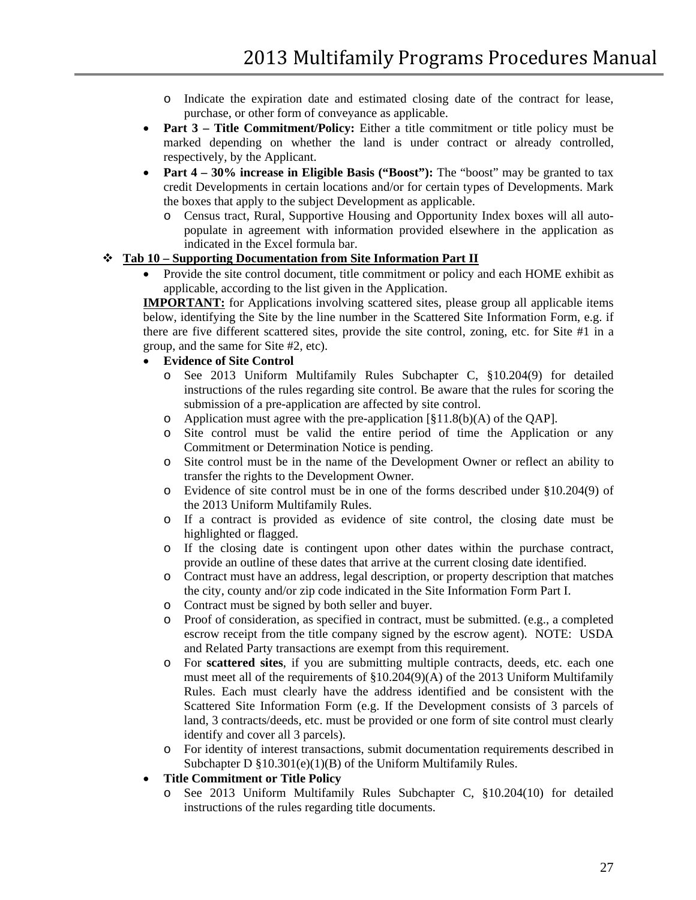- Indicate the expiration date and estimated closing date of the contract for lease, purchase, or other form of conveyance as applicable.

- **Part 3 – Title Commitment/Policy:** Either a title commitment or title policy must be marked depending on whether the land is under contract or already controlled, respectively, by the Applicant.
- **Part 4 – 30% increase in Eligible Basis ("Boost"):** The "boost" may be granted to tax credit Developments in certain locations and/or for certain types of Developments. Mark the boxes that apply to the subject Development as applicable.
  - Census tract, Rural, Supportive Housing and Opportunity Index boxes will all auto-populate in agreement with information provided elsewhere in the application as indicated in the Excel formula bar.

❖ **Tab 10 – Supporting Documentation from Site Information Part II**

- Provide the site control document, title commitment or policy and each HOME exhibit as applicable, according to the list given in the Application.

**IMPORTANT:** for Applications involving scattered sites, please group all applicable items below, identifying the Site by the line number in the Scattered Site Information Form, e.g. if there are five different scattered sites, provide the site control, zoning, etc. for Site #1 in a group, and the same for Site #2, etc).

- **Evidence of Site Control**
  - See 2013 Uniform Multifamily Rules Subchapter C, §10.204(9) for detailed instructions of the rules regarding site control. Be aware that the rules for scoring the submission of a pre-application are affected by site control.
  - Application must agree with the pre-application [§11.8(b)(A) of the QAP].
  - Site control must be valid the entire period of time the Application or any Commitment or Determination Notice is pending.
  - Site control must be in the name of the Development Owner or reflect an ability to transfer the rights to the Development Owner.
  - Evidence of site control must be in one of the forms described under §10.204(9) of the 2013 Uniform Multifamily Rules.
  - If a contract is provided as evidence of site control, the closing date must be highlighted or flagged.
  - If the closing date is contingent upon other dates within the purchase contract, provide an outline of these dates that arrive at the current closing date identified.
  - Contract must have an address, legal description, or property description that matches the city, county and/or zip code indicated in the Site Information Form Part I.
  - Contract must be signed by both seller and buyer.
  - Proof of consideration, as specified in contract, must be submitted. (e.g., a completed escrow receipt from the title company signed by the escrow agent). NOTE: USDA and Related Party transactions are exempt from this requirement.
  - For **scattered sites**, if you are submitting multiple contracts, deeds, etc. each one must meet all of the requirements of §10.204(9)(A) of the 2013 Uniform Multifamily Rules. Each must clearly have the address identified and be consistent with the Scattered Site Information Form (e.g. If the Development consists of 3 parcels of land, 3 contracts/deeds, etc. must be provided or one form of site control must clearly identify and cover all 3 parcels).
  - For identity of interest transactions, submit documentation requirements described in Subchapter D §10.301(e)(1)(B) of the Uniform Multifamily Rules.
- **Title Commitment or Title Policy**
  - See 2013 Uniform Multifamily Rules Subchapter C, §10.204(10) for detailed instructions of the rules regarding title documents.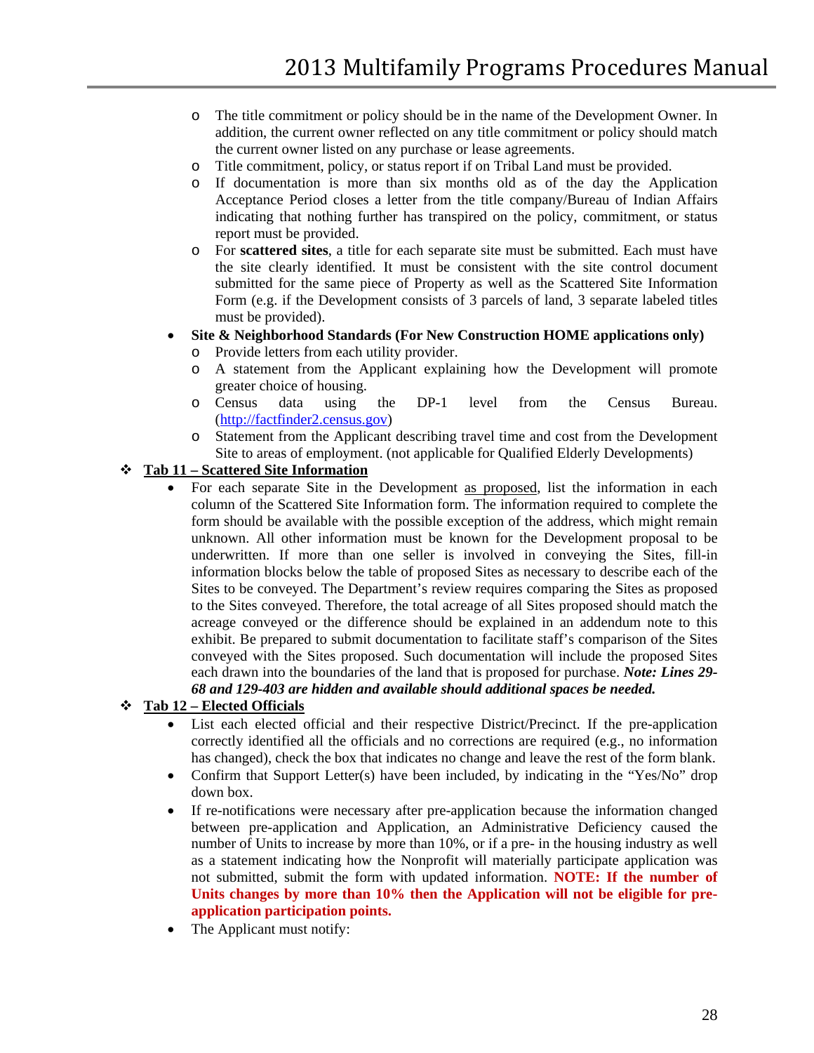- The title commitment or policy should be in the name of the Development Owner. In addition, the current owner reflected on any title commitment or policy should match the current owner listed on any purchase or lease agreements.
   - Title commitment, policy, or status report if on Tribal Land must be provided.
   - If documentation is more than six months old as of the day the Application Acceptance Period closes a letter from the title company/Bureau of Indian Affairs indicating that nothing further has transpired on the policy, commitment, or status report must be provided.
   - For **scattered sites**, a title for each separate site must be submitted. Each must have the site clearly identified. It must be consistent with the site control document submitted for the same piece of Property as well as the Scattered Site Information Form (e.g. if the Development consists of 3 parcels of land, 3 separate labeled titles must be provided).

- **Site & Neighborhood Standards (For New Construction HOME applications only)**
   - Provide letters from each utility provider.
   - A statement from the Applicant explaining how the Development will promote greater choice of housing.
   - Census data using the DP-1 level from the Census Bureau. (http://factfinder2.census.gov)
   - Statement from the Applicant describing travel time and cost from the Development Site to areas of employment. (not applicable for Qualified Elderly Developments)

❖ **Tab 11 – Scattered Site Information**

- For each separate Site in the Development as proposed, list the information in each column of the Scattered Site Information form. The information required to complete the form should be available with the possible exception of the address, which might remain unknown. All other information must be known for the Development proposal to be underwritten. If more than one seller is involved in conveying the Sites, fill-in information blocks below the table of proposed Sites as necessary to describe each of the Sites to be conveyed. The Department's review requires comparing the Sites as proposed to the Sites conveyed. Therefore, the total acreage of all Sites proposed should match the acreage conveyed or the difference should be explained in an addendum note to this exhibit. Be prepared to submit documentation to facilitate staff's comparison of the Sites conveyed with the Sites proposed. Such documentation will include the proposed Sites each drawn into the boundaries of the land that is proposed for purchase. ***Note: Lines 29-68 and 129-403 are hidden and available should additional spaces be needed.***

❖ **Tab 12 – Elected Officials**

- List each elected official and their respective District/Precinct. If the pre-application correctly identified all the officials and no corrections are required (e.g., no information has changed), check the box that indicates no change and leave the rest of the form blank.
- Confirm that Support Letter(s) have been included, by indicating in the "Yes/No" drop down box.
- If re-notifications were necessary after pre-application because the information changed between pre-application and Application, an Administrative Deficiency caused the number of Units to increase by more than 10%, or if a pre- in the housing industry as well as a statement indicating how the Nonprofit will materially participate application was not submitted, submit the form with updated information. **NOTE: If the number of Units changes by more than 10% then the Application will not be eligible for pre-application participation points.**
- The Applicant must notify: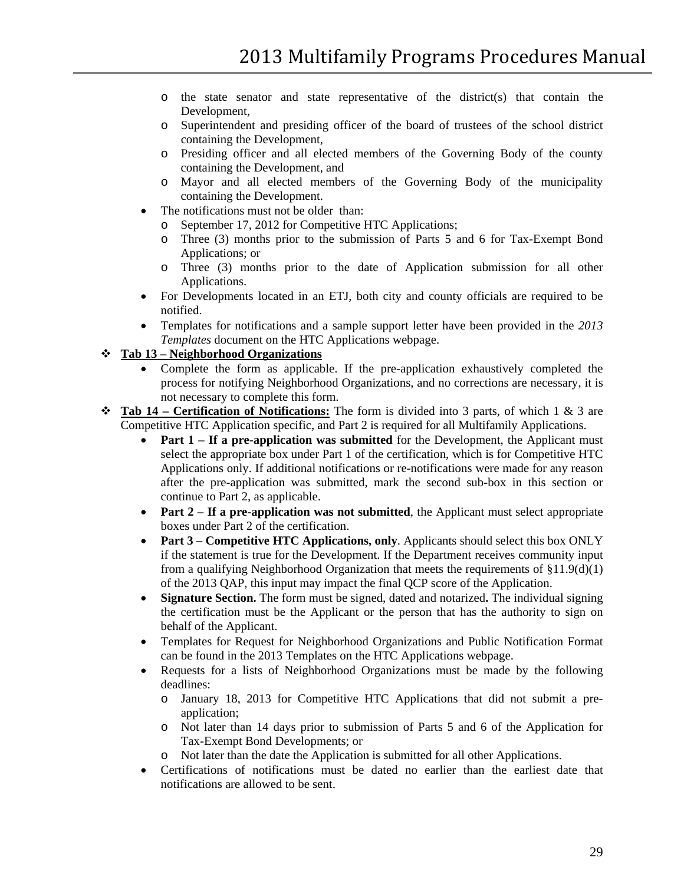- the state senator and state representative of the district(s) that contain the Development,
  - Superintendent and presiding officer of the board of trustees of the school district containing the Development,
  - Presiding officer and all elected members of the Governing Body of the county containing the Development, and
  - Mayor and all elected members of the Governing Body of the municipality containing the Development.
- The notifications must not be older than:
  - September 17, 2012 for Competitive HTC Applications;
  - Three (3) months prior to the submission of Parts 5 and 6 for Tax-Exempt Bond Applications; or
  - Three (3) months prior to the date of Application submission for all other Applications.
- For Developments located in an ETJ, both city and county officials are required to be notified.
- Templates for notifications and a sample support letter have been provided in the *2013 Templates* document on the HTC Applications webpage.

❖ **Tab 13 – Neighborhood Organizations**

- Complete the form as applicable. If the pre-application exhaustively completed the process for notifying Neighborhood Organizations, and no corrections are necessary, it is not necessary to complete this form.

❖ **Tab 14 – Certification of Notifications:** The form is divided into 3 parts, of which 1 & 3 are Competitive HTC Application specific, and Part 2 is required for all Multifamily Applications.

- **Part 1 – If a pre-application was submitted** for the Development, the Applicant must select the appropriate box under Part 1 of the certification, which is for Competitive HTC Applications only. If additional notifications or re-notifications were made for any reason after the pre-application was submitted, mark the second sub-box in this section or continue to Part 2, as applicable.
- **Part 2 – If a pre-application was not submitted**, the Applicant must select appropriate boxes under Part 2 of the certification.
- **Part 3 – Competitive HTC Applications, only**. Applicants should select this box ONLY if the statement is true for the Development. If the Department receives community input from a qualifying Neighborhood Organization that meets the requirements of §11.9(d)(1) of the 2013 QAP, this input may impact the final QCP score of the Application.
- **Signature Section.** The form must be signed, dated and notarized**.** The individual signing the certification must be the Applicant or the person that has the authority to sign on behalf of the Applicant.
- Templates for Request for Neighborhood Organizations and Public Notification Format can be found in the 2013 Templates on the HTC Applications webpage.
- Requests for a lists of Neighborhood Organizations must be made by the following deadlines:
  - January 18, 2013 for Competitive HTC Applications that did not submit a pre-application;
  - Not later than 14 days prior to submission of Parts 5 and 6 of the Application for Tax-Exempt Bond Developments; or
  - Not later than the date the Application is submitted for all other Applications.
- Certifications of notifications must be dated no earlier than the earliest date that notifications are allowed to be sent.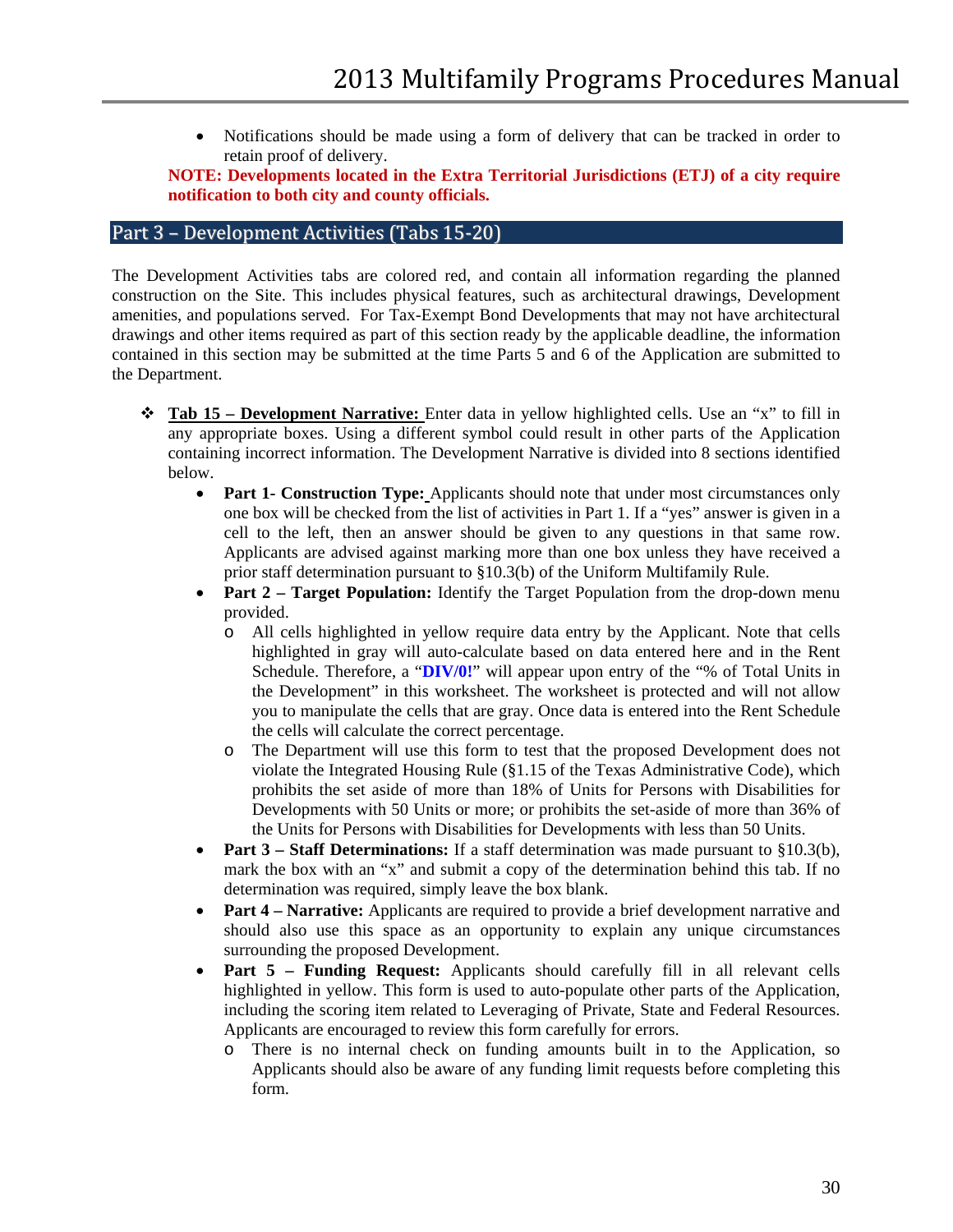- Notifications should be made using a form of delivery that can be tracked in order to retain proof of delivery.

**NOTE: Developments located in the Extra Territorial Jurisdictions (ETJ) of a city require notification to both city and county officials.**

## Part 3 – Development Activities (Tabs 15-20)

The Development Activities tabs are colored red, and contain all information regarding the planned construction on the Site. This includes physical features, such as architectural drawings, Development amenities, and populations served. For Tax-Exempt Bond Developments that may not have architectural drawings and other items required as part of this section ready by the applicable deadline, the information contained in this section may be submitted at the time Parts 5 and 6 of the Application are submitted to the Department.

- **Tab 15 – Development Narrative:** Enter data in yellow highlighted cells. Use an "x" to fill in any appropriate boxes. Using a different symbol could result in other parts of the Application containing incorrect information. The Development Narrative is divided into 8 sections identified below.
  - **Part 1- Construction Type:** Applicants should note that under most circumstances only one box will be checked from the list of activities in Part 1. If a "yes" answer is given in a cell to the left, then an answer should be given to any questions in that same row. Applicants are advised against marking more than one box unless they have received a prior staff determination pursuant to §10.3(b) of the Uniform Multifamily Rule.
  - **Part 2 – Target Population:** Identify the Target Population from the drop-down menu provided.
    - All cells highlighted in yellow require data entry by the Applicant. Note that cells highlighted in gray will auto-calculate based on data entered here and in the Rent Schedule. Therefore, a "**DIV/0!**" will appear upon entry of the "% of Total Units in the Development" in this worksheet. The worksheet is protected and will not allow you to manipulate the cells that are gray. Once data is entered into the Rent Schedule the cells will calculate the correct percentage.
    - The Department will use this form to test that the proposed Development does not violate the Integrated Housing Rule (§1.15 of the Texas Administrative Code), which prohibits the set aside of more than 18% of Units for Persons with Disabilities for Developments with 50 Units or more; or prohibits the set-aside of more than 36% of the Units for Persons with Disabilities for Developments with less than 50 Units.
  - **Part 3 – Staff Determinations:** If a staff determination was made pursuant to §10.3(b), mark the box with an "x" and submit a copy of the determination behind this tab. If no determination was required, simply leave the box blank.
  - **Part 4 – Narrative:** Applicants are required to provide a brief development narrative and should also use this space as an opportunity to explain any unique circumstances surrounding the proposed Development.
  - **Part 5 – Funding Request:** Applicants should carefully fill in all relevant cells highlighted in yellow. This form is used to auto-populate other parts of the Application, including the scoring item related to Leveraging of Private, State and Federal Resources. Applicants are encouraged to review this form carefully for errors.
    - There is no internal check on funding amounts built in to the Application, so Applicants should also be aware of any funding limit requests before completing this form.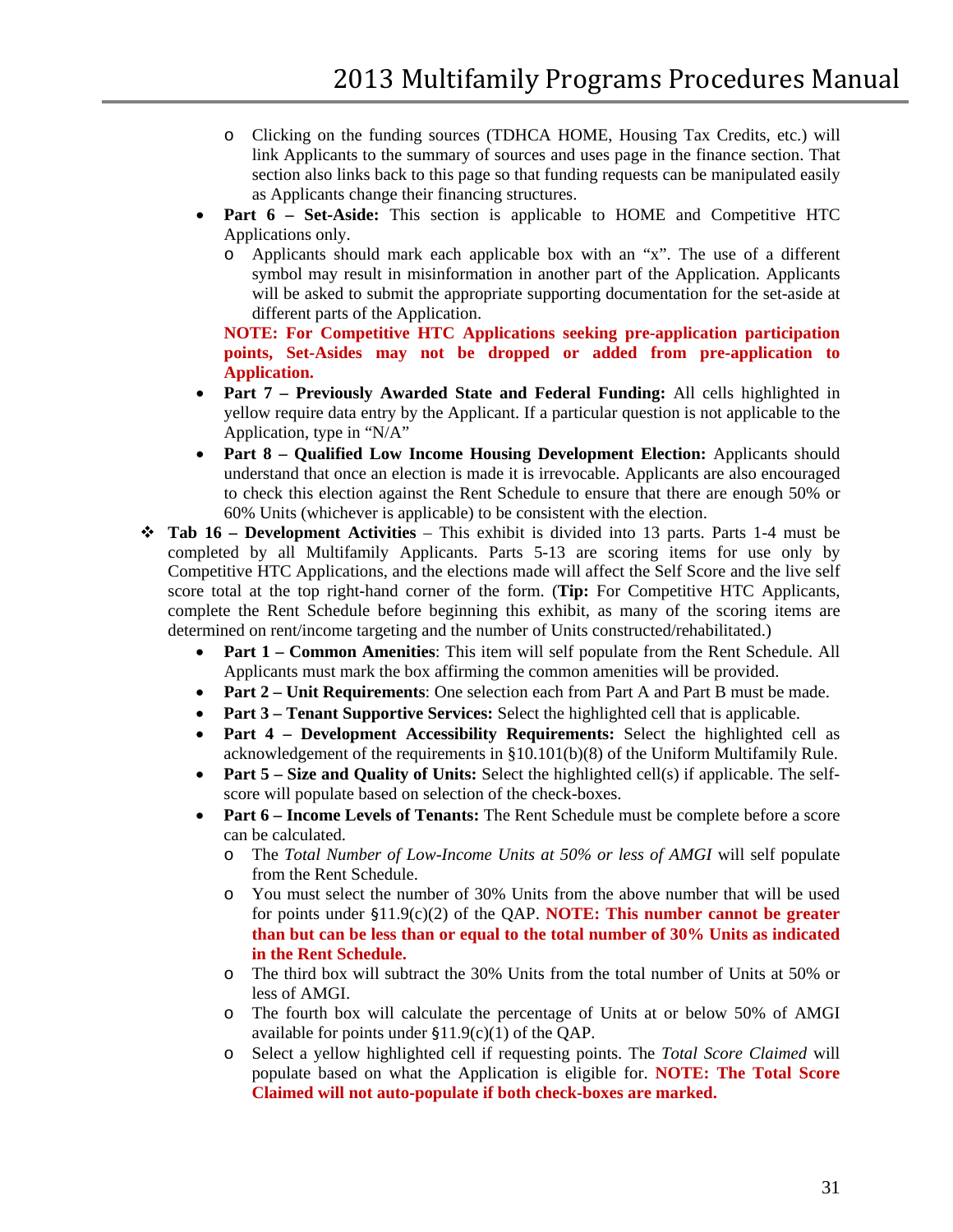- Clicking on the funding sources (TDHCA HOME, Housing Tax Credits, etc.) will link Applicants to the summary of sources and uses page in the finance section. That section also links back to this page so that funding requests can be manipulated easily as Applicants change their financing structures.
- **Part 6 – Set-Aside:** This section is applicable to HOME and Competitive HTC Applications only.
  - Applicants should mark each applicable box with an "x". The use of a different symbol may result in misinformation in another part of the Application. Applicants will be asked to submit the appropriate supporting documentation for the set-aside at different parts of the Application.

  **NOTE: For Competitive HTC Applications seeking pre-application participation points, Set-Asides may not be dropped or added from pre-application to Application.**
- **Part 7 – Previously Awarded State and Federal Funding:** All cells highlighted in yellow require data entry by the Applicant. If a particular question is not applicable to the Application, type in "N/A"
- **Part 8 – Qualified Low Income Housing Development Election:** Applicants should understand that once an election is made it is irrevocable. Applicants are also encouraged to check this election against the Rent Schedule to ensure that there are enough 50% or 60% Units (whichever is applicable) to be consistent with the election.

❖ **Tab 16 – Development Activities** – This exhibit is divided into 13 parts. Parts 1-4 must be completed by all Multifamily Applicants. Parts 5-13 are scoring items for use only by Competitive HTC Applications, and the elections made will affect the Self Score and the live self score total at the top right-hand corner of the form. (**Tip:** For Competitive HTC Applicants, complete the Rent Schedule before beginning this exhibit, as many of the scoring items are determined on rent/income targeting and the number of Units constructed/rehabilitated.)

- **Part 1 – Common Amenities**: This item will self populate from the Rent Schedule. All Applicants must mark the box affirming the common amenities will be provided.
- **Part 2 – Unit Requirements**: One selection each from Part A and Part B must be made.
- **Part 3 – Tenant Supportive Services:** Select the highlighted cell that is applicable.
- **Part 4 – Development Accessibility Requirements:** Select the highlighted cell as acknowledgement of the requirements in §10.101(b)(8) of the Uniform Multifamily Rule.
- **Part 5 – Size and Quality of Units:** Select the highlighted cell(s) if applicable. The self-score will populate based on selection of the check-boxes.
- **Part 6 – Income Levels of Tenants:** The Rent Schedule must be complete before a score can be calculated.
  - The *Total Number of Low-Income Units at 50% or less of AMGI* will self populate from the Rent Schedule.
  - You must select the number of 30% Units from the above number that will be used for points under §11.9(c)(2) of the QAP. **NOTE: This number cannot be greater than but can be less than or equal to the total number of 30% Units as indicated in the Rent Schedule.**
  - The third box will subtract the 30% Units from the total number of Units at 50% or less of AMGI.
  - The fourth box will calculate the percentage of Units at or below 50% of AMGI available for points under §11.9(c)(1) of the QAP.
  - Select a yellow highlighted cell if requesting points. The *Total Score Claimed* will populate based on what the Application is eligible for. **NOTE: The Total Score Claimed will not auto-populate if both check-boxes are marked.**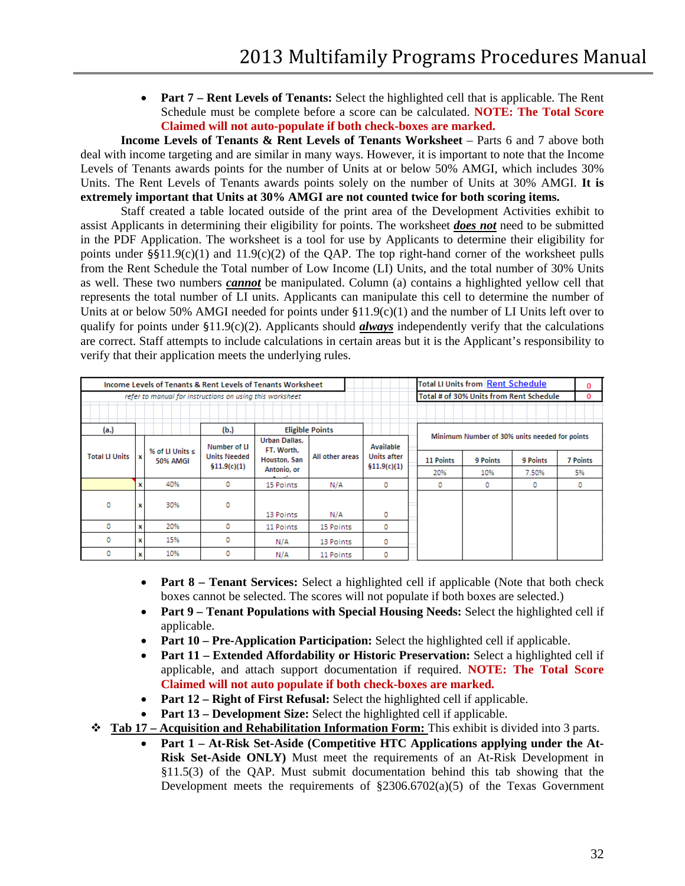- **Part 7 – Rent Levels of Tenants:** Select the highlighted cell that is applicable. The Rent Schedule must be complete before a score can be calculated. **NOTE: The Total Score Claimed will not auto-populate if both check-boxes are marked.**

**Income Levels of Tenants & Rent Levels of Tenants Worksheet** – Parts 6 and 7 above both deal with income targeting and are similar in many ways. However, it is important to note that the Income Levels of Tenants awards points for the number of Units at or below 50% AMGI, which includes 30% Units. The Rent Levels of Tenants awards points solely on the number of Units at 30% AMGI. **It is extremely important that Units at 30% AMGI are not counted twice for both scoring items.**

Staff created a table located outside of the print area of the Development Activities exhibit to assist Applicants in determining their eligibility for points. The worksheet ***does not*** need to be submitted in the PDF Application. The worksheet is a tool for use by Applicants to determine their eligibility for points under §§11.9(c)(1) and 11.9(c)(2) of the QAP. The top right-hand corner of the worksheet pulls from the Rent Schedule the Total number of Low Income (LI) Units, and the total number of 30% Units as well. These two numbers ***cannot*** be manipulated. Column (a) contains a highlighted yellow cell that represents the total number of LI units. Applicants can manipulate this cell to determine the number of Units at or below 50% AMGI needed for points under §11.9(c)(1) and the number of LI Units left over to qualify for points under §11.9(c)(2). Applicants should ***always*** independently verify that the calculations are correct. Staff attempts to include calculations in certain areas but it is the Applicant's responsibility to verify that their application meets the underlying rules.

**Income Levels of Tenants & Rent Levels of Tenants Worksheet**

*refer to manual for instructions on using this worksheet*

| (a.) | | | (b.) | Eligible Points | | |
|---|---|---|---|---|---|---|
| Total LI Units | x | % of LI Units ≤ 50% AMGI | Number of LI Units Needed §11.9(c)(1) | Urban Dallas, FT. Worth, Houston, San Antonio, or Austin | All other areas | Available Units after §11.9(c)(1) |
| | x | 40% | 0 | 15 Points | N/A | 0 |
| 0 | x | 30% | 0 | 13 Points | N/A | 0 |
| 0 | x | 20% | 0 | 11 Points | 15 Points | 0 |
| 0 | x | 15% | 0 | N/A | 13 Points | 0 |
| 0 | x | 10% | 0 | N/A | 11 Points | 0 |

| Total LI Units from Rent Schedule | 0 |
|---|---|
| Total # of 30% Units from Rent Schedule | 0 |

| Minimum Number of 30% units needed for points | | | |
|---|---|---|---|
| 11 Points | 9 Points | 9 Points | 7 Points |
| 20% | 10% | 7.50% | 5% |
| 0 | 0 | 0 | 0 |

- **Part 8 – Tenant Services:** Select a highlighted cell if applicable (Note that both check boxes cannot be selected. The scores will not populate if both boxes are selected.)
- **Part 9 – Tenant Populations with Special Housing Needs:** Select the highlighted cell if applicable.
- **Part 10 – Pre-Application Participation:** Select the highlighted cell if applicable.
- **Part 11 – Extended Affordability or Historic Preservation:** Select a highlighted cell if applicable, and attach support documentation if required. **NOTE: The Total Score Claimed will not auto populate if both check-boxes are marked.**
- **Part 12 – Right of First Refusal:** Select the highlighted cell if applicable.
- **Part 13 – Development Size:** Select the highlighted cell if applicable.

❖ **Tab 17 – Acquisition and Rehabilitation Information Form:** This exhibit is divided into 3 parts.

- **Part 1 – At-Risk Set-Aside (Competitive HTC Applications applying under the At-Risk Set-Aside ONLY)** Must meet the requirements of an At-Risk Development in §11.5(3) of the QAP. Must submit documentation behind this tab showing that the Development meets the requirements of §2306.6702(a)(5) of the Texas Government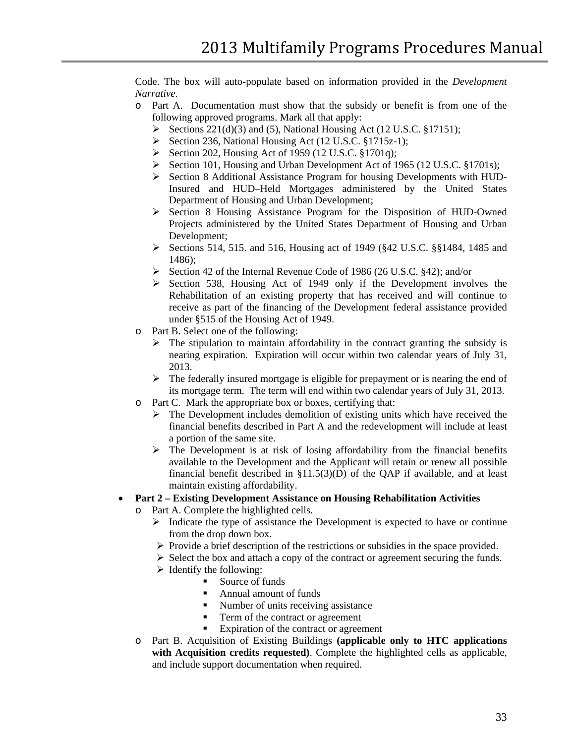Code. The box will auto-populate based on information provided in the *Development Narrative*.

- Part A. Documentation must show that the subsidy or benefit is from one of the following approved programs. Mark all that apply:
  - Sections 221(d)(3) and (5), National Housing Act (12 U.S.C. §17151);
  - Section 236, National Housing Act (12 U.S.C. §1715z-1);
  - Section 202, Housing Act of 1959 (12 U.S.C. §1701q);
  - Section 101, Housing and Urban Development Act of 1965 (12 U.S.C. §1701s);
  - Section 8 Additional Assistance Program for housing Developments with HUD-Insured and HUD–Held Mortgages administered by the United States Department of Housing and Urban Development;
  - Section 8 Housing Assistance Program for the Disposition of HUD-Owned Projects administered by the United States Department of Housing and Urban Development;
  - Sections 514, 515. and 516, Housing act of 1949 (§42 U.S.C. §§1484, 1485 and 1486);
  - Section 42 of the Internal Revenue Code of 1986 (26 U.S.C. §42); and/or
  - Section 538, Housing Act of 1949 only if the Development involves the Rehabilitation of an existing property that has received and will continue to receive as part of the financing of the Development federal assistance provided under §515 of the Housing Act of 1949.
- Part B. Select one of the following:
  - The stipulation to maintain affordability in the contract granting the subsidy is nearing expiration. Expiration will occur within two calendar years of July 31, 2013.
  - The federally insured mortgage is eligible for prepayment or is nearing the end of its mortgage term. The term will end within two calendar years of July 31, 2013.
- Part C. Mark the appropriate box or boxes, certifying that:
  - The Development includes demolition of existing units which have received the financial benefits described in Part A and the redevelopment will include at least a portion of the same site.
  - The Development is at risk of losing affordability from the financial benefits available to the Development and the Applicant will retain or renew all possible financial benefit described in §11.5(3)(D) of the QAP if available, and at least maintain existing affordability.

- **Part 2 – Existing Development Assistance on Housing Rehabilitation Activities**
  - Part A. Complete the highlighted cells.
    - Indicate the type of assistance the Development is expected to have or continue from the drop down box.
    - Provide a brief description of the restrictions or subsidies in the space provided.
    - Select the box and attach a copy of the contract or agreement securing the funds.
    - Identify the following:
      - Source of funds
      - Annual amount of funds
      - Number of units receiving assistance
      - Term of the contract or agreement
      - Expiration of the contract or agreement
  - Part B. Acquisition of Existing Buildings **(applicable only to HTC applications with Acquisition credits requested)**. Complete the highlighted cells as applicable, and include support documentation when required.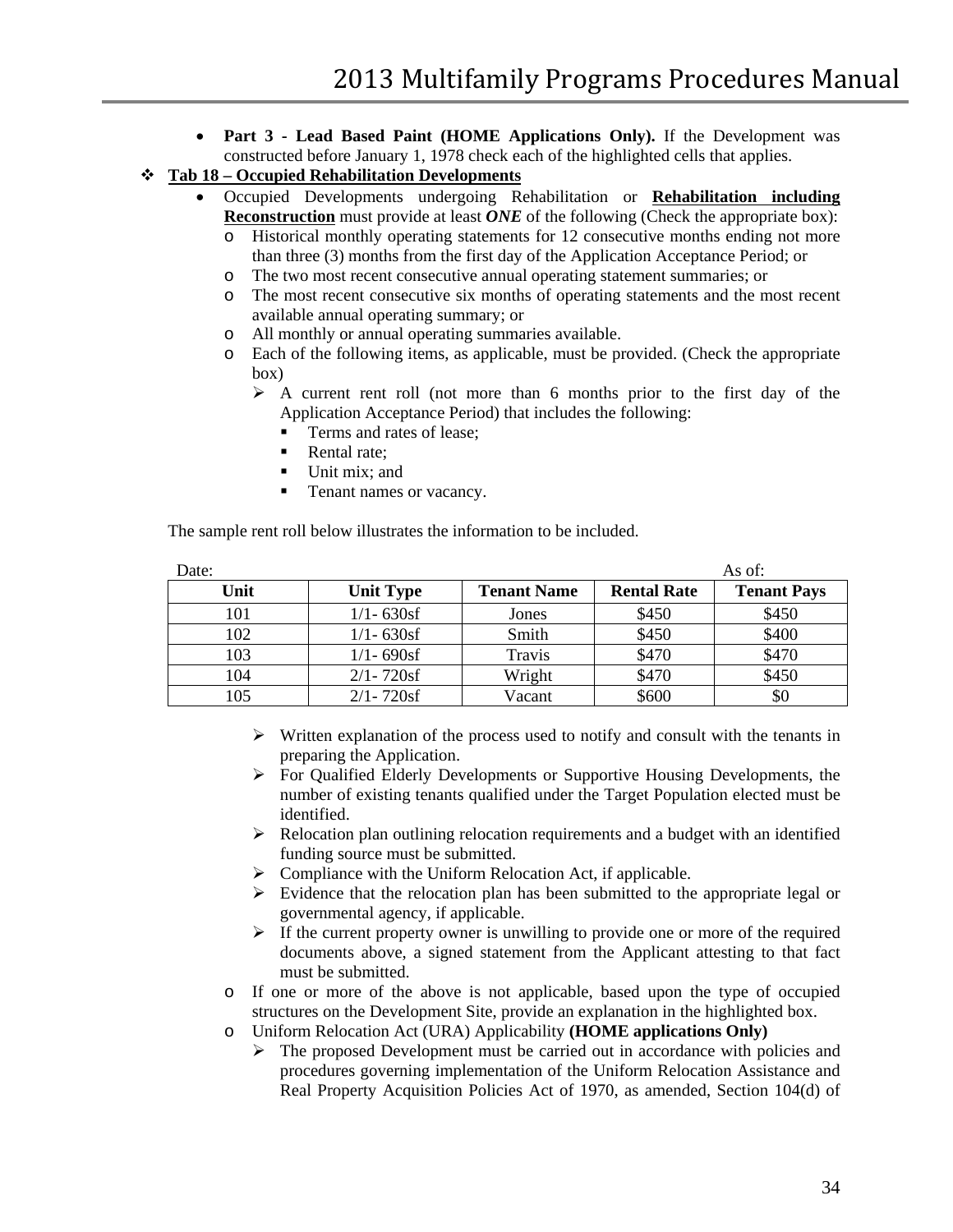- **Part 3 - Lead Based Paint (HOME Applications Only).** If the Development was constructed before January 1, 1978 check each of the highlighted cells that applies.

❖ **Tab 18 – Occupied Rehabilitation Developments**

- Occupied Developments undergoing Rehabilitation or **Rehabilitation including Reconstruction** must provide at least ***ONE*** of the following (Check the appropriate box):
  - Historical monthly operating statements for 12 consecutive months ending not more than three (3) months from the first day of the Application Acceptance Period; or
  - The two most recent consecutive annual operating statement summaries; or
  - The most recent consecutive six months of operating statements and the most recent available annual operating summary; or
  - All monthly or annual operating summaries available.
  - Each of the following items, as applicable, must be provided. (Check the appropriate box)
    - A current rent roll (not more than 6 months prior to the first day of the Application Acceptance Period) that includes the following:
      - Terms and rates of lease;
      - Rental rate;
      - Unit mix; and
      - Tenant names or vacancy.

The sample rent roll below illustrates the information to be included.

Date: As of:

| Unit | Unit Type | Tenant Name | Rental Rate | Tenant Pays |
|---|---|---|---|---|
| 101 | 1/1- 630sf | Jones | $450 | $450 |
| 102 | 1/1- 630sf | Smith | $450 | $400 |
| 103 | 1/1- 690sf | Travis | $470 | $470 |
| 104 | 2/1- 720sf | Wright | $470 | $450 |
| 105 | 2/1- 720sf | Vacant | $600 | $0 |

    - Written explanation of the process used to notify and consult with the tenants in preparing the Application.
    - For Qualified Elderly Developments or Supportive Housing Developments, the number of existing tenants qualified under the Target Population elected must be identified.
    - Relocation plan outlining relocation requirements and a budget with an identified funding source must be submitted.
    - Compliance with the Uniform Relocation Act, if applicable.
    - Evidence that the relocation plan has been submitted to the appropriate legal or governmental agency, if applicable.
    - If the current property owner is unwilling to provide one or more of the required documents above, a signed statement from the Applicant attesting to that fact must be submitted.
  - If one or more of the above is not applicable, based upon the type of occupied structures on the Development Site, provide an explanation in the highlighted box.
  - Uniform Relocation Act (URA) Applicability **(HOME applications Only)**
    - The proposed Development must be carried out in accordance with policies and procedures governing implementation of the Uniform Relocation Assistance and Real Property Acquisition Policies Act of 1970, as amended, Section 104(d) of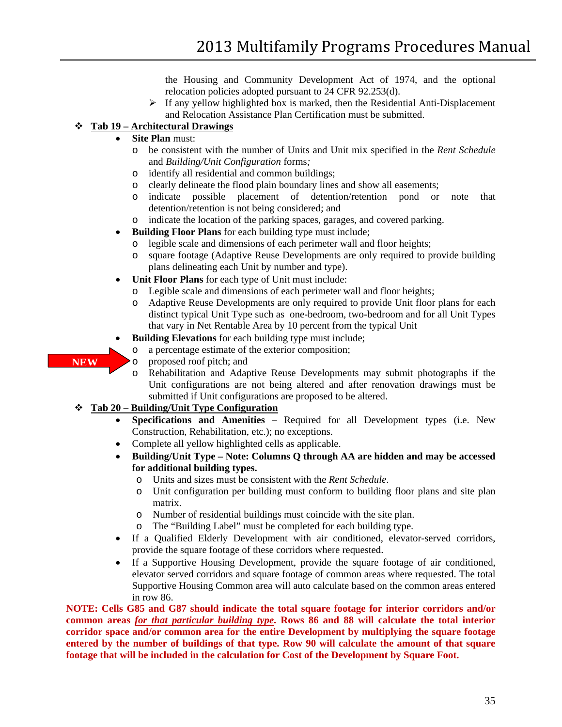the Housing and Community Development Act of 1974, and the optional relocation policies adopted pursuant to 24 CFR 92.253(d).

- If any yellow highlighted box is marked, then the Residential Anti-Displacement and Relocation Assistance Plan Certification must be submitted.

- **Tab 19 – Architectural Drawings**
  - **Site Plan** must:
    - be consistent with the number of Units and Unit mix specified in the *Rent Schedule* and *Building/Unit Configuration* forms*;*
    - identify all residential and common buildings;
    - clearly delineate the flood plain boundary lines and show all easements;
    - indicate possible placement of detention/retention pond or note that detention/retention is not being considered; and
    - indicate the location of the parking spaces, garages, and covered parking.
  - **Building Floor Plans** for each building type must include;
    - legible scale and dimensions of each perimeter wall and floor heights;
    - square footage (Adaptive Reuse Developments are only required to provide building plans delineating each Unit by number and type).
  - **Unit Floor Plans** for each type of Unit must include:
    - Legible scale and dimensions of each perimeter wall and floor heights;
    - Adaptive Reuse Developments are only required to provide Unit floor plans for each distinct typical Unit Type such as one-bedroom, two-bedroom and for all Unit Types that vary in Net Rentable Area by 10 percent from the typical Unit
  - **Building Elevations** for each building type must include;
    - a percentage estimate of the exterior composition;
    - NEW → proposed roof pitch; and
    - Rehabilitation and Adaptive Reuse Developments may submit photographs if the Unit configurations are not being altered and after renovation drawings must be submitted if Unit configurations are proposed to be altered.

- **Tab 20 – Building/Unit Type Configuration**
  - **Specifications and Amenities –** Required for all Development types (i.e. New Construction, Rehabilitation, etc.); no exceptions.
  - Complete all yellow highlighted cells as applicable.
  - **Building/Unit Type – Note: Columns Q through AA are hidden and may be accessed for additional building types.**
    - Units and sizes must be consistent with the *Rent Schedule*.
    - Unit configuration per building must conform to building floor plans and site plan matrix.
    - Number of residential buildings must coincide with the site plan.
    - The "Building Label" must be completed for each building type.
  - If a Qualified Elderly Development with air conditioned, elevator-served corridors, provide the square footage of these corridors where requested.
  - If a Supportive Housing Development, provide the square footage of air conditioned, elevator served corridors and square footage of common areas where requested. The total Supportive Housing Common area will auto calculate based on the common areas entered in row 86.

**NOTE: Cells G85 and G87 should indicate the total square footage for interior corridors and/or common areas *<u>for that particular building type</u>*. Rows 86 and 88 will calculate the total interior corridor space and/or common area for the entire Development by multiplying the square footage entered by the number of buildings of that type. Row 90 will calculate the amount of that square footage that will be included in the calculation for Cost of the Development by Square Foot.**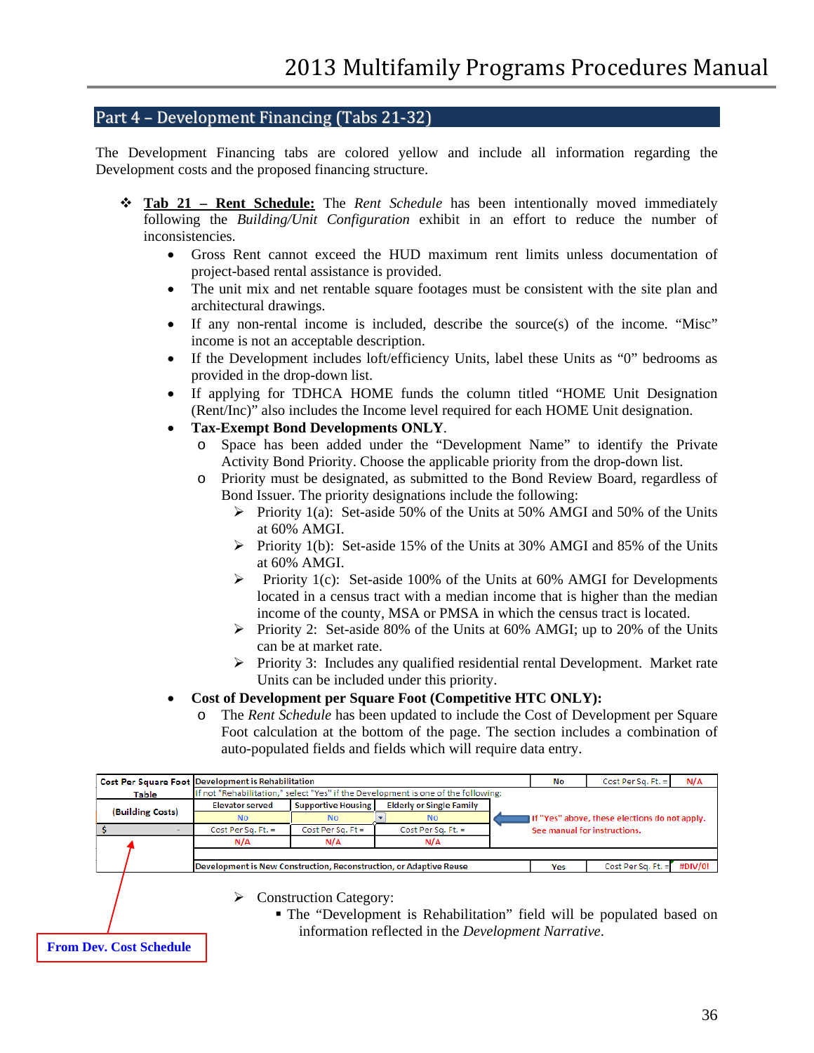## Part 4 – Development Financing (Tabs 21-32)

The Development Financing tabs are colored yellow and include all information regarding the Development costs and the proposed financing structure.

- **Tab 21 – Rent Schedule:** The *Rent Schedule* has been intentionally moved immediately following the *Building/Unit Configuration* exhibit in an effort to reduce the number of inconsistencies.
  - Gross Rent cannot exceed the HUD maximum rent limits unless documentation of project-based rental assistance is provided.
  - The unit mix and net rentable square footages must be consistent with the site plan and architectural drawings.
  - If any non-rental income is included, describe the source(s) of the income. "Misc" income is not an acceptable description.
  - If the Development includes loft/efficiency Units, label these Units as "0" bedrooms as provided in the drop-down list.
  - If applying for TDHCA HOME funds the column titled "HOME Unit Designation (Rent/Inc)" also includes the Income level required for each HOME Unit designation.
  - **Tax-Exempt Bond Developments ONLY**.
    - Space has been added under the "Development Name" to identify the Private Activity Bond Priority. Choose the applicable priority from the drop-down list.
    - Priority must be designated, as submitted to the Bond Review Board, regardless of Bond Issuer. The priority designations include the following:
      - Priority 1(a): Set-aside 50% of the Units at 50% AMGI and 50% of the Units at 60% AMGI.
      - Priority 1(b): Set-aside 15% of the Units at 30% AMGI and 85% of the Units at 60% AMGI.
      - Priority 1(c): Set-aside 100% of the Units at 60% AMGI for Developments located in a census tract with a median income that is higher than the median income of the county, MSA or PMSA in which the census tract is located.
      - Priority 2: Set-aside 80% of the Units at 60% AMGI; up to 20% of the Units can be at market rate.
      - Priority 3: Includes any qualified residential rental Development. Market rate Units can be included under this priority.
  - **Cost of Development per Square Foot (Competitive HTC ONLY):**
    - The *Rent Schedule* has been updated to include the Cost of Development per Square Foot calculation at the bottom of the page. The section includes a combination of auto-populated fields and fields which will require data entry.

| Cost Per Square Foot Table | Development is Rehabilitation | | | No | Cost Per Sq. Ft. = | N/A |
|---|---|---|---|---|---|---|
| | If not "Rehabilitation," select "Yes" if the Development is one of the following: | | | | | |
| (Building Costs) | Elevator served | Supportive Housing | Elderly or Single Family | | | |
| | No | No | No | If "Yes" above, these elections do not apply. See manual for instructions. | | |
| $ - | Cost Per Sq. Ft. = | Cost Per Sq. Ft = | Cost Per Sq. Ft. = | | | |
| | N/A | N/A | N/A | | | |
| | Development is New Construction, Reconstruction, or Adaptive Reuse | | | Yes | Cost Per Sq. Ft. = | #DIV/0! |

From Dev. Cost Schedule

- Construction Category:
  - The "Development is Rehabilitation" field will be populated based on information reflected in the *Development Narrative*.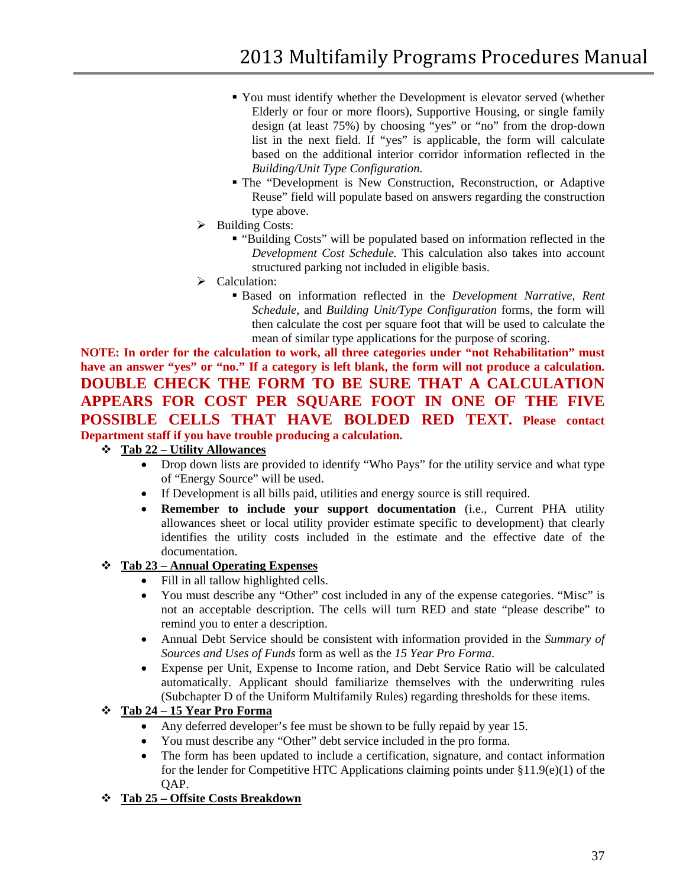- You must identify whether the Development is elevator served (whether Elderly or four or more floors), Supportive Housing, or single family design (at least 75%) by choosing "yes" or "no" from the drop-down list in the next field. If "yes" is applicable, the form will calculate based on the additional interior corridor information reflected in the *Building/Unit Type Configuration.*
- The "Development is New Construction, Reconstruction, or Adaptive Reuse" field will populate based on answers regarding the construction type above.

- Building Costs:
  - "Building Costs" will be populated based on information reflected in the *Development Cost Schedule.* This calculation also takes into account structured parking not included in eligible basis.
- Calculation:
  - Based on information reflected in the *Development Narrative, Rent Schedule,* and *Building Unit/Type Configuration* forms, the form will then calculate the cost per square foot that will be used to calculate the mean of similar type applications for the purpose of scoring.

**NOTE: In order for the calculation to work, all three categories under "not Rehabilitation" must have an answer "yes" or "no." If a category is left blank, the form will not produce a calculation. DOUBLE CHECK THE FORM TO BE SURE THAT A CALCULATION APPEARS FOR COST PER SQUARE FOOT IN ONE OF THE FIVE POSSIBLE CELLS THAT HAVE BOLDED RED TEXT. Please contact Department staff if you have trouble producing a calculation.**

❖ **Tab 22 – Utility Allowances**

- Drop down lists are provided to identify "Who Pays" for the utility service and what type of "Energy Source" will be used.
- If Development is all bills paid, utilities and energy source is still required.
- **Remember to include your support documentation** (i.e., Current PHA utility allowances sheet or local utility provider estimate specific to development) that clearly identifies the utility costs included in the estimate and the effective date of the documentation.

❖ **Tab 23 – Annual Operating Expenses**

- Fill in all tallow highlighted cells.
- You must describe any "Other" cost included in any of the expense categories. "Misc" is not an acceptable description. The cells will turn RED and state "please describe" to remind you to enter a description.
- Annual Debt Service should be consistent with information provided in the *Summary of Sources and Uses of Funds* form as well as the *15 Year Pro Forma*.
- Expense per Unit, Expense to Income ration, and Debt Service Ratio will be calculated automatically. Applicant should familiarize themselves with the underwriting rules (Subchapter D of the Uniform Multifamily Rules) regarding thresholds for these items.

❖ **Tab 24 – 15 Year Pro Forma**

- Any deferred developer's fee must be shown to be fully repaid by year 15.
- You must describe any "Other" debt service included in the pro forma.
- The form has been updated to include a certification, signature, and contact information for the lender for Competitive HTC Applications claiming points under §11.9(e)(1) of the QAP.

❖ **Tab 25 – Offsite Costs Breakdown**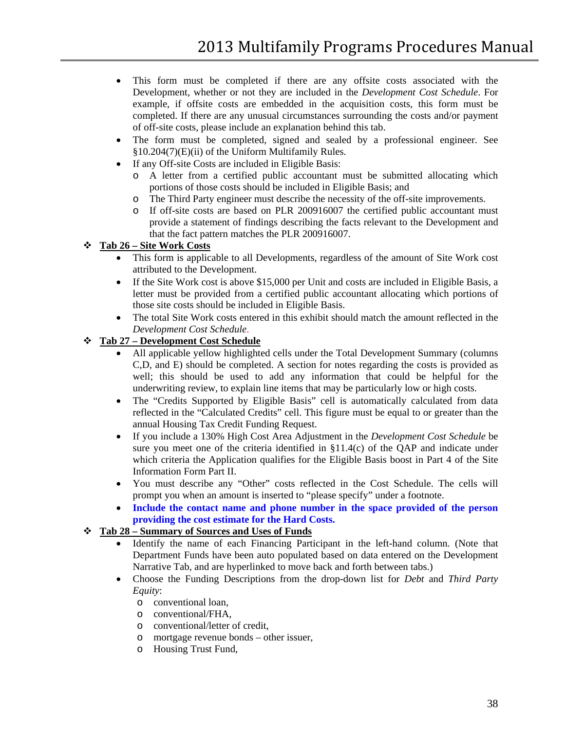- This form must be completed if there are any offsite costs associated with the Development, whether or not they are included in the *Development Cost Schedule*. For example, if offsite costs are embedded in the acquisition costs, this form must be completed. If there are any unusual circumstances surrounding the costs and/or payment of off-site costs, please include an explanation behind this tab.
- The form must be completed, signed and sealed by a professional engineer. See §10.204(7)(E)(ii) of the Uniform Multifamily Rules.
- If any Off-site Costs are included in Eligible Basis:
  - A letter from a certified public accountant must be submitted allocating which portions of those costs should be included in Eligible Basis; and
  - The Third Party engineer must describe the necessity of the off-site improvements.
  - If off-site costs are based on PLR 200916007 the certified public accountant must provide a statement of findings describing the facts relevant to the Development and that the fact pattern matches the PLR 200916007.

❖ **<u>Tab 26 – Site Work Costs</u>**

- This form is applicable to all Developments, regardless of the amount of Site Work cost attributed to the Development.
- If the Site Work cost is above $15,000 per Unit and costs are included in Eligible Basis, a letter must be provided from a certified public accountant allocating which portions of those site costs should be included in Eligible Basis.
- The total Site Work costs entered in this exhibit should match the amount reflected in the *Development Cost Schedule*.

❖ **<u>Tab 27 – Development Cost Schedule</u>**

- All applicable yellow highlighted cells under the Total Development Summary (columns C,D, and E) should be completed. A section for notes regarding the costs is provided as well; this should be used to add any information that could be helpful for the underwriting review, to explain line items that may be particularly low or high costs.
- The "Credits Supported by Eligible Basis" cell is automatically calculated from data reflected in the "Calculated Credits" cell. This figure must be equal to or greater than the annual Housing Tax Credit Funding Request.
- If you include a 130% High Cost Area Adjustment in the *Development Cost Schedule* be sure you meet one of the criteria identified in §11.4(c) of the QAP and indicate under which criteria the Application qualifies for the Eligible Basis boost in Part 4 of the Site Information Form Part II.
- You must describe any "Other" costs reflected in the Cost Schedule. The cells will prompt you when an amount is inserted to "please specify" under a footnote.
- **Include the contact name and phone number in the space provided of the person providing the cost estimate for the Hard Costs.**

❖ **<u>Tab 28 – Summary of Sources and Uses of Funds</u>**

- Identify the name of each Financing Participant in the left-hand column. (Note that Department Funds have been auto populated based on data entered on the Development Narrative Tab, and are hyperlinked to move back and forth between tabs.)
- Choose the Funding Descriptions from the drop-down list for *Debt* and *Third Party Equity*:
  - conventional loan,
  - conventional/FHA,
  - conventional/letter of credit,
  - mortgage revenue bonds – other issuer,
  - Housing Trust Fund,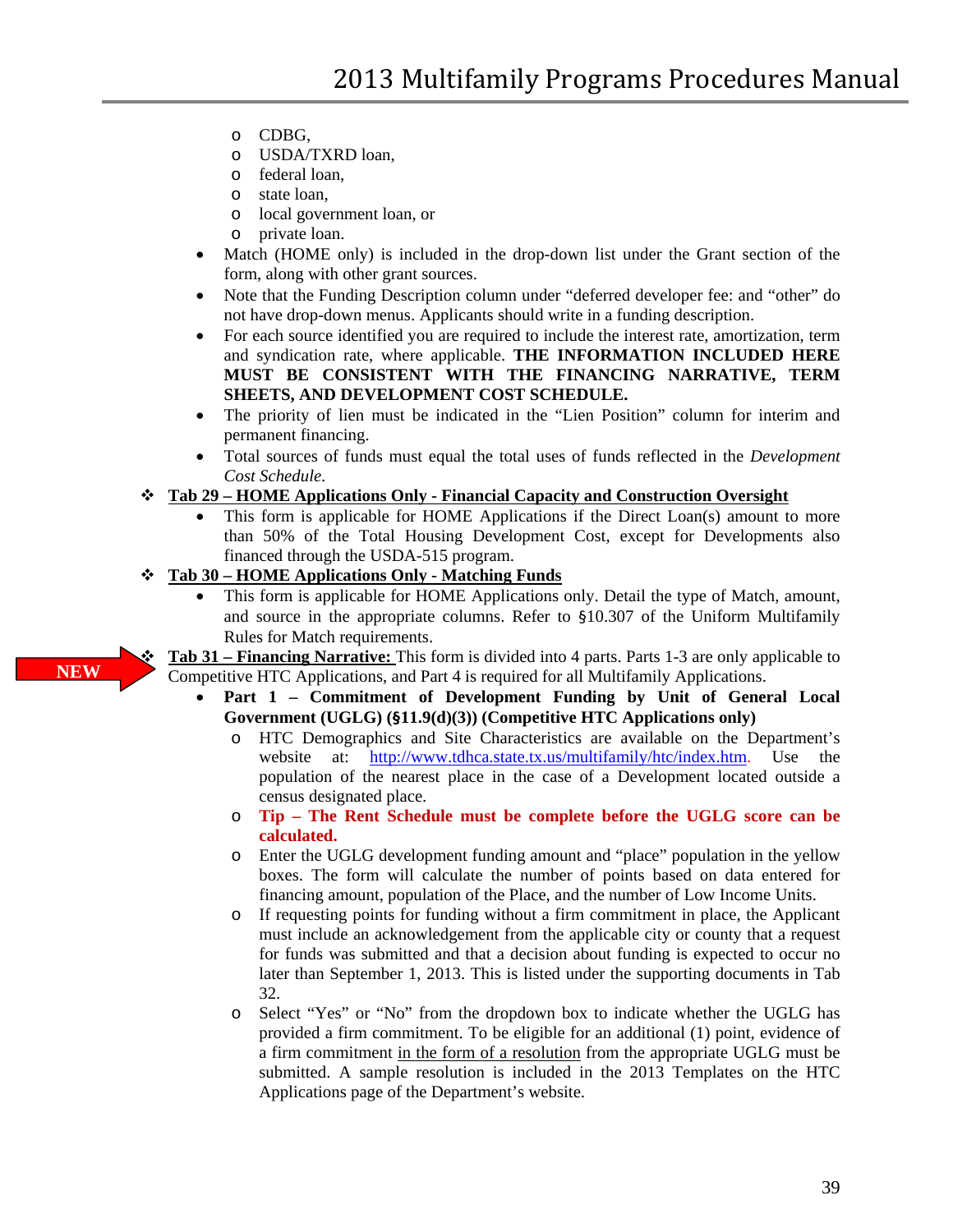- CDBG,
    - USDA/TXRD loan,
    - federal loan,
    - state loan,
    - local government loan, or
    - private loan.
  - Match (HOME only) is included in the drop-down list under the Grant section of the form, along with other grant sources.
  - Note that the Funding Description column under "deferred developer fee: and "other" do not have drop-down menus. Applicants should write in a funding description.
  - For each source identified you are required to include the interest rate, amortization, term and syndication rate, where applicable. **THE INFORMATION INCLUDED HERE MUST BE CONSISTENT WITH THE FINANCING NARRATIVE, TERM SHEETS, AND DEVELOPMENT COST SCHEDULE.**
  - The priority of lien must be indicated in the "Lien Position" column for interim and permanent financing.
  - Total sources of funds must equal the total uses of funds reflected in the *Development Cost Schedule*.

- **Tab 29 – HOME Applications Only - Financial Capacity and Construction Oversight**
  - This form is applicable for HOME Applications if the Direct Loan(s) amount to more than 50% of the Total Housing Development Cost, except for Developments also financed through the USDA-515 program.

- **Tab 30 – HOME Applications Only - Matching Funds**
  - This form is applicable for HOME Applications only. Detail the type of Match, amount, and source in the appropriate columns. Refer to §10.307 of the Uniform Multifamily Rules for Match requirements.

**NEW**

- **Tab 31 – Financing Narrative:** This form is divided into 4 parts. Parts 1-3 are only applicable to Competitive HTC Applications, and Part 4 is required for all Multifamily Applications.
  - **Part 1 – Commitment of Development Funding by Unit of General Local Government (UGLG) (§11.9(d)(3)) (Competitive HTC Applications only)**
    - HTC Demographics and Site Characteristics are available on the Department's website at: http://www.tdhca.state.tx.us/multifamily/htc/index.htm. Use the population of the nearest place in the case of a Development located outside a census designated place.
    - **Tip – The Rent Schedule must be complete before the UGLG score can be calculated.**
    - Enter the UGLG development funding amount and "place" population in the yellow boxes. The form will calculate the number of points based on data entered for financing amount, population of the Place, and the number of Low Income Units.
    - If requesting points for funding without a firm commitment in place, the Applicant must include an acknowledgement from the applicable city or county that a request for funds was submitted and that a decision about funding is expected to occur no later than September 1, 2013. This is listed under the supporting documents in Tab 32.
    - Select "Yes" or "No" from the dropdown box to indicate whether the UGLG has provided a firm commitment. To be eligible for an additional (1) point, evidence of a firm commitment in the form of a resolution from the appropriate UGLG must be submitted. A sample resolution is included in the 2013 Templates on the HTC Applications page of the Department's website.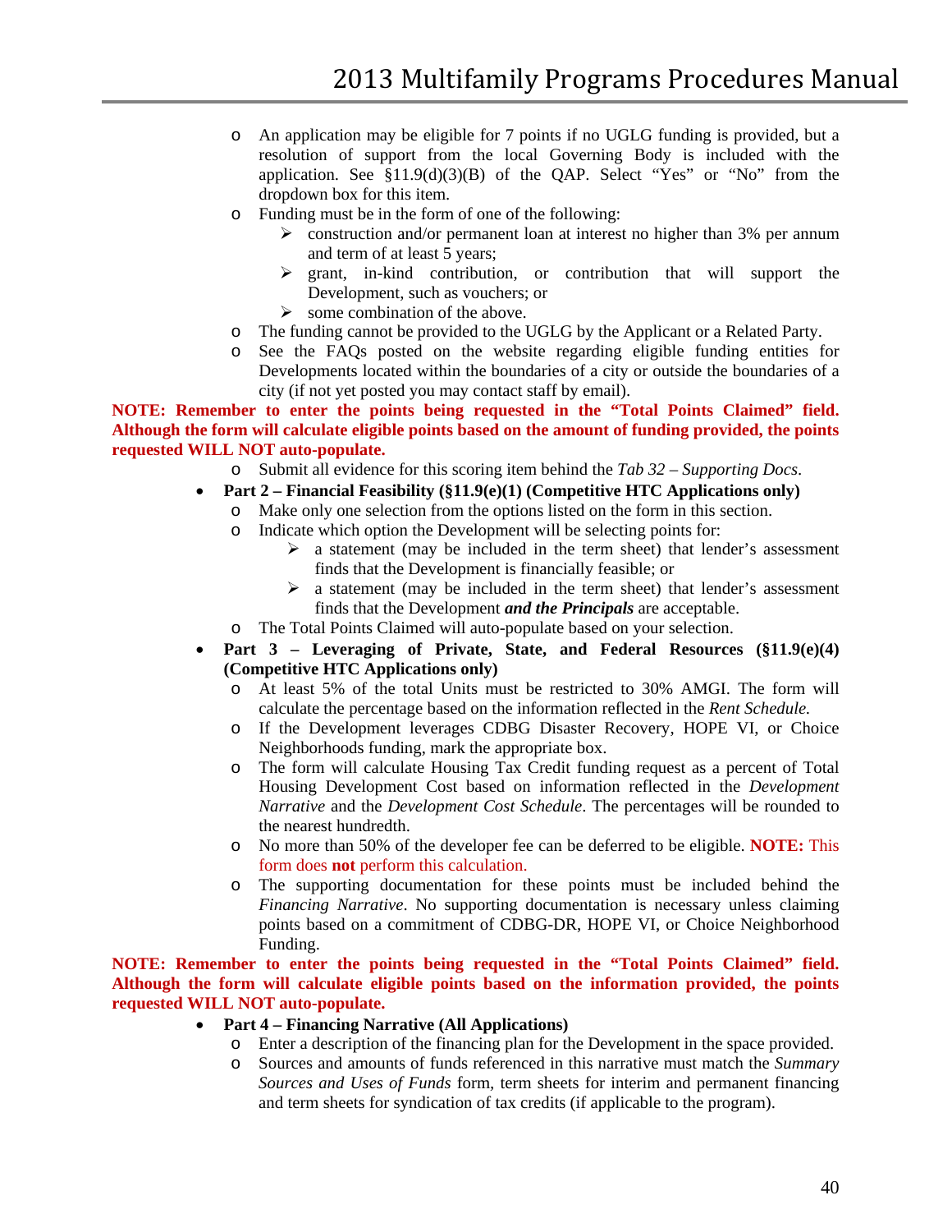- An application may be eligible for 7 points if no UGLG funding is provided, but a resolution of support from the local Governing Body is included with the application. See §11.9(d)(3)(B) of the QAP. Select "Yes" or "No" from the dropdown box for this item.
- Funding must be in the form of one of the following:
  - construction and/or permanent loan at interest no higher than 3% per annum and term of at least 5 years;
  - grant, in-kind contribution, or contribution that will support the Development, such as vouchers; or
  - some combination of the above.
- The funding cannot be provided to the UGLG by the Applicant or a Related Party.
- See the FAQs posted on the website regarding eligible funding entities for Developments located within the boundaries of a city or outside the boundaries of a city (if not yet posted you may contact staff by email).

**NOTE: Remember to enter the points being requested in the "Total Points Claimed" field. Although the form will calculate eligible points based on the amount of funding provided, the points requested WILL NOT auto-populate.**

- Submit all evidence for this scoring item behind the *Tab 32 – Supporting Docs*.

- **Part 2 – Financial Feasibility (§11.9(e)(1) (Competitive HTC Applications only)**
  - Make only one selection from the options listed on the form in this section.
  - Indicate which option the Development will be selecting points for:
    - a statement (may be included in the term sheet) that lender's assessment finds that the Development is financially feasible; or
    - a statement (may be included in the term sheet) that lender's assessment finds that the Development ***and the Principals*** are acceptable.
  - The Total Points Claimed will auto-populate based on your selection.
- **Part 3 – Leveraging of Private, State, and Federal Resources (§11.9(e)(4) (Competitive HTC Applications only)**
  - At least 5% of the total Units must be restricted to 30% AMGI. The form will calculate the percentage based on the information reflected in the *Rent Schedule.*
  - If the Development leverages CDBG Disaster Recovery, HOPE VI, or Choice Neighborhoods funding, mark the appropriate box.
  - The form will calculate Housing Tax Credit funding request as a percent of Total Housing Development Cost based on information reflected in the *Development Narrative* and the *Development Cost Schedule*. The percentages will be rounded to the nearest hundredth.
  - No more than 50% of the developer fee can be deferred to be eligible. **NOTE:** This form does **not** perform this calculation.
  - The supporting documentation for these points must be included behind the *Financing Narrative*. No supporting documentation is necessary unless claiming points based on a commitment of CDBG-DR, HOPE VI, or Choice Neighborhood Funding.

**NOTE: Remember to enter the points being requested in the "Total Points Claimed" field. Although the form will calculate eligible points based on the information provided, the points requested WILL NOT auto-populate.**

- **Part 4 – Financing Narrative (All Applications)**
  - Enter a description of the financing plan for the Development in the space provided.
  - Sources and amounts of funds referenced in this narrative must match the *Summary Sources and Uses of Funds* form, term sheets for interim and permanent financing and term sheets for syndication of tax credits (if applicable to the program).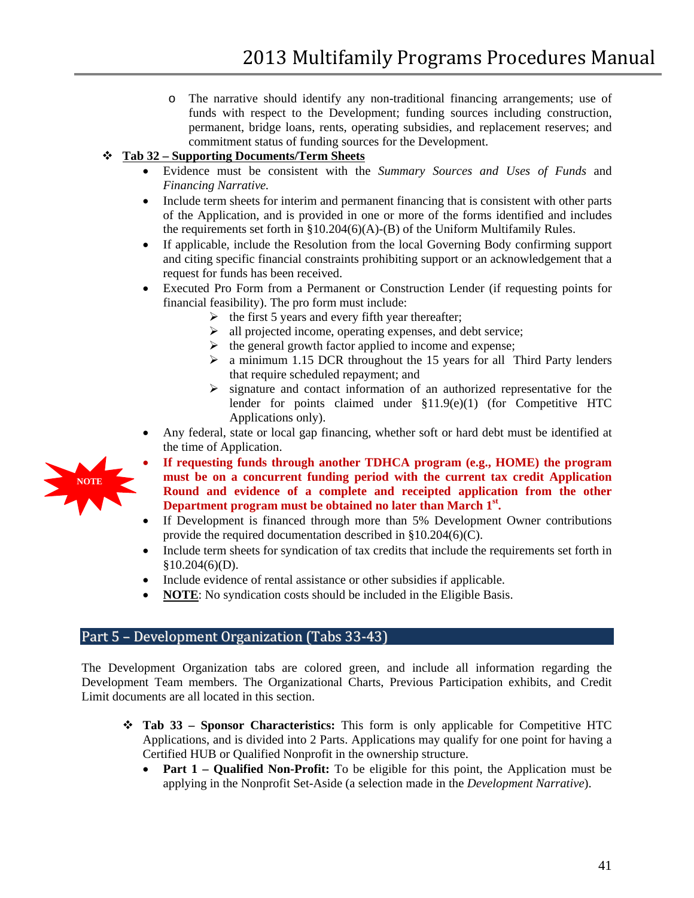- The narrative should identify any non-traditional financing arrangements; use of funds with respect to the Development; funding sources including construction, permanent, bridge loans, rents, operating subsidies, and replacement reserves; and commitment status of funding sources for the Development.

- **Tab 32 – Supporting Documents/Term Sheets**
  - Evidence must be consistent with the *Summary Sources and Uses of Funds* and *Financing Narrative.*
  - Include term sheets for interim and permanent financing that is consistent with other parts of the Application, and is provided in one or more of the forms identified and includes the requirements set forth in §10.204(6)(A)-(B) of the Uniform Multifamily Rules.
  - If applicable, include the Resolution from the local Governing Body confirming support and citing specific financial constraints prohibiting support or an acknowledgement that a request for funds has been received.
  - Executed Pro Form from a Permanent or Construction Lender (if requesting points for financial feasibility). The pro form must include:
    - the first 5 years and every fifth year thereafter;
    - all projected income, operating expenses, and debt service;
    - the general growth factor applied to income and expense;
    - a minimum 1.15 DCR throughout the 15 years for all Third Party lenders that require scheduled repayment; and
    - signature and contact information of an authorized representative for the lender for points claimed under §11.9(e)(1) (for Competitive HTC Applications only).
  - Any federal, state or local gap financing, whether soft or hard debt must be identified at the time of Application.
  - NOTE **If requesting funds through another TDHCA program (e.g., HOME) the program must be on a concurrent funding period with the current tax credit Application Round and evidence of a complete and receipted application from the other Department program must be obtained no later than March 1st.**
  - If Development is financed through more than 5% Development Owner contributions provide the required documentation described in §10.204(6)(C).
  - Include term sheets for syndication of tax credits that include the requirements set forth in §10.204(6)(D).
  - Include evidence of rental assistance or other subsidies if applicable.
  - **NOTE**: No syndication costs should be included in the Eligible Basis.

## Part 5 – Development Organization (Tabs 33-43)

The Development Organization tabs are colored green, and include all information regarding the Development Team members. The Organizational Charts, Previous Participation exhibits, and Credit Limit documents are all located in this section.

- **Tab 33 – Sponsor Characteristics:** This form is only applicable for Competitive HTC Applications, and is divided into 2 Parts. Applications may qualify for one point for having a Certified HUB or Qualified Nonprofit in the ownership structure.
  - **Part 1 – Qualified Non-Profit:** To be eligible for this point, the Application must be applying in the Nonprofit Set-Aside (a selection made in the *Development Narrative*).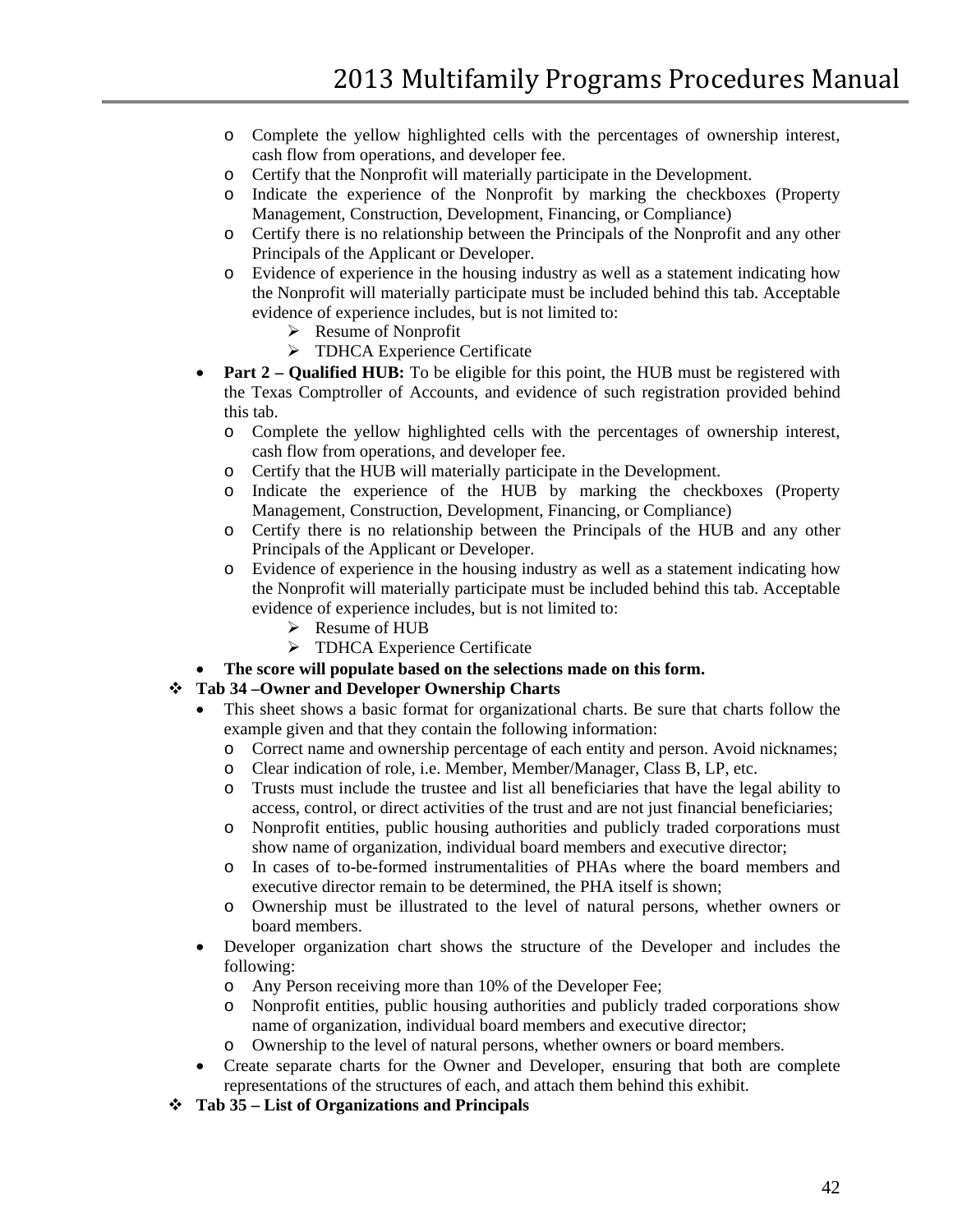- Complete the yellow highlighted cells with the percentages of ownership interest, cash flow from operations, and developer fee.
  - Certify that the Nonprofit will materially participate in the Development.
  - Indicate the experience of the Nonprofit by marking the checkboxes (Property Management, Construction, Development, Financing, or Compliance)
  - Certify there is no relationship between the Principals of the Nonprofit and any other Principals of the Applicant or Developer.
  - Evidence of experience in the housing industry as well as a statement indicating how the Nonprofit will materially participate must be included behind this tab. Acceptable evidence of experience includes, but is not limited to:
    - Resume of Nonprofit
    - TDHCA Experience Certificate
- **Part 2 – Qualified HUB:** To be eligible for this point, the HUB must be registered with the Texas Comptroller of Accounts, and evidence of such registration provided behind this tab.
  - Complete the yellow highlighted cells with the percentages of ownership interest, cash flow from operations, and developer fee.
  - Certify that the HUB will materially participate in the Development.
  - Indicate the experience of the HUB by marking the checkboxes (Property Management, Construction, Development, Financing, or Compliance)
  - Certify there is no relationship between the Principals of the HUB and any other Principals of the Applicant or Developer.
  - Evidence of experience in the housing industry as well as a statement indicating how the Nonprofit will materially participate must be included behind this tab. Acceptable evidence of experience includes, but is not limited to:
    - Resume of HUB
    - TDHCA Experience Certificate
- **The score will populate based on the selections made on this form.**

**Tab 34 –Owner and Developer Ownership Charts**

- This sheet shows a basic format for organizational charts. Be sure that charts follow the example given and that they contain the following information:
  - Correct name and ownership percentage of each entity and person. Avoid nicknames;
  - Clear indication of role, i.e. Member, Member/Manager, Class B, LP, etc.
  - Trusts must include the trustee and list all beneficiaries that have the legal ability to access, control, or direct activities of the trust and are not just financial beneficiaries;
  - Nonprofit entities, public housing authorities and publicly traded corporations must show name of organization, individual board members and executive director;
  - In cases of to-be-formed instrumentalities of PHAs where the board members and executive director remain to be determined, the PHA itself is shown;
  - Ownership must be illustrated to the level of natural persons, whether owners or board members.
- Developer organization chart shows the structure of the Developer and includes the following:
  - Any Person receiving more than 10% of the Developer Fee;
  - Nonprofit entities, public housing authorities and publicly traded corporations show name of organization, individual board members and executive director;
  - Ownership to the level of natural persons, whether owners or board members.
- Create separate charts for the Owner and Developer, ensuring that both are complete representations of the structures of each, and attach them behind this exhibit.

**Tab 35 – List of Organizations and Principals**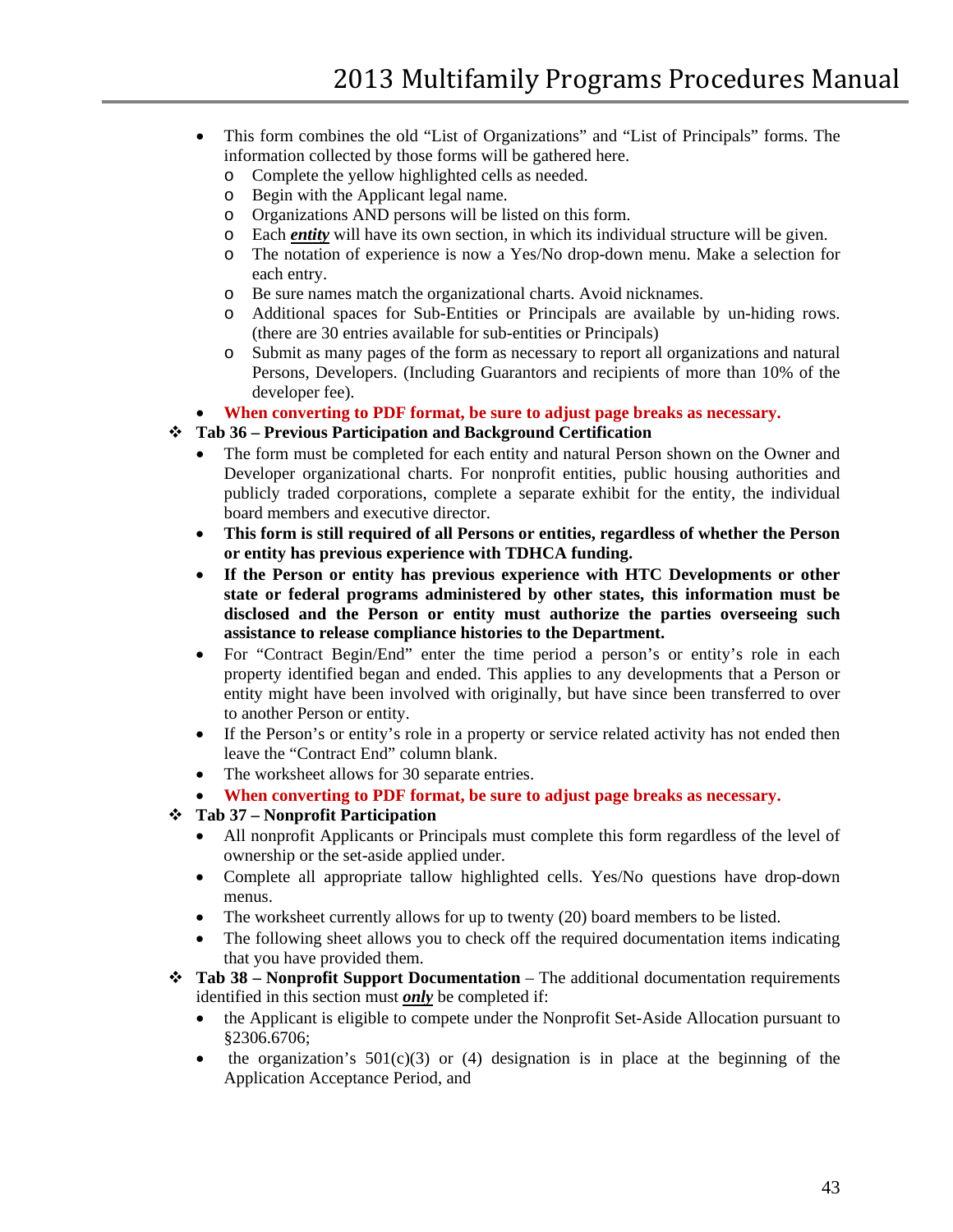- This form combines the old "List of Organizations" and "List of Principals" forms. The information collected by those forms will be gathered here.
  - Complete the yellow highlighted cells as needed.
  - Begin with the Applicant legal name.
  - Organizations AND persons will be listed on this form.
  - Each ***entity*** will have its own section, in which its individual structure will be given.
  - The notation of experience is now a Yes/No drop-down menu. Make a selection for each entry.
  - Be sure names match the organizational charts. Avoid nicknames.
  - Additional spaces for Sub-Entities or Principals are available by un-hiding rows. (there are 30 entries available for sub-entities or Principals)
  - Submit as many pages of the form as necessary to report all organizations and natural Persons, Developers. (Including Guarantors and recipients of more than 10% of the developer fee).
- **When converting to PDF format, be sure to adjust page breaks as necessary.**

❖ **Tab 36 – Previous Participation and Background Certification**

- The form must be completed for each entity and natural Person shown on the Owner and Developer organizational charts. For nonprofit entities, public housing authorities and publicly traded corporations, complete a separate exhibit for the entity, the individual board members and executive director.
- **This form is still required of all Persons or entities, regardless of whether the Person or entity has previous experience with TDHCA funding.**
- **If the Person or entity has previous experience with HTC Developments or other state or federal programs administered by other states, this information must be disclosed and the Person or entity must authorize the parties overseeing such assistance to release compliance histories to the Department.**
- For "Contract Begin/End" enter the time period a person's or entity's role in each property identified began and ended. This applies to any developments that a Person or entity might have been involved with originally, but have since been transferred to over to another Person or entity.
- If the Person's or entity's role in a property or service related activity has not ended then leave the "Contract End" column blank.
- The worksheet allows for 30 separate entries.
- **When converting to PDF format, be sure to adjust page breaks as necessary.**

❖ **Tab 37 – Nonprofit Participation**

- All nonprofit Applicants or Principals must complete this form regardless of the level of ownership or the set-aside applied under.
- Complete all appropriate tallow highlighted cells. Yes/No questions have drop-down menus.
- The worksheet currently allows for up to twenty (20) board members to be listed.
- The following sheet allows you to check off the required documentation items indicating that you have provided them.

❖ **Tab 38 – Nonprofit Support Documentation** – The additional documentation requirements identified in this section must ***only*** be completed if:

- the Applicant is eligible to compete under the Nonprofit Set-Aside Allocation pursuant to §2306.6706;
- the organization's 501(c)(3) or (4) designation is in place at the beginning of the Application Acceptance Period, and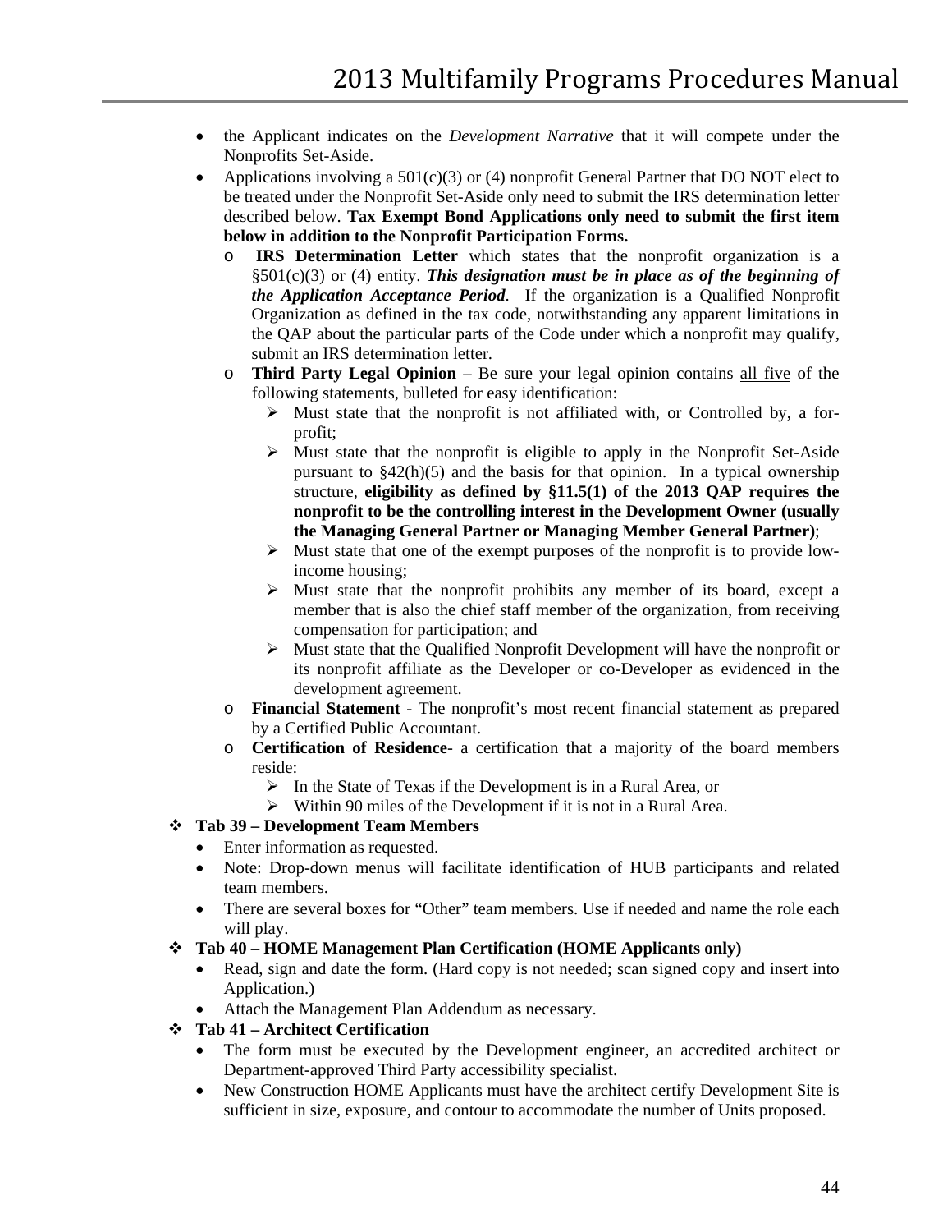- the Applicant indicates on the *Development Narrative* that it will compete under the Nonprofits Set-Aside.
- Applications involving a 501(c)(3) or (4) nonprofit General Partner that DO NOT elect to be treated under the Nonprofit Set-Aside only need to submit the IRS determination letter described below. **Tax Exempt Bond Applications only need to submit the first item below in addition to the Nonprofit Participation Forms.**
  - **IRS Determination Letter** which states that the nonprofit organization is a §501(c)(3) or (4) entity. ***This designation must be in place as of the beginning of the Application Acceptance Period***. If the organization is a Qualified Nonprofit Organization as defined in the tax code, notwithstanding any apparent limitations in the QAP about the particular parts of the Code under which a nonprofit may qualify, submit an IRS determination letter.
  - **Third Party Legal Opinion** – Be sure your legal opinion contains <u>all five</u> of the following statements, bulleted for easy identification:
    - Must state that the nonprofit is not affiliated with, or Controlled by, a for-profit;
    - Must state that the nonprofit is eligible to apply in the Nonprofit Set-Aside pursuant to §42(h)(5) and the basis for that opinion. In a typical ownership structure, **eligibility as defined by §11.5(1) of the 2013 QAP requires the nonprofit to be the controlling interest in the Development Owner (usually the Managing General Partner or Managing Member General Partner)**;
    - Must state that one of the exempt purposes of the nonprofit is to provide low-income housing;
    - Must state that the nonprofit prohibits any member of its board, except a member that is also the chief staff member of the organization, from receiving compensation for participation; and
    - Must state that the Qualified Nonprofit Development will have the nonprofit or its nonprofit affiliate as the Developer or co-Developer as evidenced in the development agreement.
  - **Financial Statement** - The nonprofit's most recent financial statement as prepared by a Certified Public Accountant.
  - **Certification of Residence**- a certification that a majority of the board members reside:
    - In the State of Texas if the Development is in a Rural Area, or
    - Within 90 miles of the Development if it is not in a Rural Area.

- **Tab 39 – Development Team Members**
  - Enter information as requested.
  - Note: Drop-down menus will facilitate identification of HUB participants and related team members.
  - There are several boxes for "Other" team members. Use if needed and name the role each will play.
- **Tab 40 – HOME Management Plan Certification (HOME Applicants only)**
  - Read, sign and date the form. (Hard copy is not needed; scan signed copy and insert into Application.)
  - Attach the Management Plan Addendum as necessary.
- **Tab 41 – Architect Certification**
  - The form must be executed by the Development engineer, an accredited architect or Department-approved Third Party accessibility specialist.
  - New Construction HOME Applicants must have the architect certify Development Site is sufficient in size, exposure, and contour to accommodate the number of Units proposed.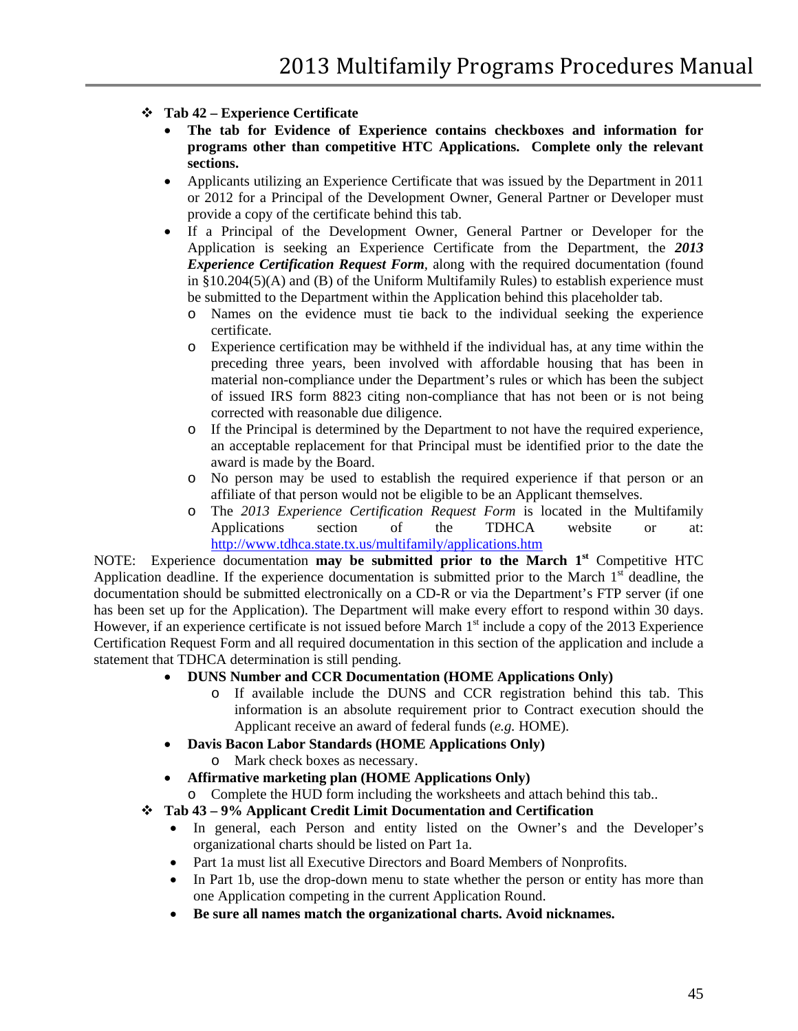- **Tab 42 – Experience Certificate**
  - **The tab for Evidence of Experience contains checkboxes and information for programs other than competitive HTC Applications. Complete only the relevant sections.**
  - Applicants utilizing an Experience Certificate that was issued by the Department in 2011 or 2012 for a Principal of the Development Owner, General Partner or Developer must provide a copy of the certificate behind this tab.
  - If a Principal of the Development Owner, General Partner or Developer for the Application is seeking an Experience Certificate from the Department, the ***2013 Experience Certification Request Form***, along with the required documentation (found in §10.204(5)(A) and (B) of the Uniform Multifamily Rules) to establish experience must be submitted to the Department within the Application behind this placeholder tab.
    - Names on the evidence must tie back to the individual seeking the experience certificate.
    - Experience certification may be withheld if the individual has, at any time within the preceding three years, been involved with affordable housing that has been in material non-compliance under the Department's rules or which has been the subject of issued IRS form 8823 citing non-compliance that has not been or is not being corrected with reasonable due diligence.
    - If the Principal is determined by the Department to not have the required experience, an acceptable replacement for that Principal must be identified prior to the date the award is made by the Board.
    - No person may be used to establish the required experience if that person or an affiliate of that person would not be eligible to be an Applicant themselves.
    - The *2013 Experience Certification Request Form* is located in the Multifamily Applications section of the TDHCA website or at: [http://www.tdhca.state.tx.us/multifamily/applications.htm](http://www.tdhca.state.tx.us/multifamily/applications.htm)

NOTE: Experience documentation **may be submitted prior to the March 1st** Competitive HTC Application deadline. If the experience documentation is submitted prior to the March 1st deadline, the documentation should be submitted electronically on a CD-R or via the Department's FTP server (if one has been set up for the Application). The Department will make every effort to respond within 30 days. However, if an experience certificate is not issued before March 1st include a copy of the 2013 Experience Certification Request Form and all required documentation in this section of the application and include a statement that TDHCA determination is still pending.

- **DUNS Number and CCR Documentation (HOME Applications Only)**
  - If available include the DUNS and CCR registration behind this tab. This information is an absolute requirement prior to Contract execution should the Applicant receive an award of federal funds (*e.g.* HOME).
- **Davis Bacon Labor Standards (HOME Applications Only)**
  - Mark check boxes as necessary.
- **Affirmative marketing plan (HOME Applications Only)**
  - Complete the HUD form including the worksheets and attach behind this tab..

- **Tab 43 – 9% Applicant Credit Limit Documentation and Certification**
  - In general, each Person and entity listed on the Owner's and the Developer's organizational charts should be listed on Part 1a.
  - Part 1a must list all Executive Directors and Board Members of Nonprofits.
  - In Part 1b, use the drop-down menu to state whether the person or entity has more than one Application competing in the current Application Round.
  - **Be sure all names match the organizational charts. Avoid nicknames.**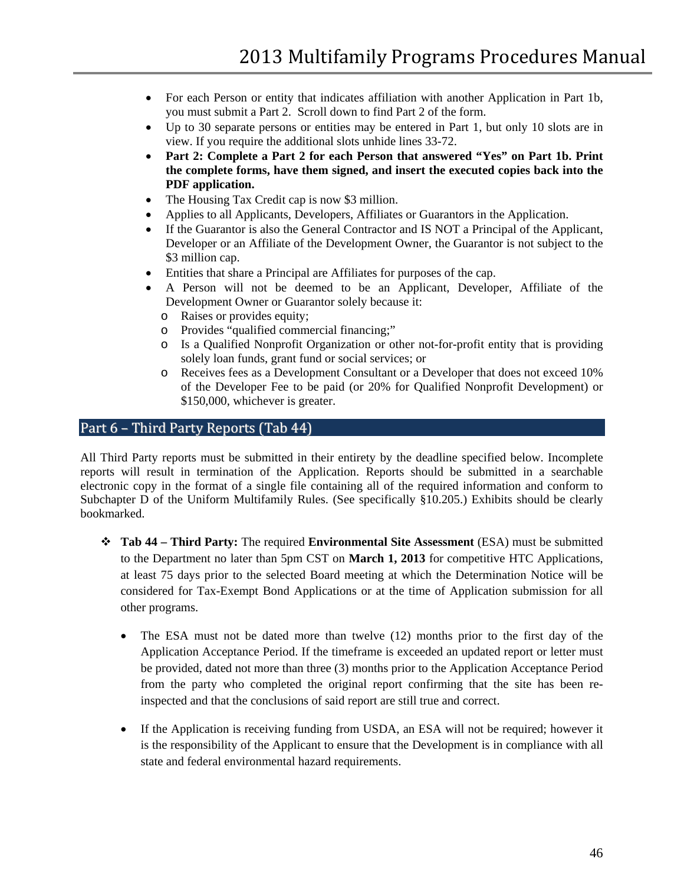- For each Person or entity that indicates affiliation with another Application in Part 1b, you must submit a Part 2. Scroll down to find Part 2 of the form.
- Up to 30 separate persons or entities may be entered in Part 1, but only 10 slots are in view. If you require the additional slots unhide lines 33-72.
- **Part 2: Complete a Part 2 for each Person that answered "Yes" on Part 1b. Print the complete forms, have them signed, and insert the executed copies back into the PDF application.**
- The Housing Tax Credit cap is now $3 million.
- Applies to all Applicants, Developers, Affiliates or Guarantors in the Application.
- If the Guarantor is also the General Contractor and IS NOT a Principal of the Applicant, Developer or an Affiliate of the Development Owner, the Guarantor is not subject to the $3 million cap.
- Entities that share a Principal are Affiliates for purposes of the cap.
- A Person will not be deemed to be an Applicant, Developer, Affiliate of the Development Owner or Guarantor solely because it:
  - Raises or provides equity;
  - Provides "qualified commercial financing;"
  - Is a Qualified Nonprofit Organization or other not-for-profit entity that is providing solely loan funds, grant fund or social services; or
  - Receives fees as a Development Consultant or a Developer that does not exceed 10% of the Developer Fee to be paid (or 20% for Qualified Nonprofit Development) or $150,000, whichever is greater.

## Part 6 – Third Party Reports (Tab 44)

All Third Party reports must be submitted in their entirety by the deadline specified below. Incomplete reports will result in termination of the Application. Reports should be submitted in a searchable electronic copy in the format of a single file containing all of the required information and conform to Subchapter D of the Uniform Multifamily Rules. (See specifically §10.205.) Exhibits should be clearly bookmarked.

- **Tab 44 – Third Party:** The required **Environmental Site Assessment** (ESA) must be submitted to the Department no later than 5pm CST on **March 1, 2013** for competitive HTC Applications, at least 75 days prior to the selected Board meeting at which the Determination Notice will be considered for Tax-Exempt Bond Applications or at the time of Application submission for all other programs.
  - The ESA must not be dated more than twelve (12) months prior to the first day of the Application Acceptance Period. If the timeframe is exceeded an updated report or letter must be provided, dated not more than three (3) months prior to the Application Acceptance Period from the party who completed the original report confirming that the site has been re-inspected and that the conclusions of said report are still true and correct.
  - If the Application is receiving funding from USDA, an ESA will not be required; however it is the responsibility of the Applicant to ensure that the Development is in compliance with all state and federal environmental hazard requirements.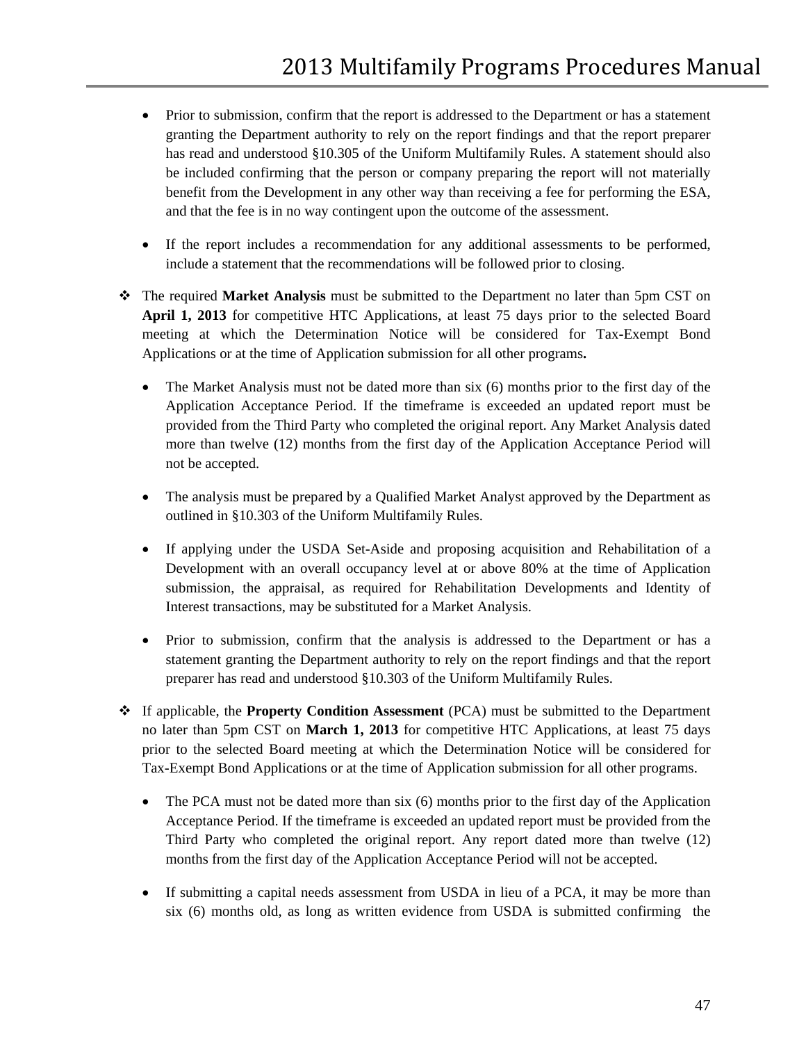- Prior to submission, confirm that the report is addressed to the Department or has a statement granting the Department authority to rely on the report findings and that the report preparer has read and understood §10.305 of the Uniform Multifamily Rules. A statement should also be included confirming that the person or company preparing the report will not materially benefit from the Development in any other way than receiving a fee for performing the ESA, and that the fee is in no way contingent upon the outcome of the assessment.

- If the report includes a recommendation for any additional assessments to be performed, include a statement that the recommendations will be followed prior to closing.

- The required **Market Analysis** must be submitted to the Department no later than 5pm CST on **April 1, 2013** for competitive HTC Applications, at least 75 days prior to the selected Board meeting at which the Determination Notice will be considered for Tax-Exempt Bond Applications or at the time of Application submission for all other programs**.**

  - The Market Analysis must not be dated more than six (6) months prior to the first day of the Application Acceptance Period. If the timeframe is exceeded an updated report must be provided from the Third Party who completed the original report. Any Market Analysis dated more than twelve (12) months from the first day of the Application Acceptance Period will not be accepted.

  - The analysis must be prepared by a Qualified Market Analyst approved by the Department as outlined in §10.303 of the Uniform Multifamily Rules.

  - If applying under the USDA Set-Aside and proposing acquisition and Rehabilitation of a Development with an overall occupancy level at or above 80% at the time of Application submission, the appraisal, as required for Rehabilitation Developments and Identity of Interest transactions, may be substituted for a Market Analysis.

  - Prior to submission, confirm that the analysis is addressed to the Department or has a statement granting the Department authority to rely on the report findings and that the report preparer has read and understood §10.303 of the Uniform Multifamily Rules.

- If applicable, the **Property Condition Assessment** (PCA) must be submitted to the Department no later than 5pm CST on **March 1, 2013** for competitive HTC Applications, at least 75 days prior to the selected Board meeting at which the Determination Notice will be considered for Tax-Exempt Bond Applications or at the time of Application submission for all other programs.

  - The PCA must not be dated more than six (6) months prior to the first day of the Application Acceptance Period. If the timeframe is exceeded an updated report must be provided from the Third Party who completed the original report. Any report dated more than twelve (12) months from the first day of the Application Acceptance Period will not be accepted.

  - If submitting a capital needs assessment from USDA in lieu of a PCA, it may be more than six (6) months old, as long as written evidence from USDA is submitted confirming the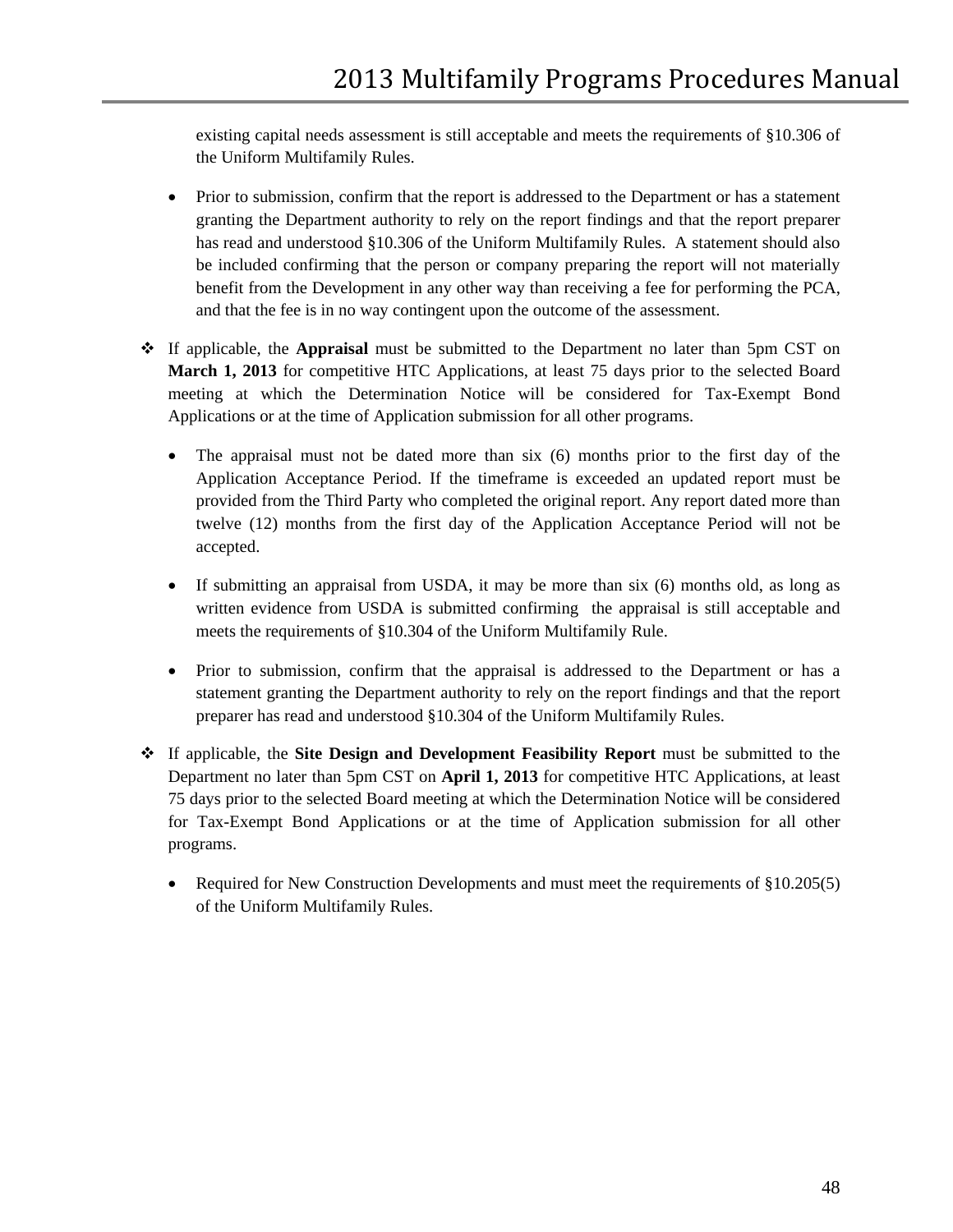existing capital needs assessment is still acceptable and meets the requirements of §10.306 of the Uniform Multifamily Rules.

- Prior to submission, confirm that the report is addressed to the Department or has a statement granting the Department authority to rely on the report findings and that the report preparer has read and understood §10.306 of the Uniform Multifamily Rules. A statement should also be included confirming that the person or company preparing the report will not materially benefit from the Development in any other way than receiving a fee for performing the PCA, and that the fee is in no way contingent upon the outcome of the assessment.

❖ If applicable, the **Appraisal** must be submitted to the Department no later than 5pm CST on **March 1, 2013** for competitive HTC Applications, at least 75 days prior to the selected Board meeting at which the Determination Notice will be considered for Tax-Exempt Bond Applications or at the time of Application submission for all other programs.

- The appraisal must not be dated more than six (6) months prior to the first day of the Application Acceptance Period. If the timeframe is exceeded an updated report must be provided from the Third Party who completed the original report. Any report dated more than twelve (12) months from the first day of the Application Acceptance Period will not be accepted.

- If submitting an appraisal from USDA, it may be more than six (6) months old, as long as written evidence from USDA is submitted confirming the appraisal is still acceptable and meets the requirements of §10.304 of the Uniform Multifamily Rule.

- Prior to submission, confirm that the appraisal is addressed to the Department or has a statement granting the Department authority to rely on the report findings and that the report preparer has read and understood §10.304 of the Uniform Multifamily Rules.

❖ If applicable, the **Site Design and Development Feasibility Report** must be submitted to the Department no later than 5pm CST on **April 1, 2013** for competitive HTC Applications, at least 75 days prior to the selected Board meeting at which the Determination Notice will be considered for Tax-Exempt Bond Applications or at the time of Application submission for all other programs.

- Required for New Construction Developments and must meet the requirements of §10.205(5) of the Uniform Multifamily Rules.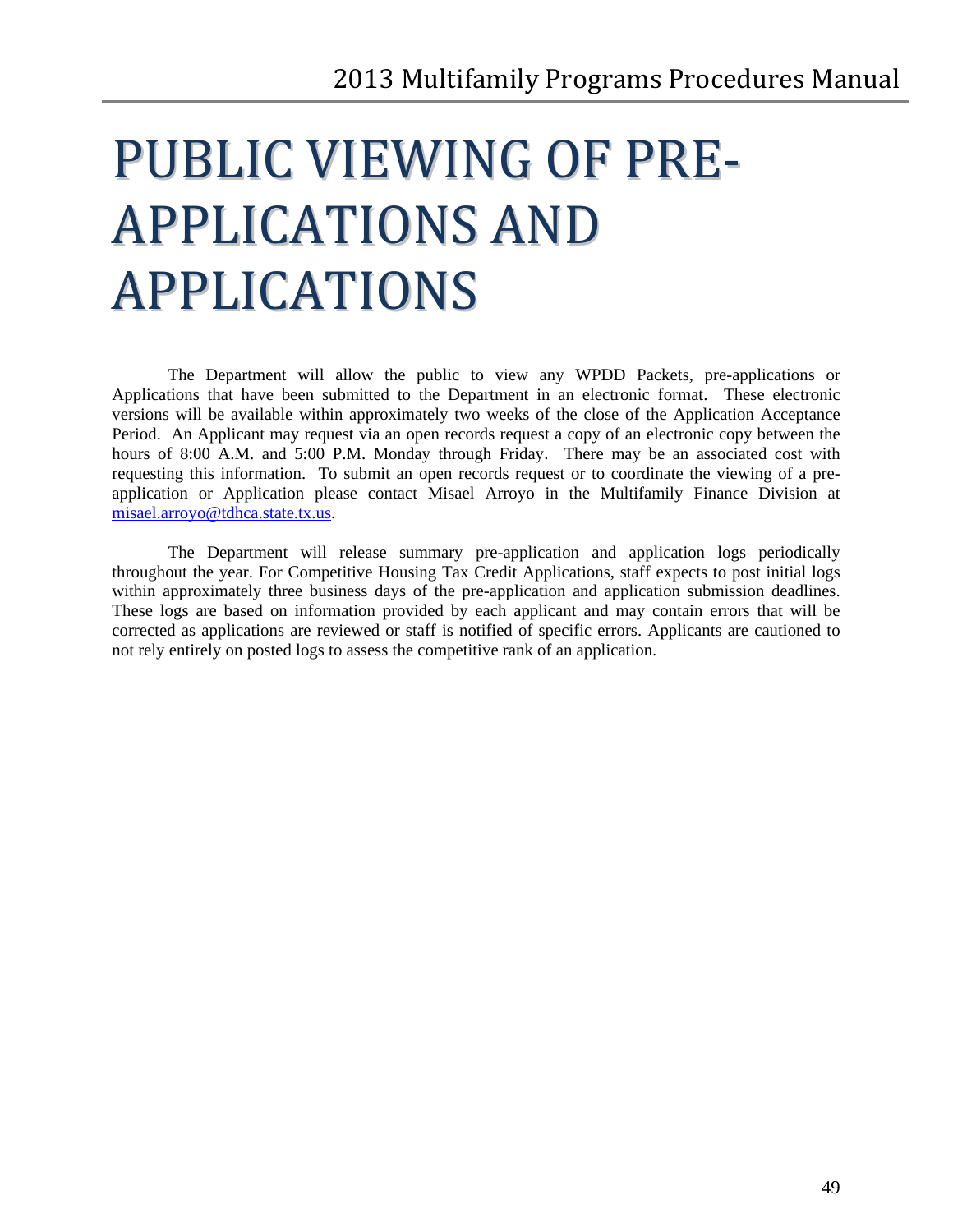# PUBLIC VIEWING OF PRE-APPLICATIONS AND APPLICATIONS

The Department will allow the public to view any WPDD Packets, pre-applications or Applications that have been submitted to the Department in an electronic format. These electronic versions will be available within approximately two weeks of the close of the Application Acceptance Period. An Applicant may request via an open records request a copy of an electronic copy between the hours of 8:00 A.M. and 5:00 P.M. Monday through Friday. There may be an associated cost with requesting this information. To submit an open records request or to coordinate the viewing of a pre-application or Application please contact Misael Arroyo in the Multifamily Finance Division at misael.arroyo@tdhca.state.tx.us.

The Department will release summary pre-application and application logs periodically throughout the year. For Competitive Housing Tax Credit Applications, staff expects to post initial logs within approximately three business days of the pre-application and application submission deadlines. These logs are based on information provided by each applicant and may contain errors that will be corrected as applications are reviewed or staff is notified of specific errors. Applicants are cautioned to not rely entirely on posted logs to assess the competitive rank of an application.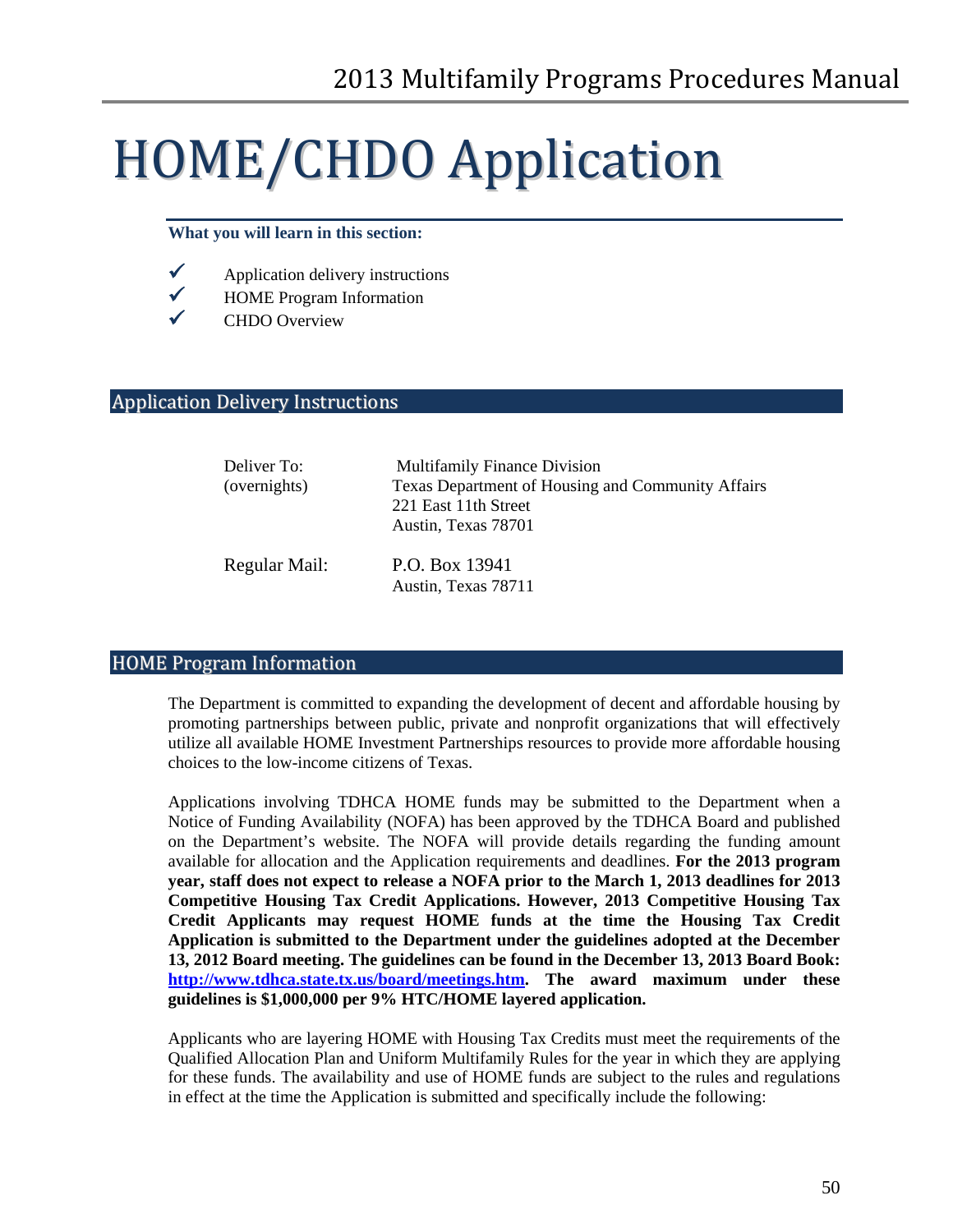# HOME/CHDO Application

**What you will learn in this section:**

- ✓ Application delivery instructions
- ✓ HOME Program Information
- ✓ CHDO Overview

## Application Delivery Instructions

| | |
|---|---|
| Deliver To: (overnights) | Multifamily Finance Division<br>Texas Department of Housing and Community Affairs<br>221 East 11th Street<br>Austin, Texas 78701 |
| Regular Mail: | P.O. Box 13941<br>Austin, Texas 78711 |

## HOME Program Information

The Department is committed to expanding the development of decent and affordable housing by promoting partnerships between public, private and nonprofit organizations that will effectively utilize all available HOME Investment Partnerships resources to provide more affordable housing choices to the low-income citizens of Texas.

Applications involving TDHCA HOME funds may be submitted to the Department when a Notice of Funding Availability (NOFA) has been approved by the TDHCA Board and published on the Department's website. The NOFA will provide details regarding the funding amount available for allocation and the Application requirements and deadlines. **For the 2013 program year, staff does not expect to release a NOFA prior to the March 1, 2013 deadlines for 2013 Competitive Housing Tax Credit Applications. However, 2013 Competitive Housing Tax Credit Applicants may request HOME funds at the time the Housing Tax Credit Application is submitted to the Department under the guidelines adopted at the December 13, 2012 Board meeting. The guidelines can be found in the December 13, 2013 Board Book: [http://www.tdhca.state.tx.us/board/meetings.htm](http://www.tdhca.state.tx.us/board/meetings.htm). The award maximum under these guidelines is $1,000,000 per 9% HTC/HOME layered application.**

Applicants who are layering HOME with Housing Tax Credits must meet the requirements of the Qualified Allocation Plan and Uniform Multifamily Rules for the year in which they are applying for these funds. The availability and use of HOME funds are subject to the rules and regulations in effect at the time the Application is submitted and specifically include the following: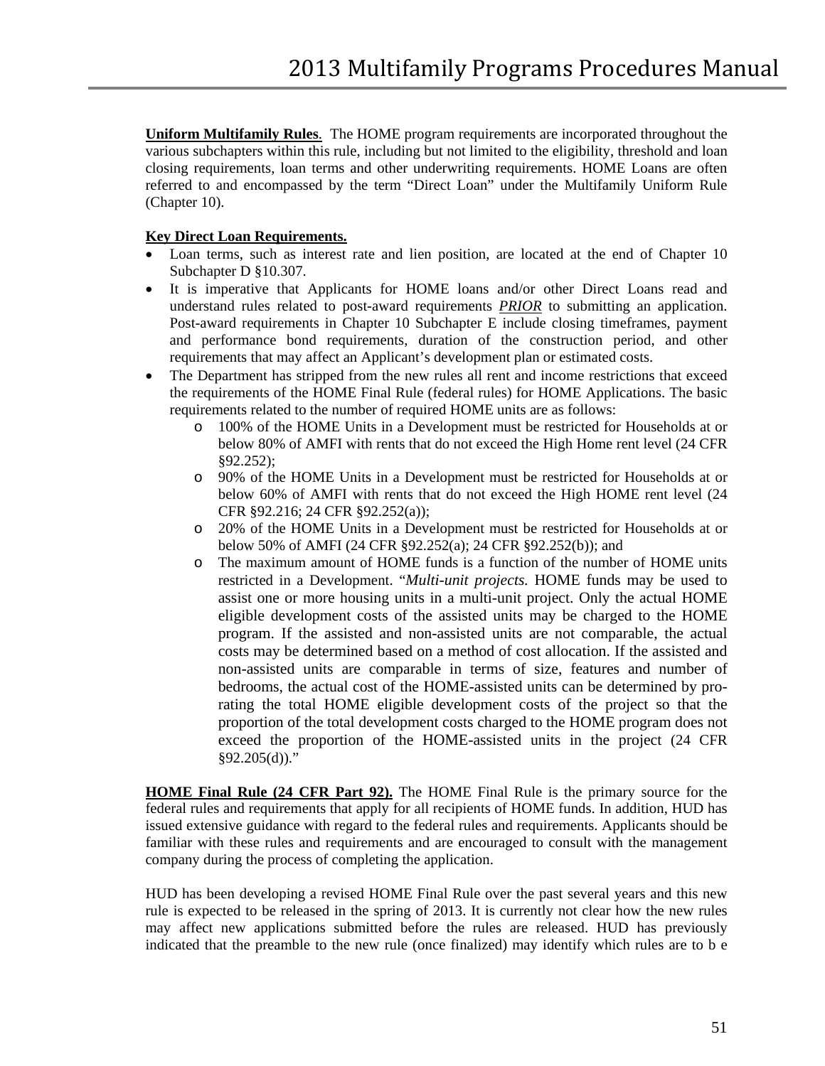**Uniform Multifamily Rules**. The HOME program requirements are incorporated throughout the various subchapters within this rule, including but not limited to the eligibility, threshold and loan closing requirements, loan terms and other underwriting requirements. HOME Loans are often referred to and encompassed by the term "Direct Loan" under the Multifamily Uniform Rule (Chapter 10).

**Key Direct Loan Requirements.**

- Loan terms, such as interest rate and lien position, are located at the end of Chapter 10 Subchapter D §10.307.
- It is imperative that Applicants for HOME loans and/or other Direct Loans read and understand rules related to post-award requirements ***PRIOR*** to submitting an application. Post-award requirements in Chapter 10 Subchapter E include closing timeframes, payment and performance bond requirements, duration of the construction period, and other requirements that may affect an Applicant's development plan or estimated costs.
- The Department has stripped from the new rules all rent and income restrictions that exceed the requirements of the HOME Final Rule (federal rules) for HOME Applications. The basic requirements related to the number of required HOME units are as follows:
  - 100% of the HOME Units in a Development must be restricted for Households at or below 80% of AMFI with rents that do not exceed the High Home rent level (24 CFR §92.252);
  - 90% of the HOME Units in a Development must be restricted for Households at or below 60% of AMFI with rents that do not exceed the High HOME rent level (24 CFR §92.216; 24 CFR §92.252(a));
  - 20% of the HOME Units in a Development must be restricted for Households at or below 50% of AMFI (24 CFR §92.252(a); 24 CFR §92.252(b)); and
  - The maximum amount of HOME funds is a function of the number of HOME units restricted in a Development. "*Multi-unit projects.* HOME funds may be used to assist one or more housing units in a multi-unit project. Only the actual HOME eligible development costs of the assisted units may be charged to the HOME program. If the assisted and non-assisted units are not comparable, the actual costs may be determined based on a method of cost allocation. If the assisted and non-assisted units are comparable in terms of size, features and number of bedrooms, the actual cost of the HOME-assisted units can be determined by pro-rating the total HOME eligible development costs of the project so that the proportion of the total development costs charged to the HOME program does not exceed the proportion of the HOME-assisted units in the project (24 CFR §92.205(d))."

**HOME Final Rule (24 CFR Part 92).** The HOME Final Rule is the primary source for the federal rules and requirements that apply for all recipients of HOME funds. In addition, HUD has issued extensive guidance with regard to the federal rules and requirements. Applicants should be familiar with these rules and requirements and are encouraged to consult with the management company during the process of completing the application.

HUD has been developing a revised HOME Final Rule over the past several years and this new rule is expected to be released in the spring of 2013. It is currently not clear how the new rules may affect new applications submitted before the rules are released. HUD has previously indicated that the preamble to the new rule (once finalized) may identify which rules are to b e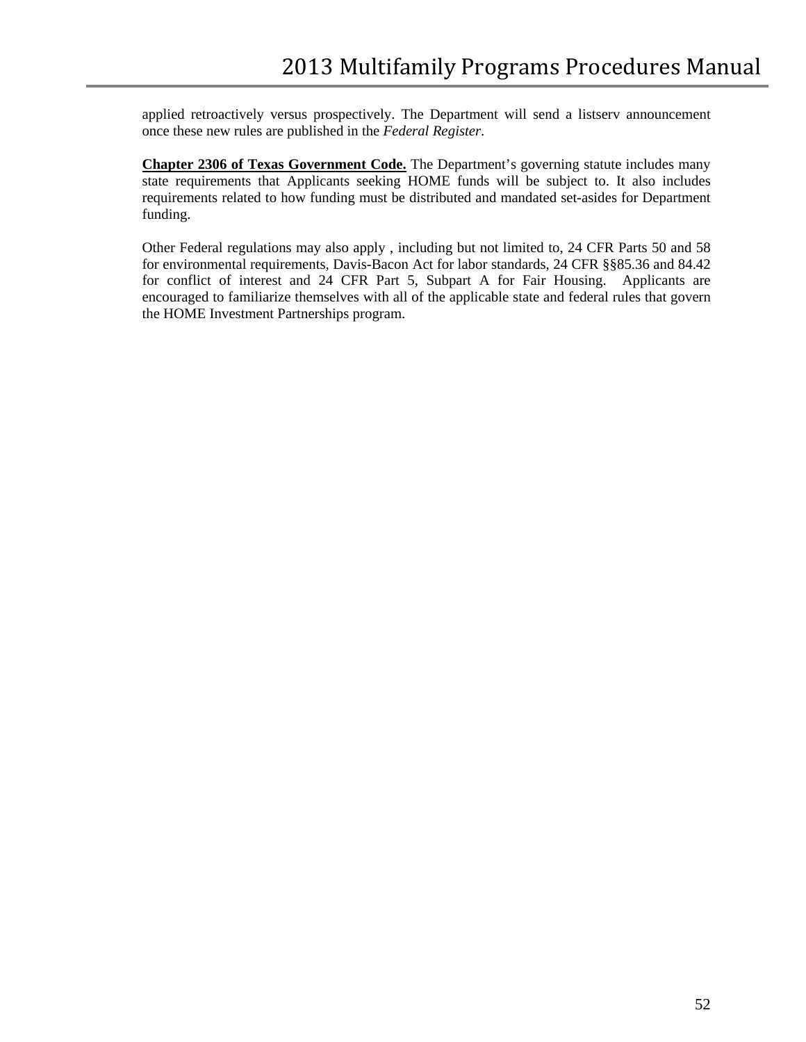applied retroactively versus prospectively. The Department will send a listserv announcement once these new rules are published in the *Federal Register*.

**Chapter 2306 of Texas Government Code.** The Department's governing statute includes many state requirements that Applicants seeking HOME funds will be subject to. It also includes requirements related to how funding must be distributed and mandated set-asides for Department funding.

Other Federal regulations may also apply , including but not limited to, 24 CFR Parts 50 and 58 for environmental requirements, Davis-Bacon Act for labor standards, 24 CFR §§85.36 and 84.42 for conflict of interest and 24 CFR Part 5, Subpart A for Fair Housing. Applicants are encouraged to familiarize themselves with all of the applicable state and federal rules that govern the HOME Investment Partnerships program.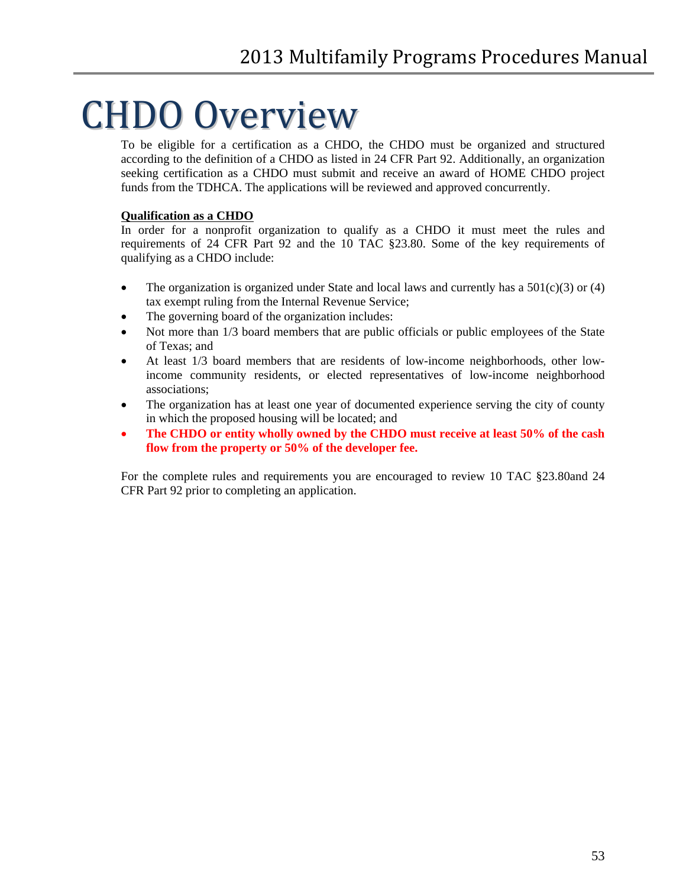# CHDO Overview

To be eligible for a certification as a CHDO, the CHDO must be organized and structured according to the definition of a CHDO as listed in 24 CFR Part 92. Additionally, an organization seeking certification as a CHDO must submit and receive an award of HOME CHDO project funds from the TDHCA. The applications will be reviewed and approved concurrently.

**Qualification as a CHDO**

In order for a nonprofit organization to qualify as a CHDO it must meet the rules and requirements of 24 CFR Part 92 and the 10 TAC §23.80. Some of the key requirements of qualifying as a CHDO include:

- The organization is organized under State and local laws and currently has a 501(c)(3) or (4) tax exempt ruling from the Internal Revenue Service;
- The governing board of the organization includes:
- Not more than 1/3 board members that are public officials or public employees of the State of Texas; and
- At least 1/3 board members that are residents of low-income neighborhoods, other low-income community residents, or elected representatives of low-income neighborhood associations;
- The organization has at least one year of documented experience serving the city of county in which the proposed housing will be located; and
- **The CHDO or entity wholly owned by the CHDO must receive at least 50% of the cash flow from the property or 50% of the developer fee.**

For the complete rules and requirements you are encouraged to review 10 TAC §23.80and 24 CFR Part 92 prior to completing an application.